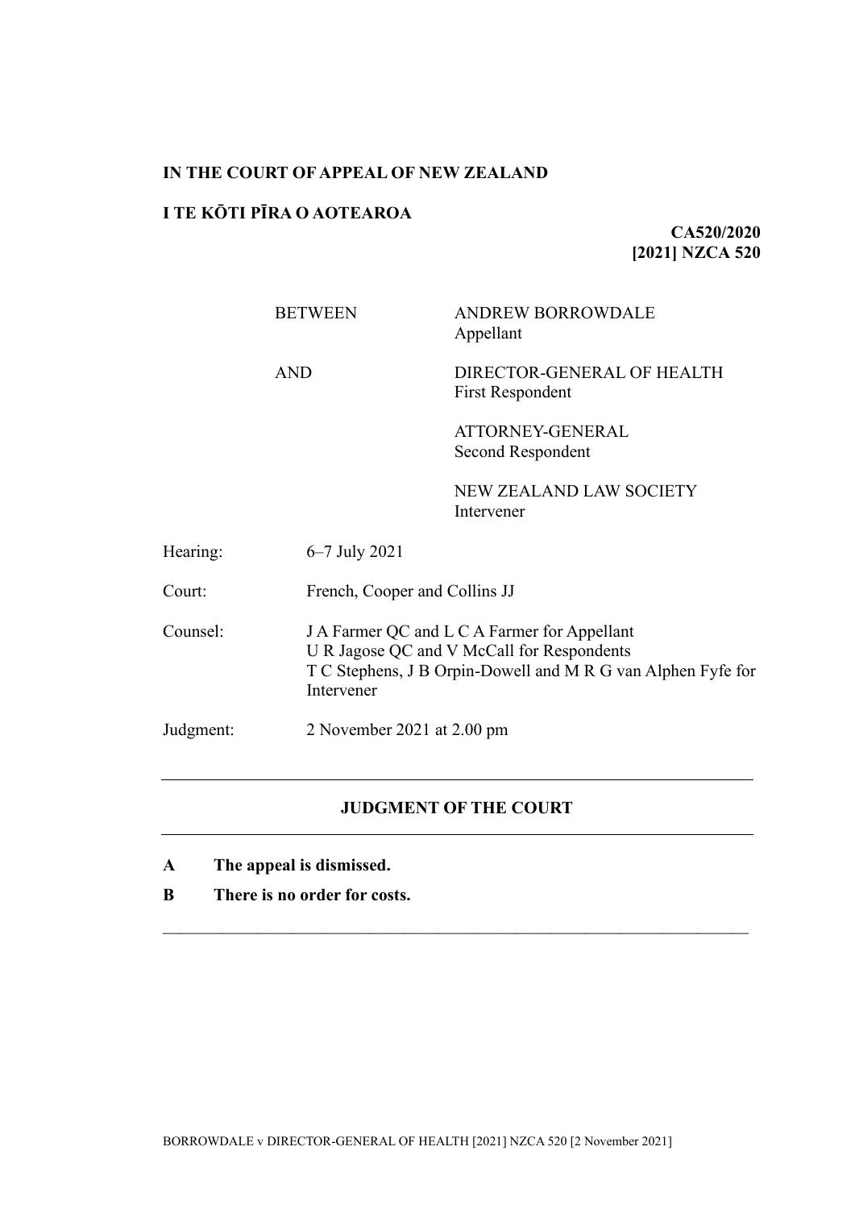**IN THE COURT OF APPEAL OF NEW ZEALAND**

**I TE KŌTI PĪRA O AOTEAROA**

**CA520/2020**
**[2021] NZCA 520**

| | |
|---|---|
| BETWEEN | ANDREW BORROWDALE<br>Appellant |
| AND | DIRECTOR-GENERAL OF HEALTH<br>First Respondent |
| | ATTORNEY-GENERAL<br>Second Respondent |
| | NEW ZEALAND LAW SOCIETY<br>Intervener |

| | |
|---|---|
| Hearing: | 6–7 July 2021 |
| Court: | French, Cooper and Collins JJ |
| Counsel: | J A Farmer QC and L C A Farmer for Appellant<br>U R Jagose QC and V McCall for Respondents<br>T C Stephens, J B Orpin-Dowell and M R G van Alphen Fyfe for Intervener |
| Judgment: | 2 November 2021 at 2.00 pm |

---

**JUDGMENT OF THE COURT**

---

**A The appeal is dismissed.**

**B There is no order for costs.**

---

BORROWDALE v DIRECTOR-GENERAL OF HEALTH [2021] NZCA 520 [2 November 2021]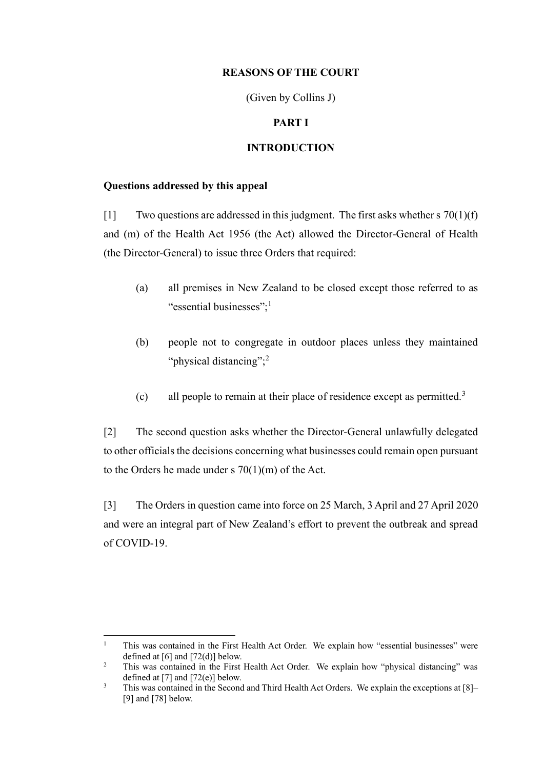**REASONS OF THE COURT**

(Given by Collins J)

**PART I**

**INTRODUCTION**

**Questions addressed by this appeal**

[1] Two questions are addressed in this judgment. The first asks whether s 70(1)(f) and (m) of the Health Act 1956 (the Act) allowed the Director-General of Health (the Director-General) to issue three Orders that required:

(a) all premises in New Zealand to be closed except those referred to as "essential businesses";[1]

(b) people not to congregate in outdoor places unless they maintained "physical distancing";[2]

(c) all people to remain at their place of residence except as permitted.[3]

[2] The second question asks whether the Director-General unlawfully delegated to other officials the decisions concerning what businesses could remain open pursuant to the Orders he made under s 70(1)(m) of the Act.

[3] The Orders in question came into force on 25 March, 3 April and 27 April 2020 and were an integral part of New Zealand's effort to prevent the outbreak and spread of COVID-19.

---

[1] This was contained in the First Health Act Order. We explain how "essential businesses" were defined at [6] and [72(d)] below.

[2] This was contained in the First Health Act Order. We explain how "physical distancing" was defined at [7] and [72(e)] below.

[3] This was contained in the Second and Third Health Act Orders. We explain the exceptions at [8]–[9] and [78] below.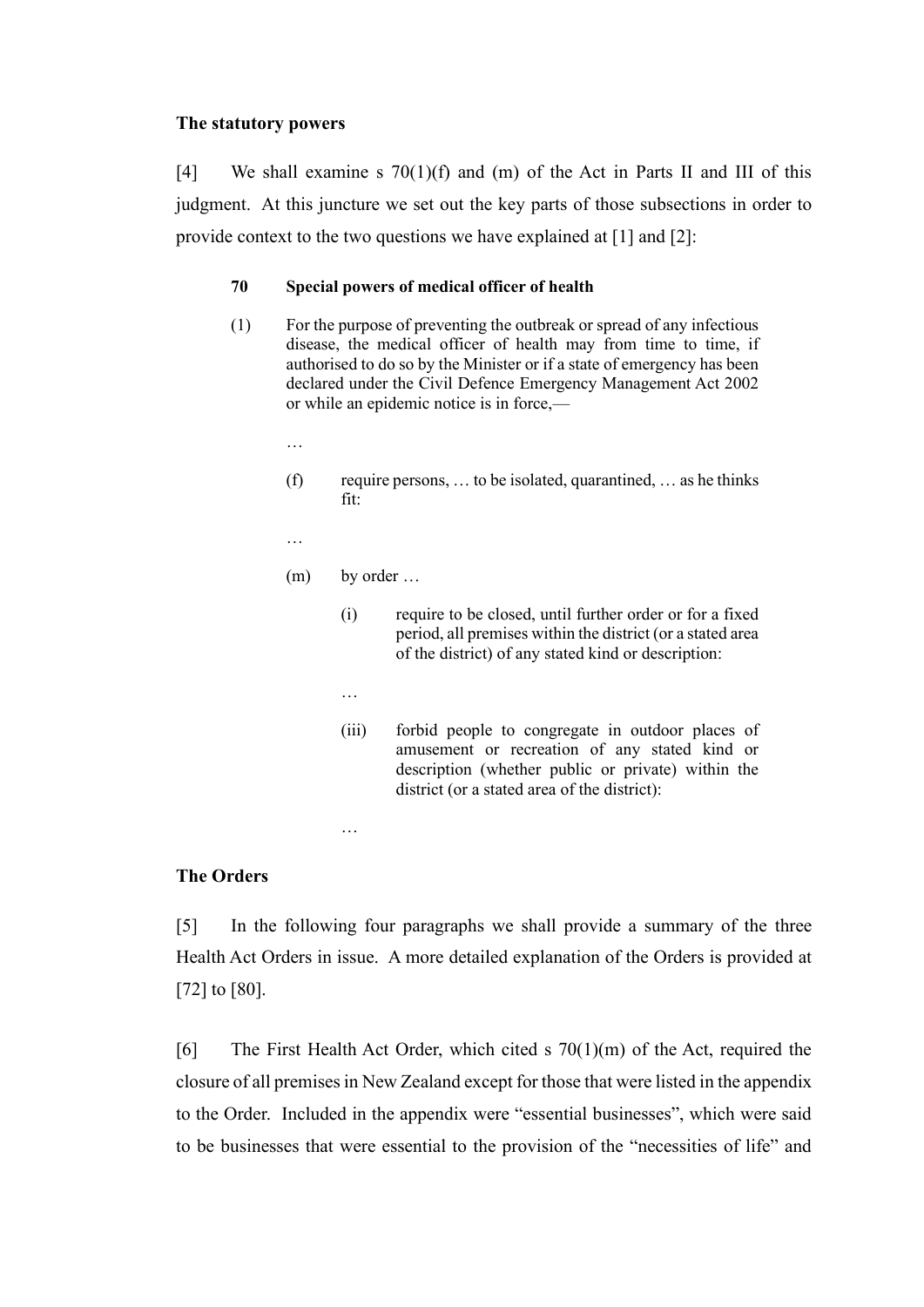**The statutory powers**

[4] We shall examine s 70(1)(f) and (m) of the Act in Parts II and III of this judgment. At this juncture we set out the key parts of those subsections in order to provide context to the two questions we have explained at [1] and [2]:

> **70 Special powers of medical officer of health**
>
> (1) For the purpose of preventing the outbreak or spread of any infectious disease, the medical officer of health may from time to time, if authorised to do so by the Minister or if a state of emergency has been declared under the Civil Defence Emergency Management Act 2002 or while an epidemic notice is in force,—
>
> …
>
> (f) require persons, … to be isolated, quarantined, … as he thinks fit:
>
> …
>
> (m) by order …
>
> (i) require to be closed, until further order or for a fixed period, all premises within the district (or a stated area of the district) of any stated kind or description:
>
> …
>
> (iii) forbid people to congregate in outdoor places of amusement or recreation of any stated kind or description (whether public or private) within the district (or a stated area of the district):
>
> …

**The Orders**

[5] In the following four paragraphs we shall provide a summary of the three Health Act Orders in issue. A more detailed explanation of the Orders is provided at [72] to [80].

[6] The First Health Act Order, which cited s 70(1)(m) of the Act, required the closure of all premises in New Zealand except for those that were listed in the appendix to the Order. Included in the appendix were "essential businesses", which were said to be businesses that were essential to the provision of the "necessities of life" and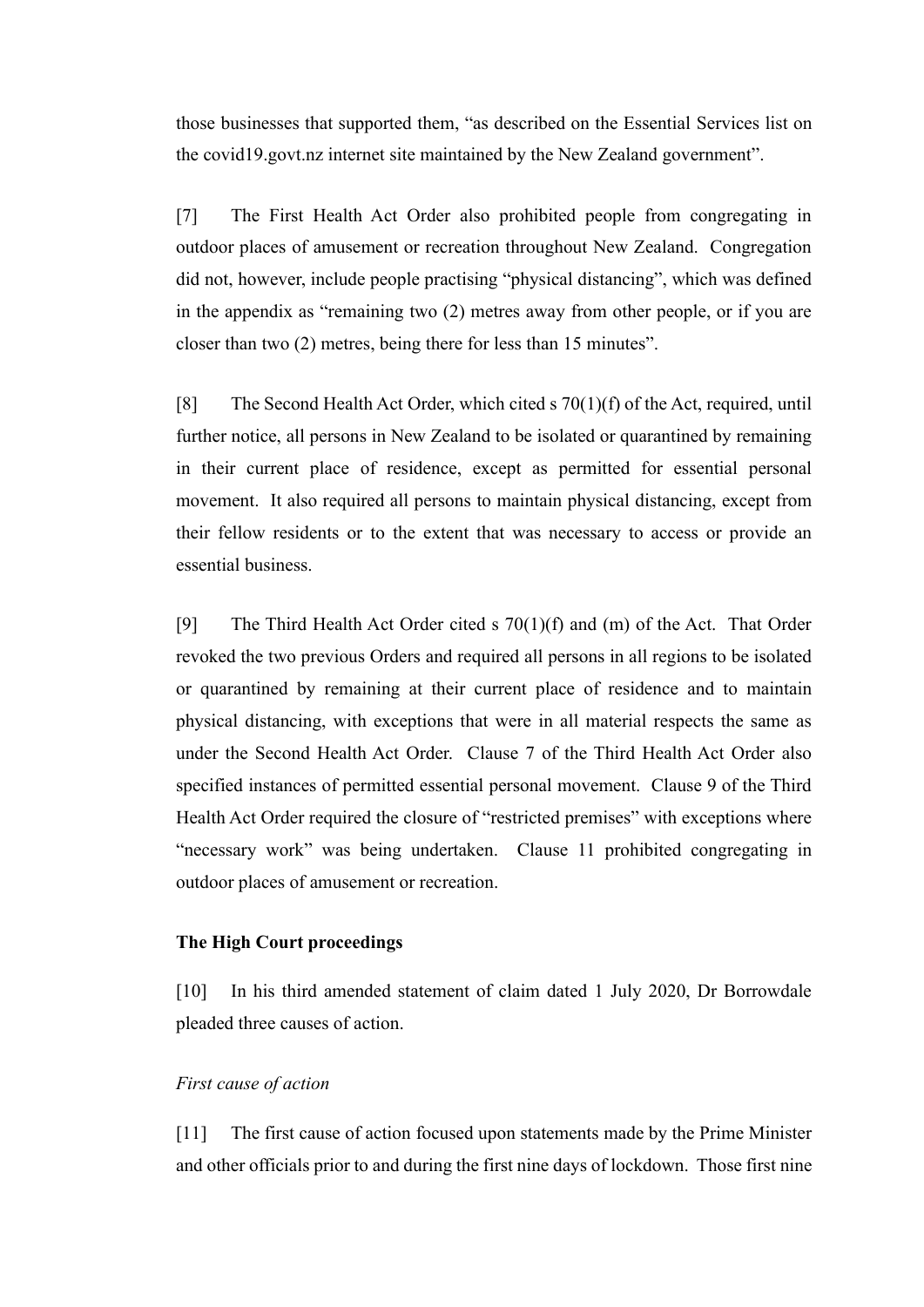those businesses that supported them, "as described on the Essential Services list on the covid19.govt.nz internet site maintained by the New Zealand government".

[7] The First Health Act Order also prohibited people from congregating in outdoor places of amusement or recreation throughout New Zealand. Congregation did not, however, include people practising "physical distancing", which was defined in the appendix as "remaining two (2) metres away from other people, or if you are closer than two (2) metres, being there for less than 15 minutes".

[8] The Second Health Act Order, which cited s 70(1)(f) of the Act, required, until further notice, all persons in New Zealand to be isolated or quarantined by remaining in their current place of residence, except as permitted for essential personal movement. It also required all persons to maintain physical distancing, except from their fellow residents or to the extent that was necessary to access or provide an essential business.

[9] The Third Health Act Order cited s 70(1)(f) and (m) of the Act. That Order revoked the two previous Orders and required all persons in all regions to be isolated or quarantined by remaining at their current place of residence and to maintain physical distancing, with exceptions that were in all material respects the same as under the Second Health Act Order. Clause 7 of the Third Health Act Order also specified instances of permitted essential personal movement. Clause 9 of the Third Health Act Order required the closure of "restricted premises" with exceptions where "necessary work" was being undertaken. Clause 11 prohibited congregating in outdoor places of amusement or recreation.

### The High Court proceedings

[10] In his third amended statement of claim dated 1 July 2020, Dr Borrowdale pleaded three causes of action.

*First cause of action*

[11] The first cause of action focused upon statements made by the Prime Minister and other officials prior to and during the first nine days of lockdown. Those first nine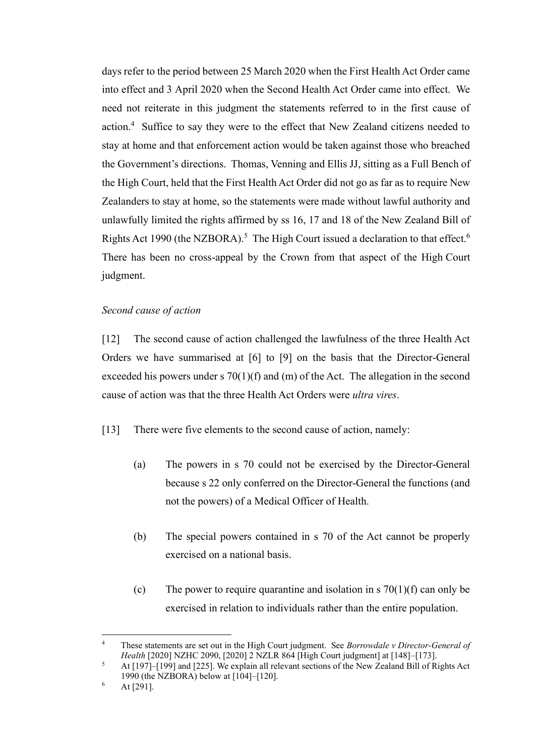days refer to the period between 25 March 2020 when the First Health Act Order came into effect and 3 April 2020 when the Second Health Act Order came into effect. We need not reiterate in this judgment the statements referred to in the first cause of action.[4] Suffice to say they were to the effect that New Zealand citizens needed to stay at home and that enforcement action would be taken against those who breached the Government's directions. Thomas, Venning and Ellis JJ, sitting as a Full Bench of the High Court, held that the First Health Act Order did not go as far as to require New Zealanders to stay at home, so the statements were made without lawful authority and unlawfully limited the rights affirmed by ss 16, 17 and 18 of the New Zealand Bill of Rights Act 1990 (the NZBORA).[5] The High Court issued a declaration to that effect.[6] There has been no cross-appeal by the Crown from that aspect of the High Court judgment.

*Second cause of action*

[12] The second cause of action challenged the lawfulness of the three Health Act Orders we have summarised at [6] to [9] on the basis that the Director-General exceeded his powers under s 70(1)(f) and (m) of the Act. The allegation in the second cause of action was that the three Health Act Orders were *ultra vires*.

[13] There were five elements to the second cause of action, namely:

(a) The powers in s 70 could not be exercised by the Director-General because s 22 only conferred on the Director-General the functions (and not the powers) of a Medical Officer of Health.

(b) The special powers contained in s 70 of the Act cannot be properly exercised on a national basis.

(c) The power to require quarantine and isolation in s 70(1)(f) can only be exercised in relation to individuals rather than the entire population.

---

4 These statements are set out in the High Court judgment. See *Borrowdale v Director-General of Health* [2020] NZHC 2090, [2020] 2 NZLR 864 [High Court judgment] at [148]–[173].

5 At [197]–[199] and [225]. We explain all relevant sections of the New Zealand Bill of Rights Act 1990 (the NZBORA) below at [104]–[120].

6 At [291].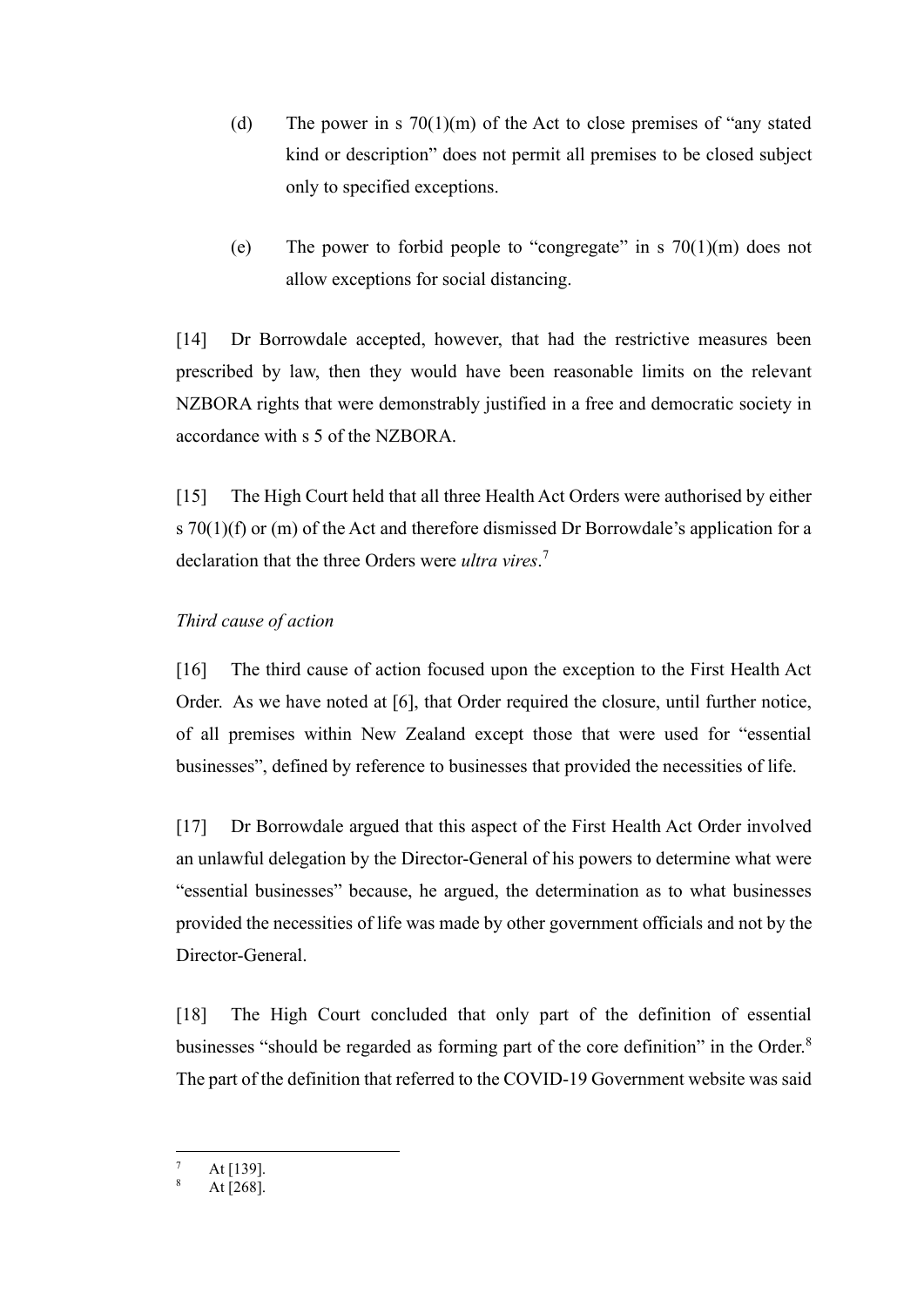(d) The power in s 70(1)(m) of the Act to close premises of "any stated kind or description" does not permit all premises to be closed subject only to specified exceptions.

(e) The power to forbid people to "congregate" in s 70(1)(m) does not allow exceptions for social distancing.

[14] Dr Borrowdale accepted, however, that had the restrictive measures been prescribed by law, then they would have been reasonable limits on the relevant NZBORA rights that were demonstrably justified in a free and democratic society in accordance with s 5 of the NZBORA.

[15] The High Court held that all three Health Act Orders were authorised by either s 70(1)(f) or (m) of the Act and therefore dismissed Dr Borrowdale's application for a declaration that the three Orders were *ultra vires*.[7]

*Third cause of action*

[16] The third cause of action focused upon the exception to the First Health Act Order. As we have noted at [6], that Order required the closure, until further notice, of all premises within New Zealand except those that were used for "essential businesses", defined by reference to businesses that provided the necessities of life.

[17] Dr Borrowdale argued that this aspect of the First Health Act Order involved an unlawful delegation by the Director-General of his powers to determine what were "essential businesses" because, he argued, the determination as to what businesses provided the necessities of life was made by other government officials and not by the Director-General.

[18] The High Court concluded that only part of the definition of essential businesses "should be regarded as forming part of the core definition" in the Order.[8] The part of the definition that referred to the COVID-19 Government website was said

---

[7] At [139].

[8] At [268].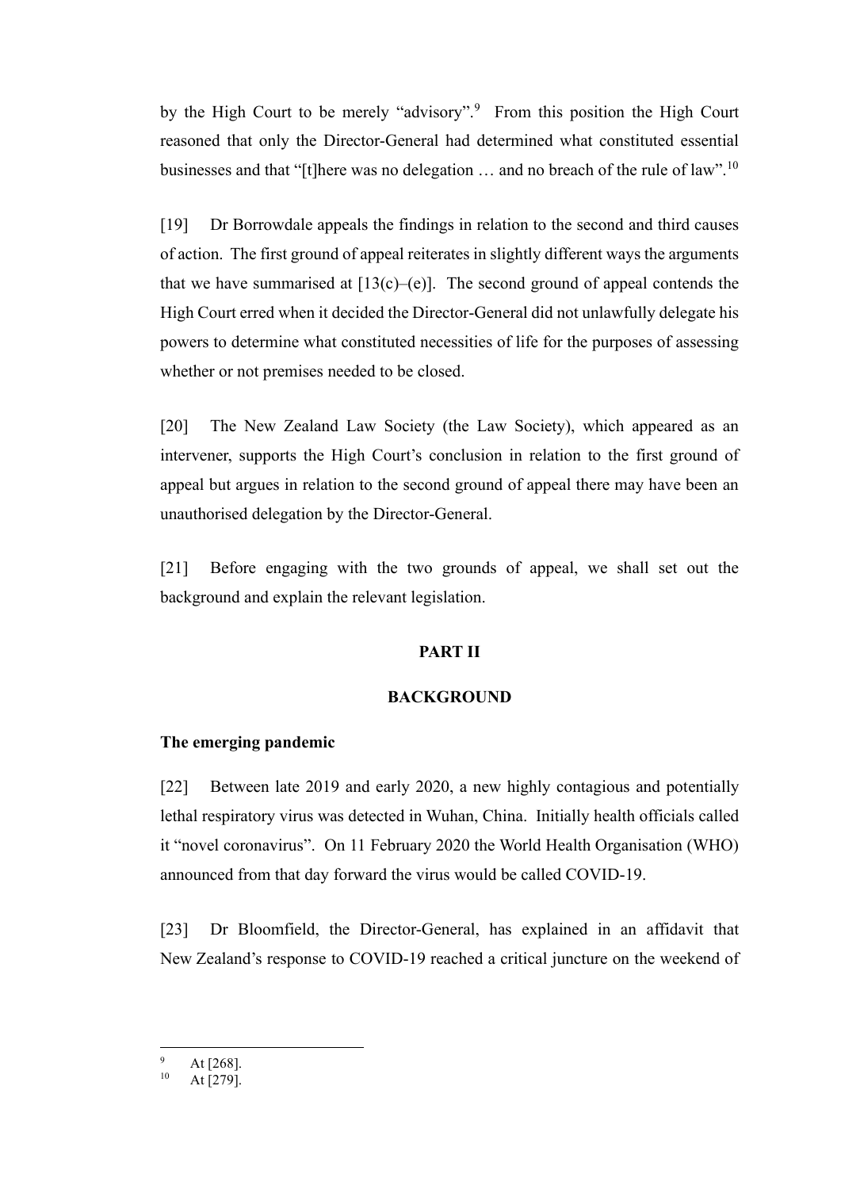by the High Court to be merely "advisory".[9] From this position the High Court reasoned that only the Director-General had determined what constituted essential businesses and that "[t]here was no delegation … and no breach of the rule of law".[10]

[19] Dr Borrowdale appeals the findings in relation to the second and third causes of action. The first ground of appeal reiterates in slightly different ways the arguments that we have summarised at [13(c)–(e)]. The second ground of appeal contends the High Court erred when it decided the Director-General did not unlawfully delegate his powers to determine what constituted necessities of life for the purposes of assessing whether or not premises needed to be closed.

[20] The New Zealand Law Society (the Law Society), which appeared as an intervener, supports the High Court's conclusion in relation to the first ground of appeal but argues in relation to the second ground of appeal there may have been an unauthorised delegation by the Director-General.

[21] Before engaging with the two grounds of appeal, we shall set out the background and explain the relevant legislation.

## PART II

## BACKGROUND

### The emerging pandemic

[22] Between late 2019 and early 2020, a new highly contagious and potentially lethal respiratory virus was detected in Wuhan, China. Initially health officials called it "novel coronavirus". On 11 February 2020 the World Health Organisation (WHO) announced from that day forward the virus would be called COVID-19.

[23] Dr Bloomfield, the Director-General, has explained in an affidavit that New Zealand's response to COVID-19 reached a critical juncture on the weekend of

---

[9] At [268].

[10] At [279].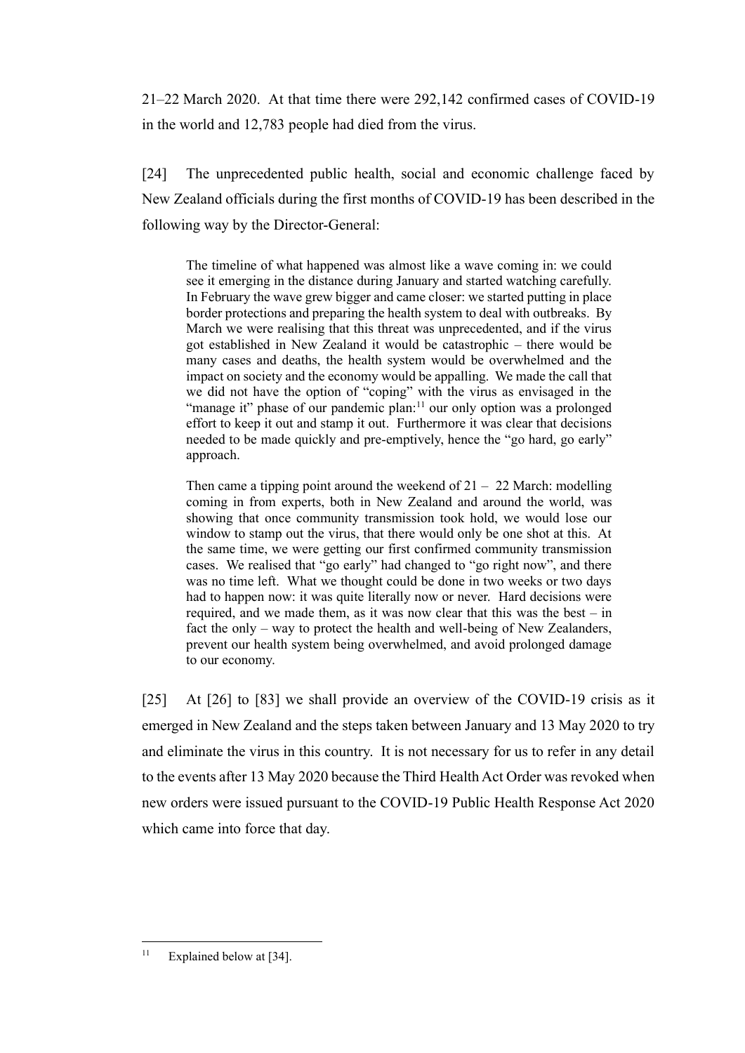21–22 March 2020. At that time there were 292,142 confirmed cases of COVID-19 in the world and 12,783 people had died from the virus.

[24] The unprecedented public health, social and economic challenge faced by New Zealand officials during the first months of COVID-19 has been described in the following way by the Director-General:

> The timeline of what happened was almost like a wave coming in: we could see it emerging in the distance during January and started watching carefully. In February the wave grew bigger and came closer: we started putting in place border protections and preparing the health system to deal with outbreaks. By March we were realising that this threat was unprecedented, and if the virus got established in New Zealand it would be catastrophic – there would be many cases and deaths, the health system would be overwhelmed and the impact on society and the economy would be appalling. We made the call that we did not have the option of "coping" with the virus as envisaged in the "manage it" phase of our pandemic plan:[11] our only option was a prolonged effort to keep it out and stamp it out. Furthermore it was clear that decisions needed to be made quickly and pre-emptively, hence the "go hard, go early" approach.
>
> Then came a tipping point around the weekend of 21 – 22 March: modelling coming in from experts, both in New Zealand and around the world, was showing that once community transmission took hold, we would lose our window to stamp out the virus, that there would only be one shot at this. At the same time, we were getting our first confirmed community transmission cases. We realised that "go early" had changed to "go right now", and there was no time left. What we thought could be done in two weeks or two days had to happen now: it was quite literally now or never. Hard decisions were required, and we made them, as it was now clear that this was the best – in fact the only – way to protect the health and well-being of New Zealanders, prevent our health system being overwhelmed, and avoid prolonged damage to our economy.

[25] At [26] to [83] we shall provide an overview of the COVID-19 crisis as it emerged in New Zealand and the steps taken between January and 13 May 2020 to try and eliminate the virus in this country. It is not necessary for us to refer in any detail to the events after 13 May 2020 because the Third Health Act Order was revoked when new orders were issued pursuant to the COVID-19 Public Health Response Act 2020 which came into force that day.

---

[11] Explained below at [34].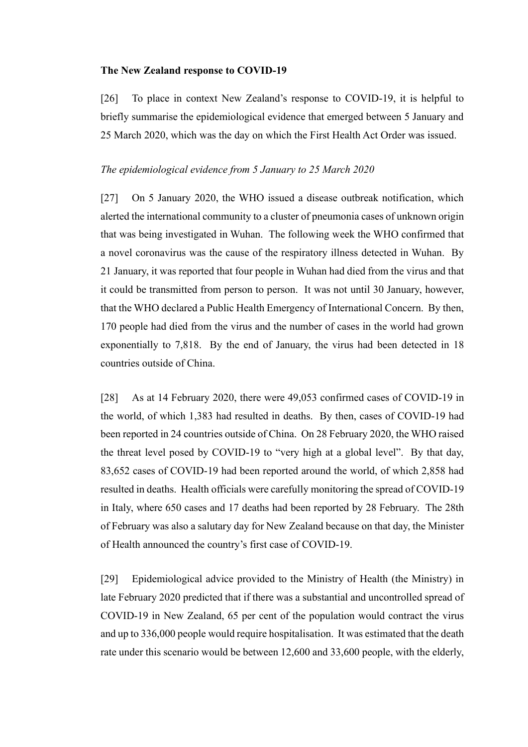**The New Zealand response to COVID-19**

[26] To place in context New Zealand's response to COVID-19, it is helpful to briefly summarise the epidemiological evidence that emerged between 5 January and 25 March 2020, which was the day on which the First Health Act Order was issued.

*The epidemiological evidence from 5 January to 25 March 2020*

[27] On 5 January 2020, the WHO issued a disease outbreak notification, which alerted the international community to a cluster of pneumonia cases of unknown origin that was being investigated in Wuhan. The following week the WHO confirmed that a novel coronavirus was the cause of the respiratory illness detected in Wuhan. By 21 January, it was reported that four people in Wuhan had died from the virus and that it could be transmitted from person to person. It was not until 30 January, however, that the WHO declared a Public Health Emergency of International Concern. By then, 170 people had died from the virus and the number of cases in the world had grown exponentially to 7,818. By the end of January, the virus had been detected in 18 countries outside of China.

[28] As at 14 February 2020, there were 49,053 confirmed cases of COVID-19 in the world, of which 1,383 had resulted in deaths. By then, cases of COVID-19 had been reported in 24 countries outside of China. On 28 February 2020, the WHO raised the threat level posed by COVID-19 to "very high at a global level". By that day, 83,652 cases of COVID-19 had been reported around the world, of which 2,858 had resulted in deaths. Health officials were carefully monitoring the spread of COVID-19 in Italy, where 650 cases and 17 deaths had been reported by 28 February. The 28th of February was also a salutary day for New Zealand because on that day, the Minister of Health announced the country's first case of COVID-19.

[29] Epidemiological advice provided to the Ministry of Health (the Ministry) in late February 2020 predicted that if there was a substantial and uncontrolled spread of COVID-19 in New Zealand, 65 per cent of the population would contract the virus and up to 336,000 people would require hospitalisation. It was estimated that the death rate under this scenario would be between 12,600 and 33,600 people, with the elderly,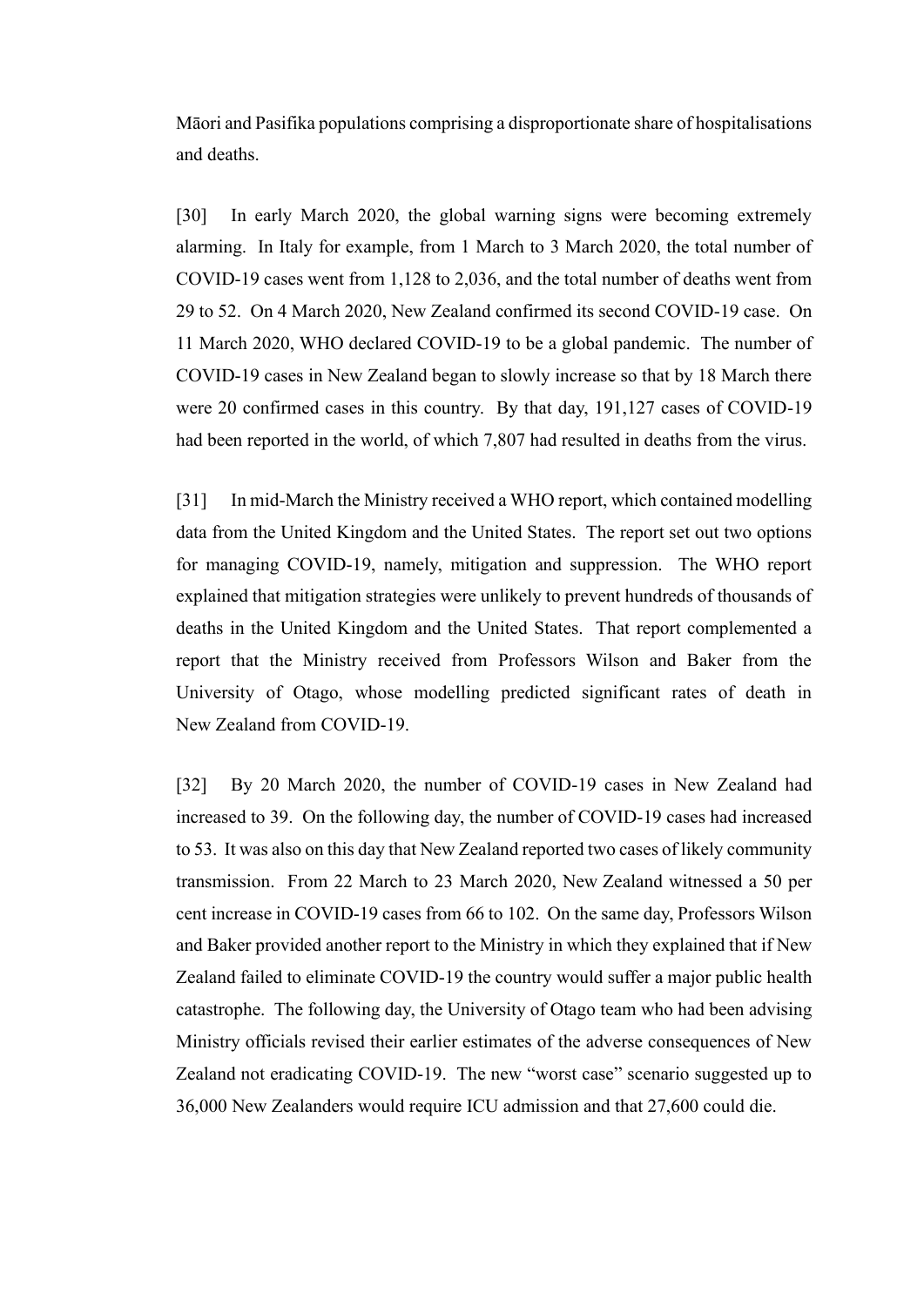Māori and Pasifika populations comprising a disproportionate share of hospitalisations and deaths.

[30] In early March 2020, the global warning signs were becoming extremely alarming. In Italy for example, from 1 March to 3 March 2020, the total number of COVID-19 cases went from 1,128 to 2,036, and the total number of deaths went from 29 to 52. On 4 March 2020, New Zealand confirmed its second COVID-19 case. On 11 March 2020, WHO declared COVID-19 to be a global pandemic. The number of COVID-19 cases in New Zealand began to slowly increase so that by 18 March there were 20 confirmed cases in this country. By that day, 191,127 cases of COVID-19 had been reported in the world, of which 7,807 had resulted in deaths from the virus.

[31] In mid-March the Ministry received a WHO report, which contained modelling data from the United Kingdom and the United States. The report set out two options for managing COVID-19, namely, mitigation and suppression. The WHO report explained that mitigation strategies were unlikely to prevent hundreds of thousands of deaths in the United Kingdom and the United States. That report complemented a report that the Ministry received from Professors Wilson and Baker from the University of Otago, whose modelling predicted significant rates of death in New Zealand from COVID-19.

[32] By 20 March 2020, the number of COVID-19 cases in New Zealand had increased to 39. On the following day, the number of COVID-19 cases had increased to 53. It was also on this day that New Zealand reported two cases of likely community transmission. From 22 March to 23 March 2020, New Zealand witnessed a 50 per cent increase in COVID-19 cases from 66 to 102. On the same day, Professors Wilson and Baker provided another report to the Ministry in which they explained that if New Zealand failed to eliminate COVID-19 the country would suffer a major public health catastrophe. The following day, the University of Otago team who had been advising Ministry officials revised their earlier estimates of the adverse consequences of New Zealand not eradicating COVID-19. The new "worst case" scenario suggested up to 36,000 New Zealanders would require ICU admission and that 27,600 could die.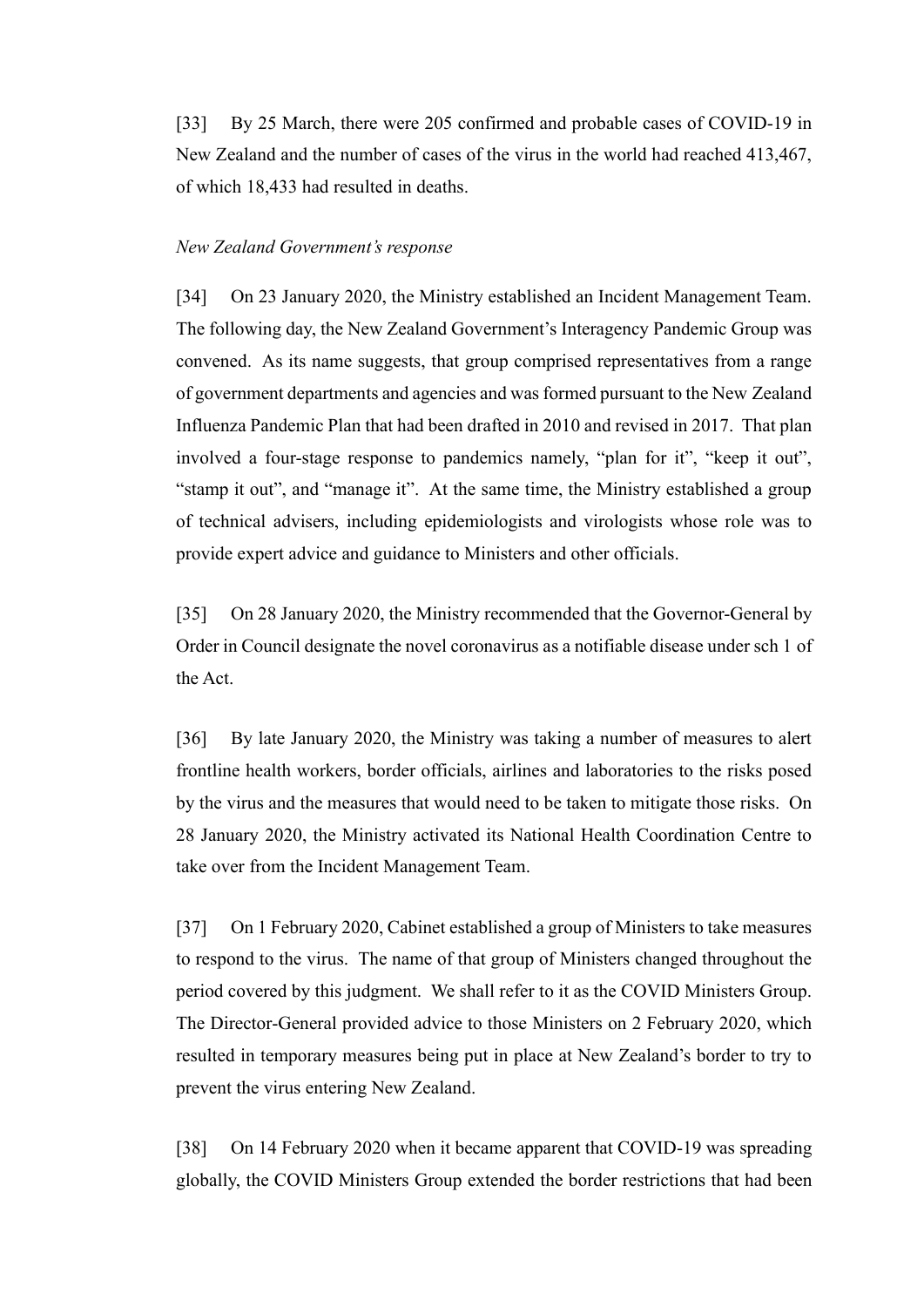[33] By 25 March, there were 205 confirmed and probable cases of COVID-19 in New Zealand and the number of cases of the virus in the world had reached 413,467, of which 18,433 had resulted in deaths.

*New Zealand Government's response*

[34] On 23 January 2020, the Ministry established an Incident Management Team. The following day, the New Zealand Government's Interagency Pandemic Group was convened. As its name suggests, that group comprised representatives from a range of government departments and agencies and was formed pursuant to the New Zealand Influenza Pandemic Plan that had been drafted in 2010 and revised in 2017. That plan involved a four-stage response to pandemics namely, "plan for it", "keep it out", "stamp it out", and "manage it". At the same time, the Ministry established a group of technical advisers, including epidemiologists and virologists whose role was to provide expert advice and guidance to Ministers and other officials.

[35] On 28 January 2020, the Ministry recommended that the Governor-General by Order in Council designate the novel coronavirus as a notifiable disease under sch 1 of the Act.

[36] By late January 2020, the Ministry was taking a number of measures to alert frontline health workers, border officials, airlines and laboratories to the risks posed by the virus and the measures that would need to be taken to mitigate those risks. On 28 January 2020, the Ministry activated its National Health Coordination Centre to take over from the Incident Management Team.

[37] On 1 February 2020, Cabinet established a group of Ministers to take measures to respond to the virus. The name of that group of Ministers changed throughout the period covered by this judgment. We shall refer to it as the COVID Ministers Group. The Director-General provided advice to those Ministers on 2 February 2020, which resulted in temporary measures being put in place at New Zealand's border to try to prevent the virus entering New Zealand.

[38] On 14 February 2020 when it became apparent that COVID-19 was spreading globally, the COVID Ministers Group extended the border restrictions that had been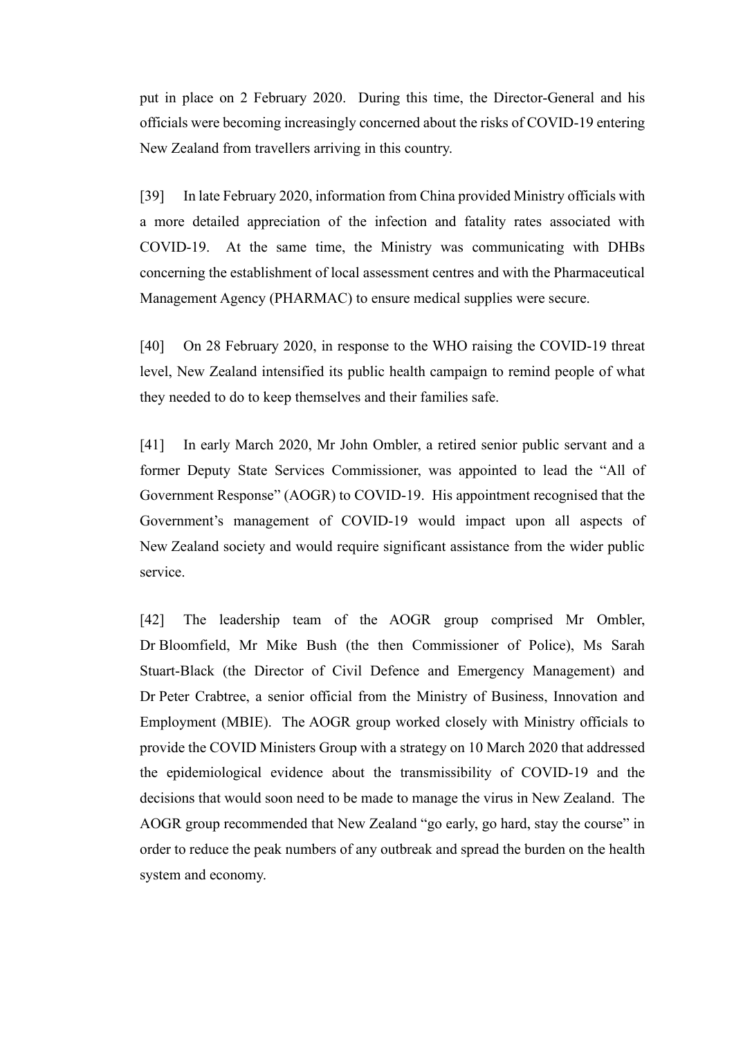put in place on 2 February 2020. During this time, the Director-General and his officials were becoming increasingly concerned about the risks of COVID-19 entering New Zealand from travellers arriving in this country.

[39] In late February 2020, information from China provided Ministry officials with a more detailed appreciation of the infection and fatality rates associated with COVID-19. At the same time, the Ministry was communicating with DHBs concerning the establishment of local assessment centres and with the Pharmaceutical Management Agency (PHARMAC) to ensure medical supplies were secure.

[40] On 28 February 2020, in response to the WHO raising the COVID-19 threat level, New Zealand intensified its public health campaign to remind people of what they needed to do to keep themselves and their families safe.

[41] In early March 2020, Mr John Ombler, a retired senior public servant and a former Deputy State Services Commissioner, was appointed to lead the "All of Government Response" (AOGR) to COVID-19. His appointment recognised that the Government's management of COVID-19 would impact upon all aspects of New Zealand society and would require significant assistance from the wider public service.

[42] The leadership team of the AOGR group comprised Mr Ombler, Dr Bloomfield, Mr Mike Bush (the then Commissioner of Police), Ms Sarah Stuart-Black (the Director of Civil Defence and Emergency Management) and Dr Peter Crabtree, a senior official from the Ministry of Business, Innovation and Employment (MBIE). The AOGR group worked closely with Ministry officials to provide the COVID Ministers Group with a strategy on 10 March 2020 that addressed the epidemiological evidence about the transmissibility of COVID-19 and the decisions that would soon need to be made to manage the virus in New Zealand. The AOGR group recommended that New Zealand "go early, go hard, stay the course" in order to reduce the peak numbers of any outbreak and spread the burden on the health system and economy.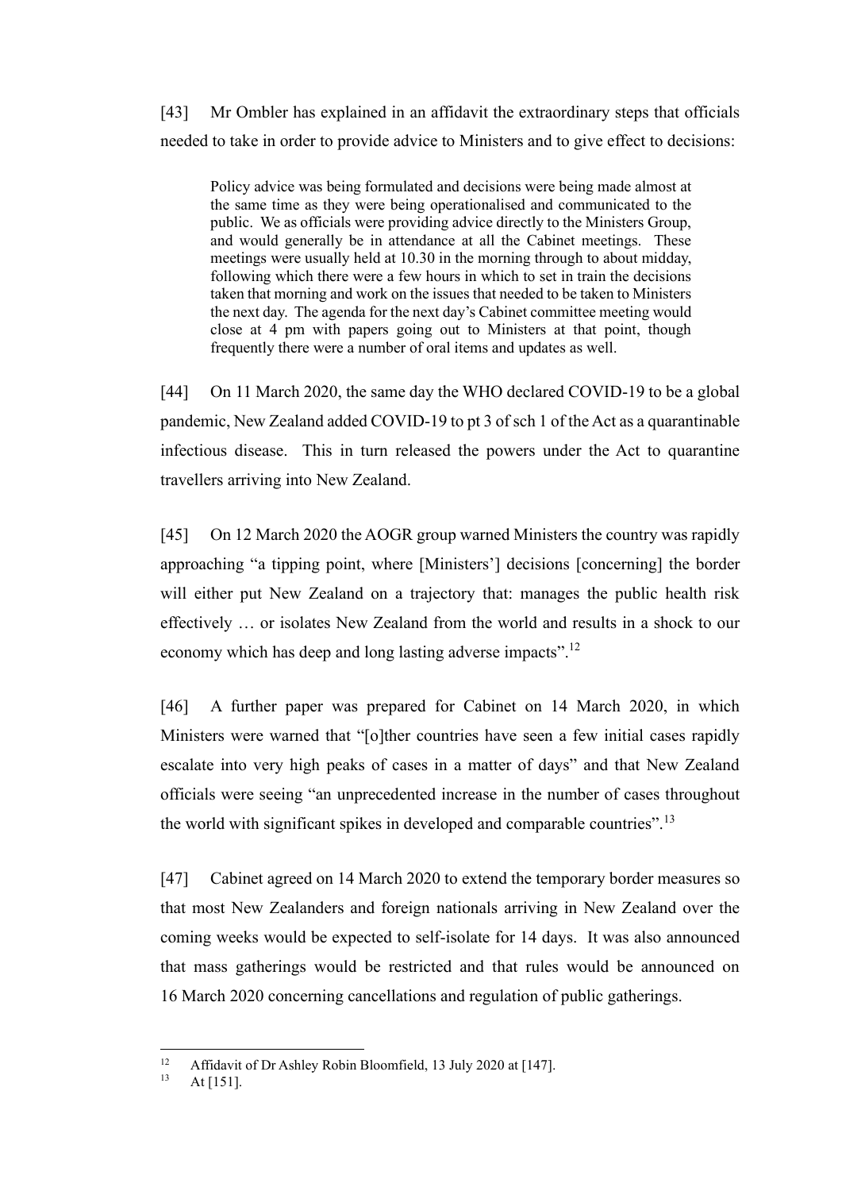[43] Mr Ombler has explained in an affidavit the extraordinary steps that officials needed to take in order to provide advice to Ministers and to give effect to decisions:

> Policy advice was being formulated and decisions were being made almost at the same time as they were being operationalised and communicated to the public. We as officials were providing advice directly to the Ministers Group, and would generally be in attendance at all the Cabinet meetings. These meetings were usually held at 10.30 in the morning through to about midday, following which there were a few hours in which to set in train the decisions taken that morning and work on the issues that needed to be taken to Ministers the next day. The agenda for the next day's Cabinet committee meeting would close at 4 pm with papers going out to Ministers at that point, though frequently there were a number of oral items and updates as well.

[44] On 11 March 2020, the same day the WHO declared COVID-19 to be a global pandemic, New Zealand added COVID-19 to pt 3 of sch 1 of the Act as a quarantinable infectious disease. This in turn released the powers under the Act to quarantine travellers arriving into New Zealand.

[45] On 12 March 2020 the AOGR group warned Ministers the country was rapidly approaching "a tipping point, where [Ministers'] decisions [concerning] the border will either put New Zealand on a trajectory that: manages the public health risk effectively … or isolates New Zealand from the world and results in a shock to our economy which has deep and long lasting adverse impacts".[12]

[46] A further paper was prepared for Cabinet on 14 March 2020, in which Ministers were warned that "[o]ther countries have seen a few initial cases rapidly escalate into very high peaks of cases in a matter of days" and that New Zealand officials were seeing "an unprecedented increase in the number of cases throughout the world with significant spikes in developed and comparable countries".[13]

[47] Cabinet agreed on 14 March 2020 to extend the temporary border measures so that most New Zealanders and foreign nationals arriving in New Zealand over the coming weeks would be expected to self-isolate for 14 days. It was also announced that mass gatherings would be restricted and that rules would be announced on 16 March 2020 concerning cancellations and regulation of public gatherings.

---

[12] Affidavit of Dr Ashley Robin Bloomfield, 13 July 2020 at [147].

[13] At [151].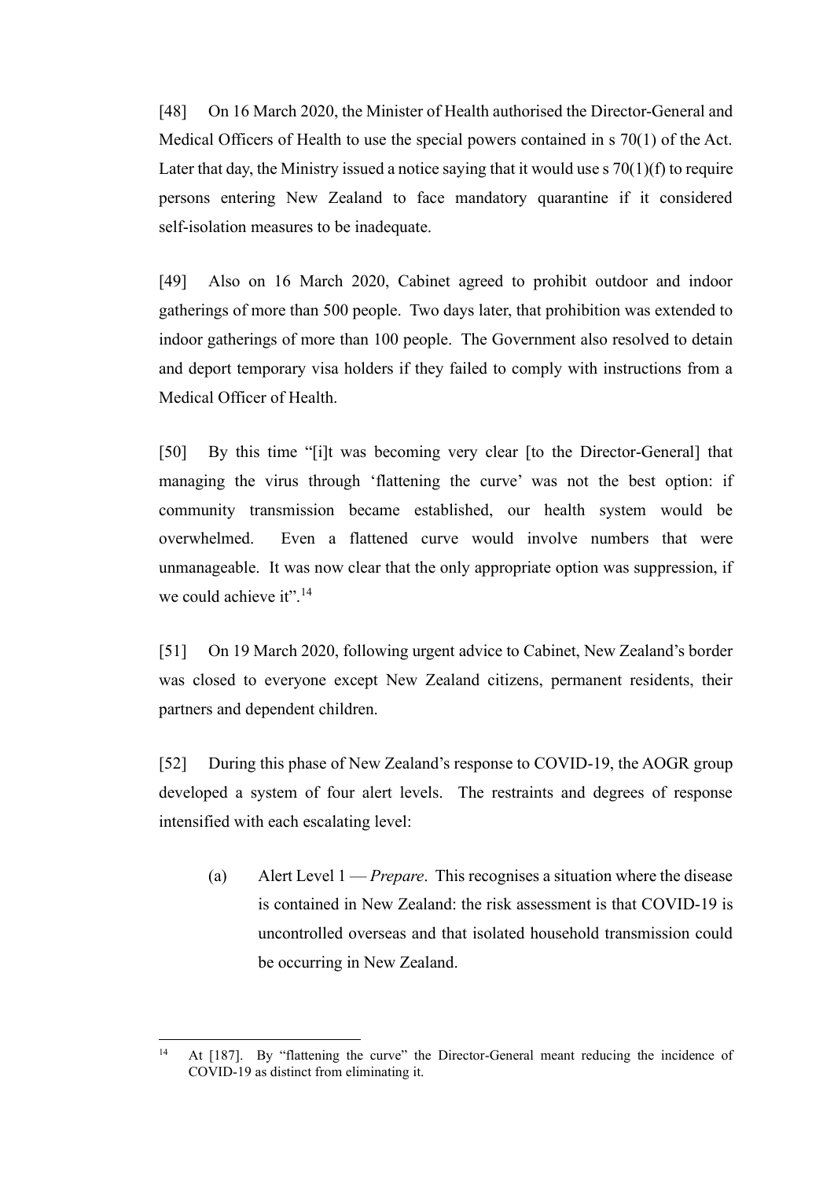[48] On 16 March 2020, the Minister of Health authorised the Director-General and Medical Officers of Health to use the special powers contained in s 70(1) of the Act. Later that day, the Ministry issued a notice saying that it would use s 70(1)(f) to require persons entering New Zealand to face mandatory quarantine if it considered self-isolation measures to be inadequate.

[49] Also on 16 March 2020, Cabinet agreed to prohibit outdoor and indoor gatherings of more than 500 people. Two days later, that prohibition was extended to indoor gatherings of more than 100 people. The Government also resolved to detain and deport temporary visa holders if they failed to comply with instructions from a Medical Officer of Health.

[50] By this time "[i]t was becoming very clear [to the Director-General] that managing the virus through 'flattening the curve' was not the best option: if community transmission became established, our health system would be overwhelmed. Even a flattened curve would involve numbers that were unmanageable. It was now clear that the only appropriate option was suppression, if we could achieve it".[14]

[51] On 19 March 2020, following urgent advice to Cabinet, New Zealand's border was closed to everyone except New Zealand citizens, permanent residents, their partners and dependent children.

[52] During this phase of New Zealand's response to COVID-19, the AOGR group developed a system of four alert levels. The restraints and degrees of response intensified with each escalating level:

(a) Alert Level 1 — *Prepare*. This recognises a situation where the disease is contained in New Zealand: the risk assessment is that COVID-19 is uncontrolled overseas and that isolated household transmission could be occurring in New Zealand.

---

[14] At [187]. By "flattening the curve" the Director-General meant reducing the incidence of COVID-19 as distinct from eliminating it.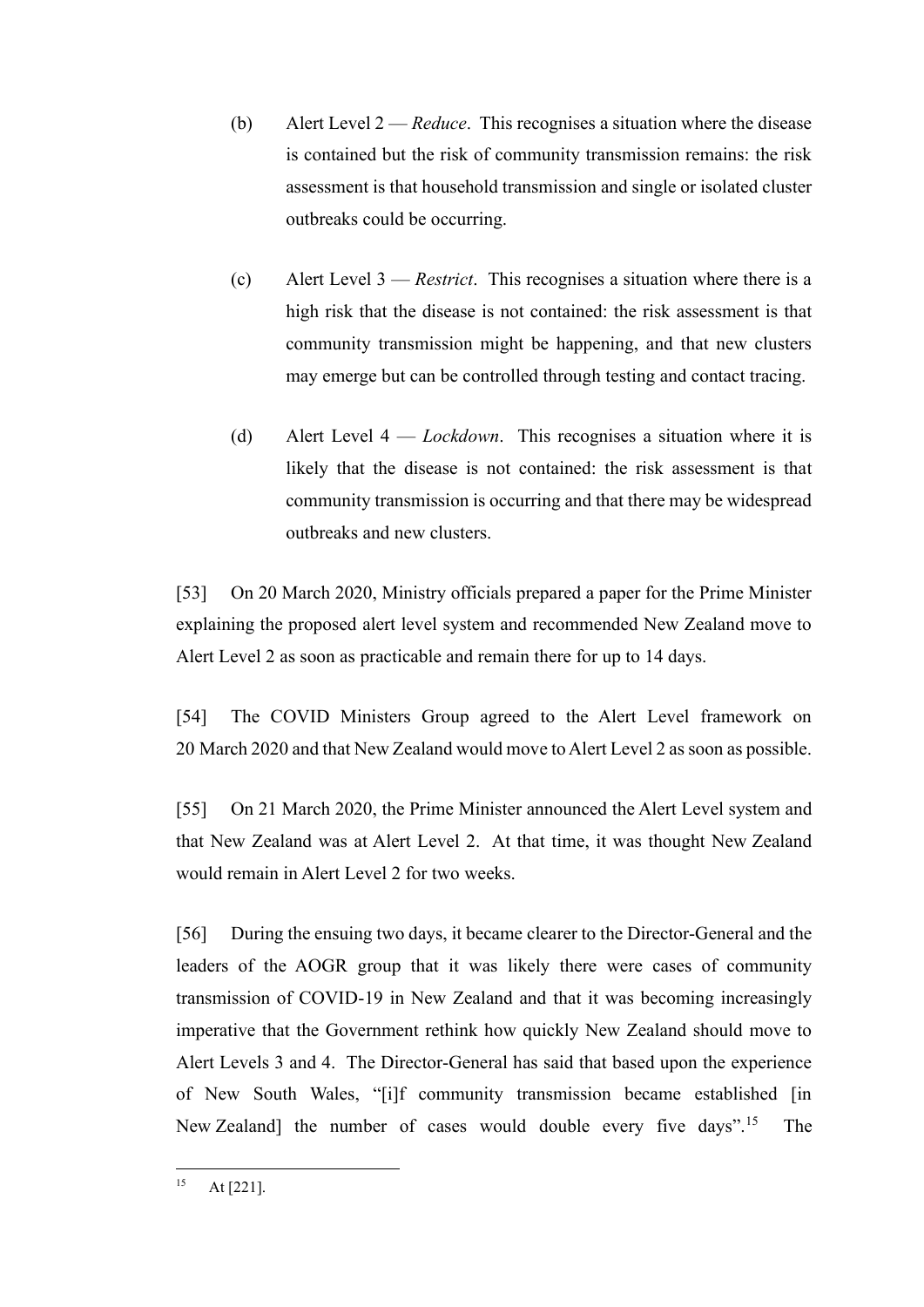(b) Alert Level 2 — *Reduce*. This recognises a situation where the disease is contained but the risk of community transmission remains: the risk assessment is that household transmission and single or isolated cluster outbreaks could be occurring.

(c) Alert Level 3 — *Restrict*. This recognises a situation where there is a high risk that the disease is not contained: the risk assessment is that community transmission might be happening, and that new clusters may emerge but can be controlled through testing and contact tracing.

(d) Alert Level 4 — *Lockdown*. This recognises a situation where it is likely that the disease is not contained: the risk assessment is that community transmission is occurring and that there may be widespread outbreaks and new clusters.

[53] On 20 March 2020, Ministry officials prepared a paper for the Prime Minister explaining the proposed alert level system and recommended New Zealand move to Alert Level 2 as soon as practicable and remain there for up to 14 days.

[54] The COVID Ministers Group agreed to the Alert Level framework on 20 March 2020 and that New Zealand would move to Alert Level 2 as soon as possible.

[55] On 21 March 2020, the Prime Minister announced the Alert Level system and that New Zealand was at Alert Level 2. At that time, it was thought New Zealand would remain in Alert Level 2 for two weeks.

[56] During the ensuing two days, it became clearer to the Director-General and the leaders of the AOGR group that it was likely there were cases of community transmission of COVID-19 in New Zealand and that it was becoming increasingly imperative that the Government rethink how quickly New Zealand should move to Alert Levels 3 and 4. The Director-General has said that based upon the experience of New South Wales, "[i]f community transmission became established [in New Zealand] the number of cases would double every five days".[15] The

[15] At [221].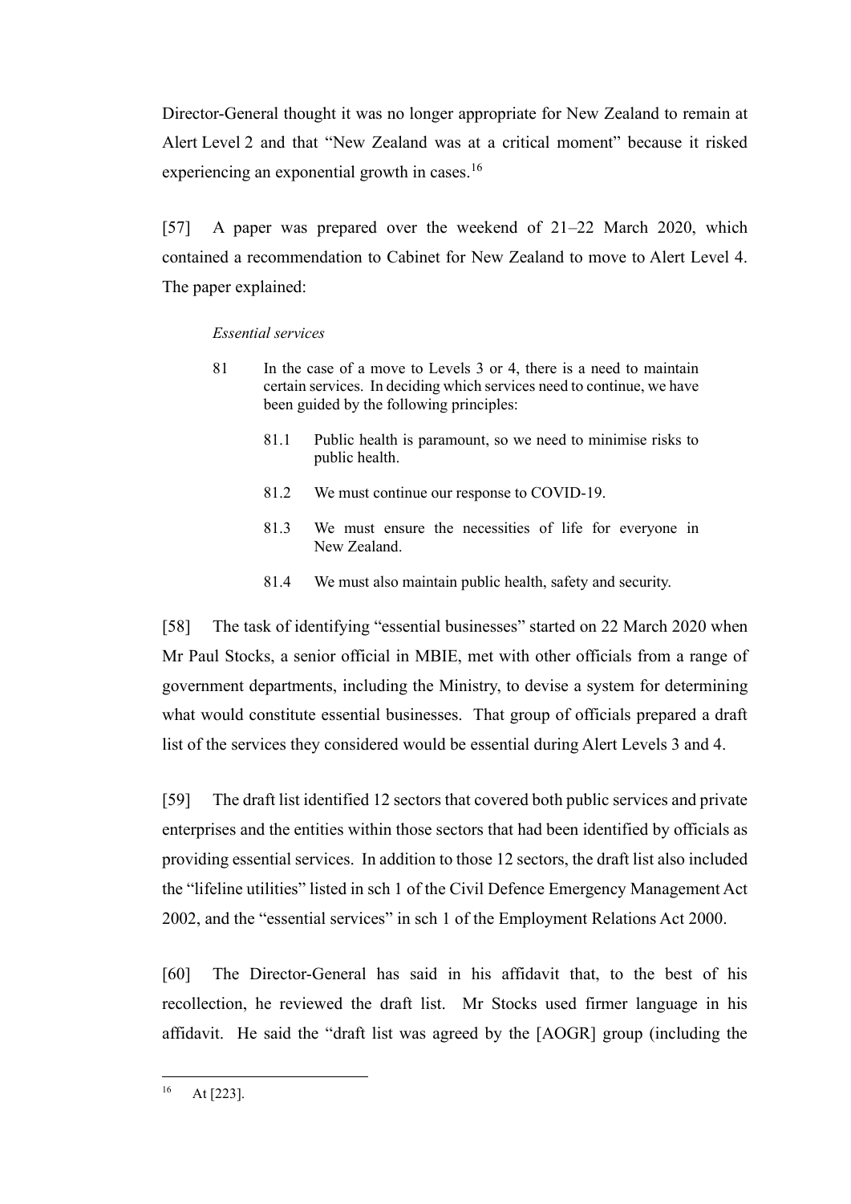Director-General thought it was no longer appropriate for New Zealand to remain at Alert Level 2 and that "New Zealand was at a critical moment" because it risked experiencing an exponential growth in cases.[16]

[57] A paper was prepared over the weekend of 21–22 March 2020, which contained a recommendation to Cabinet for New Zealand to move to Alert Level 4. The paper explained:

> *Essential services*
>
> 81 In the case of a move to Levels 3 or 4, there is a need to maintain certain services. In deciding which services need to continue, we have been guided by the following principles:
>
> 81.1 Public health is paramount, so we need to minimise risks to public health.
>
> 81.2 We must continue our response to COVID-19.
>
> 81.3 We must ensure the necessities of life for everyone in New Zealand.
>
> 81.4 We must also maintain public health, safety and security.

[58] The task of identifying "essential businesses" started on 22 March 2020 when Mr Paul Stocks, a senior official in MBIE, met with other officials from a range of government departments, including the Ministry, to devise a system for determining what would constitute essential businesses. That group of officials prepared a draft list of the services they considered would be essential during Alert Levels 3 and 4.

[59] The draft list identified 12 sectors that covered both public services and private enterprises and the entities within those sectors that had been identified by officials as providing essential services. In addition to those 12 sectors, the draft list also included the "lifeline utilities" listed in sch 1 of the Civil Defence Emergency Management Act 2002, and the "essential services" in sch 1 of the Employment Relations Act 2000.

[60] The Director-General has said in his affidavit that, to the best of his recollection, he reviewed the draft list. Mr Stocks used firmer language in his affidavit. He said the "draft list was agreed by the [AOGR] group (including the

---

[16] At [223].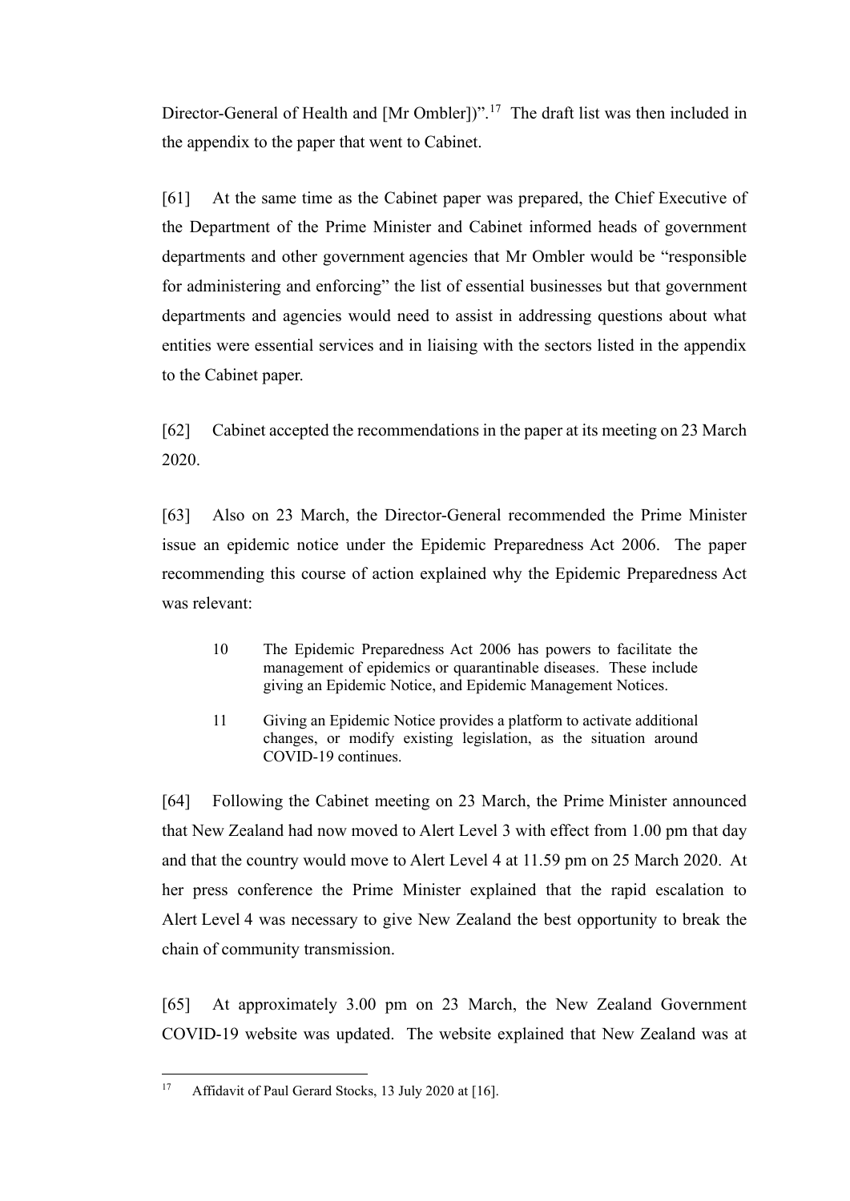Director-General of Health and [Mr Ombler])”.[17] The draft list was then included in the appendix to the paper that went to Cabinet.

[61] At the same time as the Cabinet paper was prepared, the Chief Executive of the Department of the Prime Minister and Cabinet informed heads of government departments and other government agencies that Mr Ombler would be “responsible for administering and enforcing” the list of essential businesses but that government departments and agencies would need to assist in addressing questions about what entities were essential services and in liaising with the sectors listed in the appendix to the Cabinet paper.

[62] Cabinet accepted the recommendations in the paper at its meeting on 23 March 2020.

[63] Also on 23 March, the Director-General recommended the Prime Minister issue an epidemic notice under the Epidemic Preparedness Act 2006. The paper recommending this course of action explained why the Epidemic Preparedness Act was relevant:

> 10 The Epidemic Preparedness Act 2006 has powers to facilitate the management of epidemics or quarantinable diseases. These include giving an Epidemic Notice, and Epidemic Management Notices.
>
> 11 Giving an Epidemic Notice provides a platform to activate additional changes, or modify existing legislation, as the situation around COVID-19 continues.

[64] Following the Cabinet meeting on 23 March, the Prime Minister announced that New Zealand had now moved to Alert Level 3 with effect from 1.00 pm that day and that the country would move to Alert Level 4 at 11.59 pm on 25 March 2020. At her press conference the Prime Minister explained that the rapid escalation to Alert Level 4 was necessary to give New Zealand the best opportunity to break the chain of community transmission.

[65] At approximately 3.00 pm on 23 March, the New Zealand Government COVID-19 website was updated. The website explained that New Zealand was at

[17] Affidavit of Paul Gerard Stocks, 13 July 2020 at [16].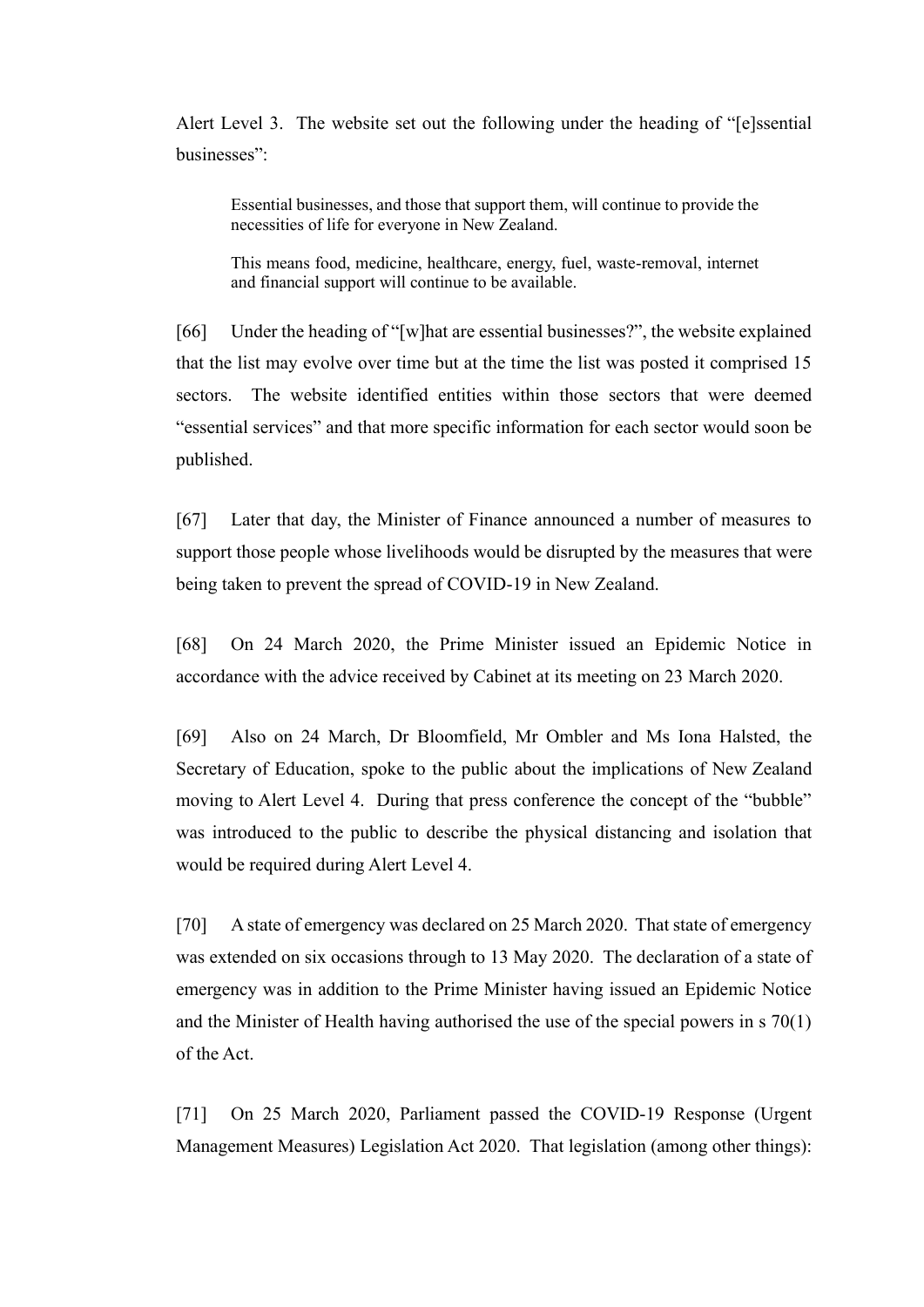Alert Level 3. The website set out the following under the heading of "[e]ssential businesses":

> Essential businesses, and those that support them, will continue to provide the necessities of life for everyone in New Zealand.
>
> This means food, medicine, healthcare, energy, fuel, waste-removal, internet and financial support will continue to be available.

[66] Under the heading of "[w]hat are essential businesses?", the website explained that the list may evolve over time but at the time the list was posted it comprised 15 sectors. The website identified entities within those sectors that were deemed "essential services" and that more specific information for each sector would soon be published.

[67] Later that day, the Minister of Finance announced a number of measures to support those people whose livelihoods would be disrupted by the measures that were being taken to prevent the spread of COVID-19 in New Zealand.

[68] On 24 March 2020, the Prime Minister issued an Epidemic Notice in accordance with the advice received by Cabinet at its meeting on 23 March 2020.

[69] Also on 24 March, Dr Bloomfield, Mr Ombler and Ms Iona Halsted, the Secretary of Education, spoke to the public about the implications of New Zealand moving to Alert Level 4. During that press conference the concept of the "bubble" was introduced to the public to describe the physical distancing and isolation that would be required during Alert Level 4.

[70] A state of emergency was declared on 25 March 2020. That state of emergency was extended on six occasions through to 13 May 2020. The declaration of a state of emergency was in addition to the Prime Minister having issued an Epidemic Notice and the Minister of Health having authorised the use of the special powers in s 70(1) of the Act.

[71] On 25 March 2020, Parliament passed the COVID-19 Response (Urgent Management Measures) Legislation Act 2020. That legislation (among other things):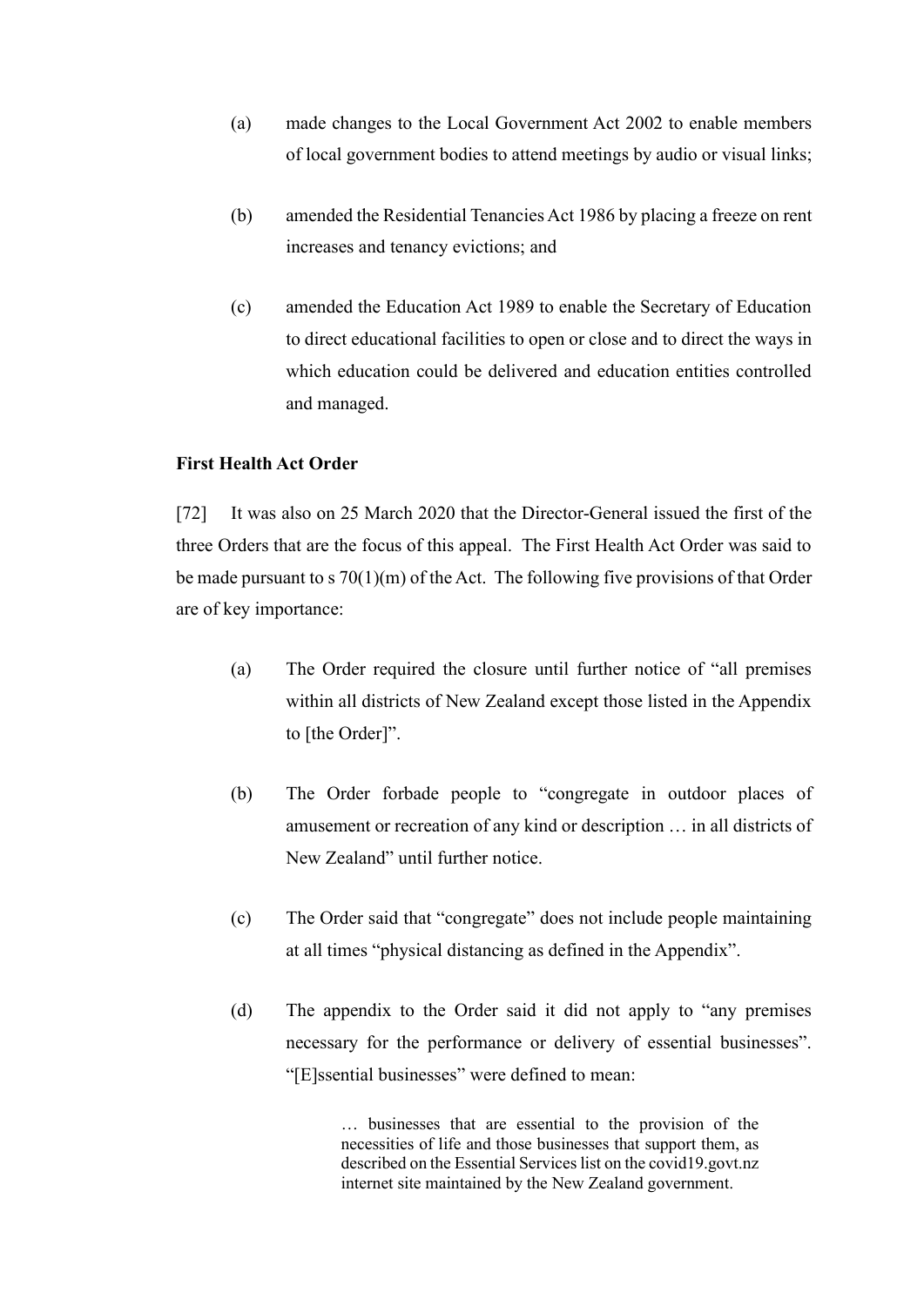(a) made changes to the Local Government Act 2002 to enable members of local government bodies to attend meetings by audio or visual links;

(b) amended the Residential Tenancies Act 1986 by placing a freeze on rent increases and tenancy evictions; and

(c) amended the Education Act 1989 to enable the Secretary of Education to direct educational facilities to open or close and to direct the ways in which education could be delivered and education entities controlled and managed.

**First Health Act Order**

[72] It was also on 25 March 2020 that the Director-General issued the first of the three Orders that are the focus of this appeal. The First Health Act Order was said to be made pursuant to s 70(1)(m) of the Act. The following five provisions of that Order are of key importance:

(a) The Order required the closure until further notice of "all premises within all districts of New Zealand except those listed in the Appendix to [the Order]".

(b) The Order forbade people to "congregate in outdoor places of amusement or recreation of any kind or description … in all districts of New Zealand" until further notice.

(c) The Order said that "congregate" does not include people maintaining at all times "physical distancing as defined in the Appendix".

(d) The appendix to the Order said it did not apply to "any premises necessary for the performance or delivery of essential businesses". "[E]ssential businesses" were defined to mean:

> … businesses that are essential to the provision of the necessities of life and those businesses that support them, as described on the Essential Services list on the covid19.govt.nz internet site maintained by the New Zealand government.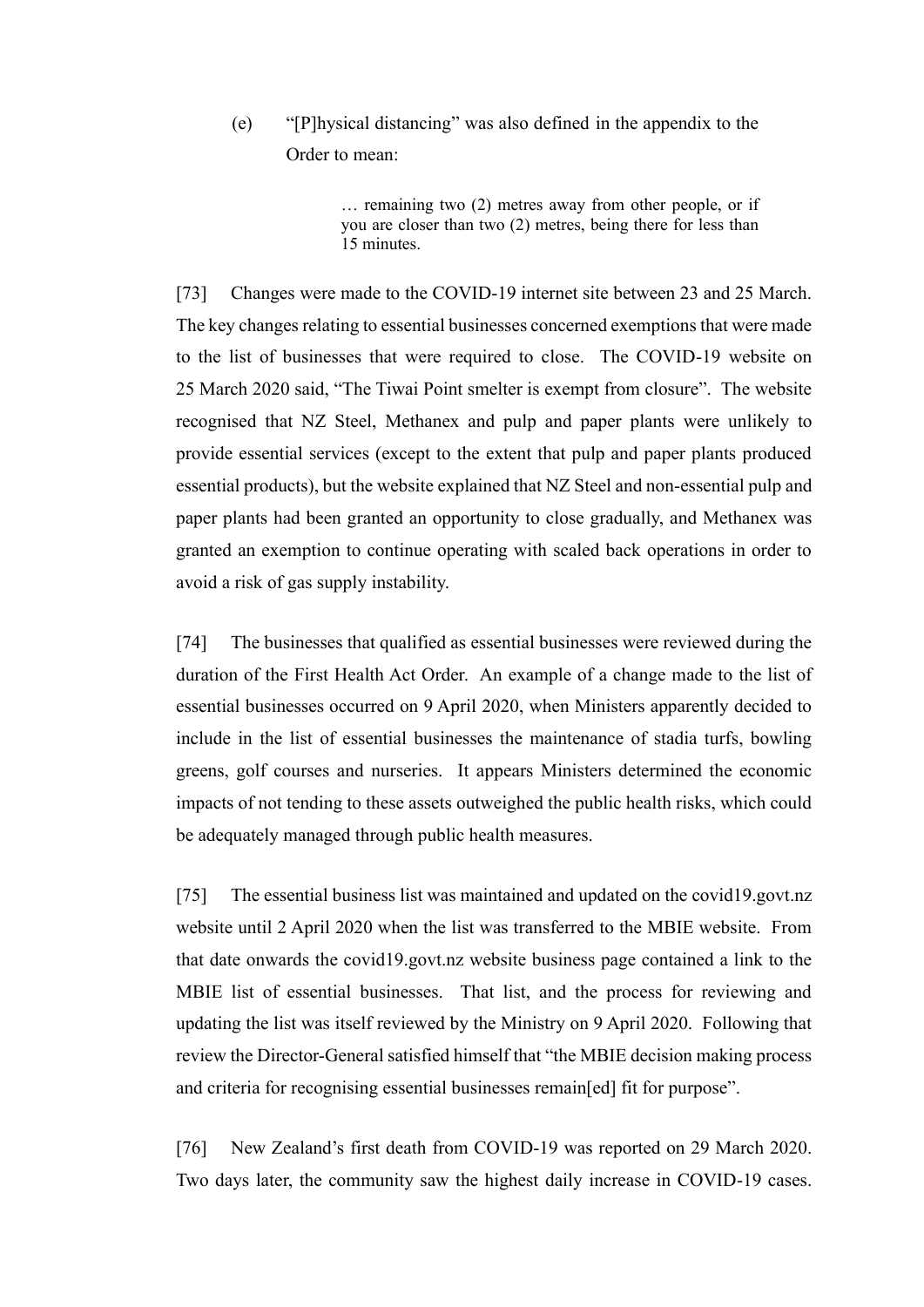(e) "[P]hysical distancing" was also defined in the appendix to the Order to mean:

> … remaining two (2) metres away from other people, or if you are closer than two (2) metres, being there for less than 15 minutes.

[73] Changes were made to the COVID-19 internet site between 23 and 25 March. The key changes relating to essential businesses concerned exemptions that were made to the list of businesses that were required to close. The COVID-19 website on 25 March 2020 said, "The Tiwai Point smelter is exempt from closure". The website recognised that NZ Steel, Methanex and pulp and paper plants were unlikely to provide essential services (except to the extent that pulp and paper plants produced essential products), but the website explained that NZ Steel and non-essential pulp and paper plants had been granted an opportunity to close gradually, and Methanex was granted an exemption to continue operating with scaled back operations in order to avoid a risk of gas supply instability.

[74] The businesses that qualified as essential businesses were reviewed during the duration of the First Health Act Order. An example of a change made to the list of essential businesses occurred on 9 April 2020, when Ministers apparently decided to include in the list of essential businesses the maintenance of stadia turfs, bowling greens, golf courses and nurseries. It appears Ministers determined the economic impacts of not tending to these assets outweighed the public health risks, which could be adequately managed through public health measures.

[75] The essential business list was maintained and updated on the covid19.govt.nz website until 2 April 2020 when the list was transferred to the MBIE website. From that date onwards the covid19.govt.nz website business page contained a link to the MBIE list of essential businesses. That list, and the process for reviewing and updating the list was itself reviewed by the Ministry on 9 April 2020. Following that review the Director-General satisfied himself that "the MBIE decision making process and criteria for recognising essential businesses remain[ed] fit for purpose".

[76] New Zealand's first death from COVID-19 was reported on 29 March 2020. Two days later, the community saw the highest daily increase in COVID-19 cases.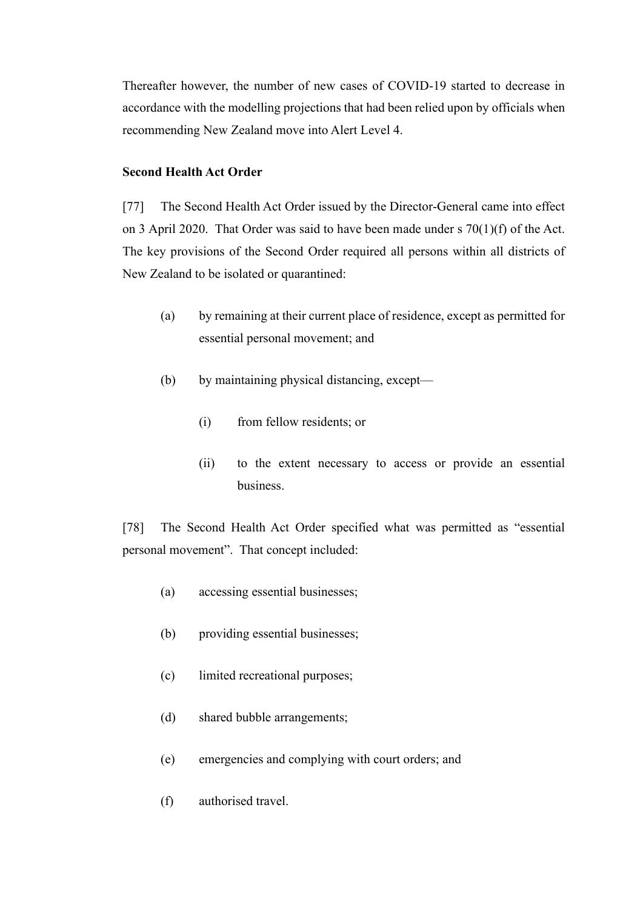Thereafter however, the number of new cases of COVID-19 started to decrease in accordance with the modelling projections that had been relied upon by officials when recommending New Zealand move into Alert Level 4.

**Second Health Act Order**

[77] The Second Health Act Order issued by the Director-General came into effect on 3 April 2020. That Order was said to have been made under s 70(1)(f) of the Act. The key provisions of the Second Order required all persons within all districts of New Zealand to be isolated or quarantined:

(a) by remaining at their current place of residence, except as permitted for essential personal movement; and

(b) by maintaining physical distancing, except—

(i) from fellow residents; or

(ii) to the extent necessary to access or provide an essential business.

[78] The Second Health Act Order specified what was permitted as "essential personal movement". That concept included:

(a) accessing essential businesses;

(b) providing essential businesses;

(c) limited recreational purposes;

(d) shared bubble arrangements;

(e) emergencies and complying with court orders; and

(f) authorised travel.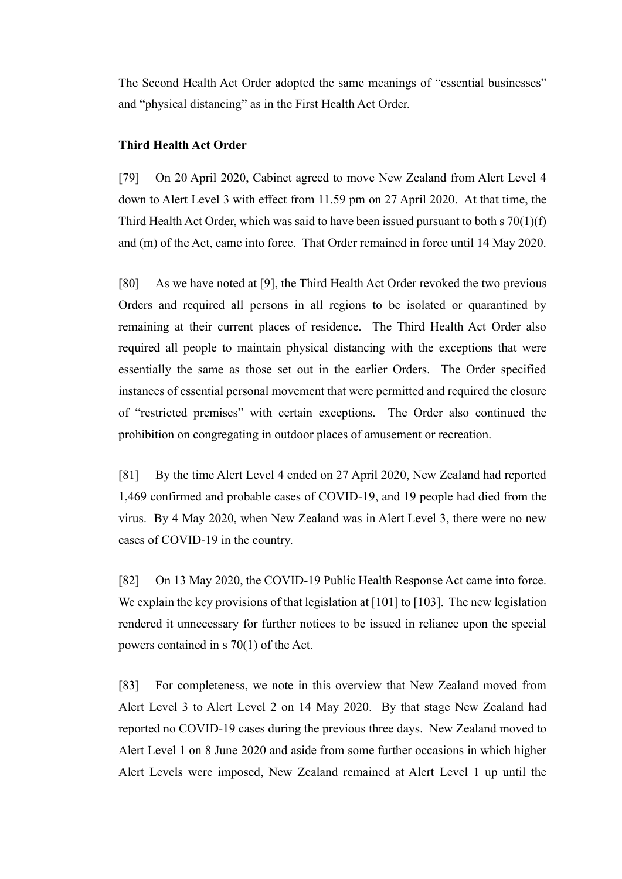The Second Health Act Order adopted the same meanings of "essential businesses" and "physical distancing" as in the First Health Act Order.

**Third Health Act Order**

[79] On 20 April 2020, Cabinet agreed to move New Zealand from Alert Level 4 down to Alert Level 3 with effect from 11.59 pm on 27 April 2020. At that time, the Third Health Act Order, which was said to have been issued pursuant to both s 70(1)(f) and (m) of the Act, came into force. That Order remained in force until 14 May 2020.

[80] As we have noted at [9], the Third Health Act Order revoked the two previous Orders and required all persons in all regions to be isolated or quarantined by remaining at their current places of residence. The Third Health Act Order also required all people to maintain physical distancing with the exceptions that were essentially the same as those set out in the earlier Orders. The Order specified instances of essential personal movement that were permitted and required the closure of "restricted premises" with certain exceptions. The Order also continued the prohibition on congregating in outdoor places of amusement or recreation.

[81] By the time Alert Level 4 ended on 27 April 2020, New Zealand had reported 1,469 confirmed and probable cases of COVID-19, and 19 people had died from the virus. By 4 May 2020, when New Zealand was in Alert Level 3, there were no new cases of COVID-19 in the country.

[82] On 13 May 2020, the COVID-19 Public Health Response Act came into force. We explain the key provisions of that legislation at [101] to [103]. The new legislation rendered it unnecessary for further notices to be issued in reliance upon the special powers contained in s 70(1) of the Act.

[83] For completeness, we note in this overview that New Zealand moved from Alert Level 3 to Alert Level 2 on 14 May 2020. By that stage New Zealand had reported no COVID-19 cases during the previous three days. New Zealand moved to Alert Level 1 on 8 June 2020 and aside from some further occasions in which higher Alert Levels were imposed, New Zealand remained at Alert Level 1 up until the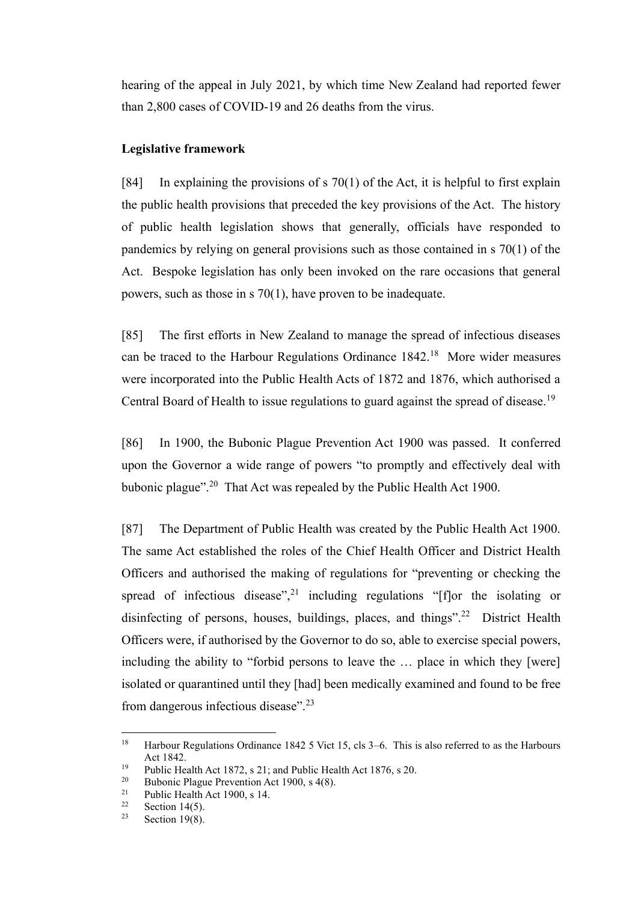hearing of the appeal in July 2021, by which time New Zealand had reported fewer than 2,800 cases of COVID-19 and 26 deaths from the virus.

**Legislative framework**

[84] In explaining the provisions of s 70(1) of the Act, it is helpful to first explain the public health provisions that preceded the key provisions of the Act. The history of public health legislation shows that generally, officials have responded to pandemics by relying on general provisions such as those contained in s 70(1) of the Act. Bespoke legislation has only been invoked on the rare occasions that general powers, such as those in s 70(1), have proven to be inadequate.

[85] The first efforts in New Zealand to manage the spread of infectious diseases can be traced to the Harbour Regulations Ordinance 1842.[18] More wider measures were incorporated into the Public Health Acts of 1872 and 1876, which authorised a Central Board of Health to issue regulations to guard against the spread of disease.[19]

[86] In 1900, the Bubonic Plague Prevention Act 1900 was passed. It conferred upon the Governor a wide range of powers "to promptly and effectively deal with bubonic plague".[20] That Act was repealed by the Public Health Act 1900.

[87] The Department of Public Health was created by the Public Health Act 1900. The same Act established the roles of the Chief Health Officer and District Health Officers and authorised the making of regulations for "preventing or checking the spread of infectious disease",[21] including regulations "[f]or the isolating or disinfecting of persons, houses, buildings, places, and things".[22] District Health Officers were, if authorised by the Governor to do so, able to exercise special powers, including the ability to "forbid persons to leave the … place in which they [were] isolated or quarantined until they [had] been medically examined and found to be free from dangerous infectious disease".[23]

---

[18] Harbour Regulations Ordinance 1842 5 Vict 15, cls 3–6. This is also referred to as the Harbours Act 1842.

[19] Public Health Act 1872, s 21; and Public Health Act 1876, s 20.

[20] Bubonic Plague Prevention Act 1900, s 4(8).

[21] Public Health Act 1900, s 14.

[22] Section 14(5).

[23] Section 19(8).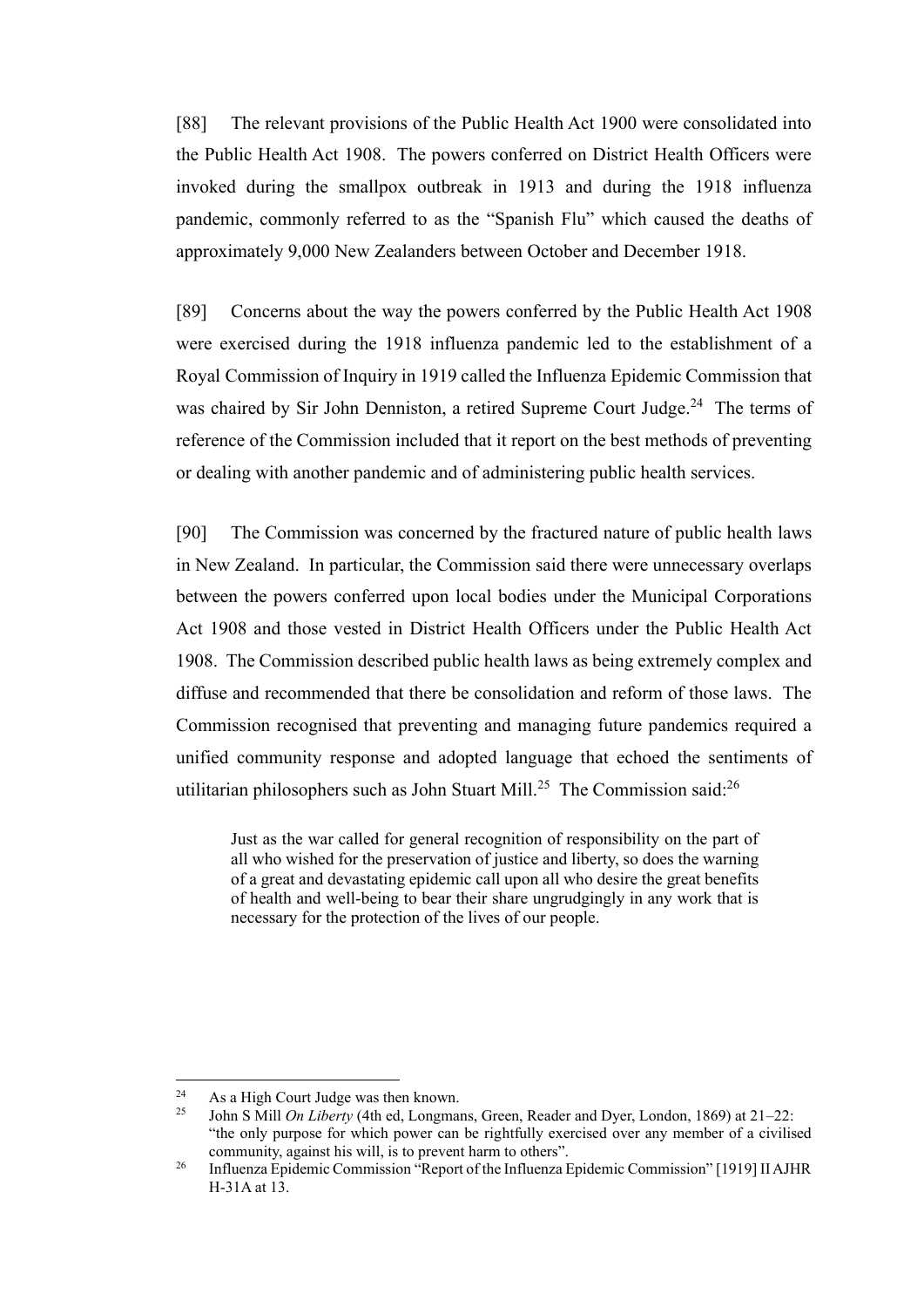[88] The relevant provisions of the Public Health Act 1900 were consolidated into the Public Health Act 1908. The powers conferred on District Health Officers were invoked during the smallpox outbreak in 1913 and during the 1918 influenza pandemic, commonly referred to as the "Spanish Flu" which caused the deaths of approximately 9,000 New Zealanders between October and December 1918.

[89] Concerns about the way the powers conferred by the Public Health Act 1908 were exercised during the 1918 influenza pandemic led to the establishment of a Royal Commission of Inquiry in 1919 called the Influenza Epidemic Commission that was chaired by Sir John Denniston, a retired Supreme Court Judge.[24] The terms of reference of the Commission included that it report on the best methods of preventing or dealing with another pandemic and of administering public health services.

[90] The Commission was concerned by the fractured nature of public health laws in New Zealand. In particular, the Commission said there were unnecessary overlaps between the powers conferred upon local bodies under the Municipal Corporations Act 1908 and those vested in District Health Officers under the Public Health Act 1908. The Commission described public health laws as being extremely complex and diffuse and recommended that there be consolidation and reform of those laws. The Commission recognised that preventing and managing future pandemics required a unified community response and adopted language that echoed the sentiments of utilitarian philosophers such as John Stuart Mill.[25] The Commission said:[26]

> Just as the war called for general recognition of responsibility on the part of all who wished for the preservation of justice and liberty, so does the warning of a great and devastating epidemic call upon all who desire the great benefits of health and well-being to bear their share ungrudgingly in any work that is necessary for the protection of the lives of our people.

---

[24] As a High Court Judge was then known.

[25] John S Mill *On Liberty* (4th ed, Longmans, Green, Reader and Dyer, London, 1869) at 21–22: "the only purpose for which power can be rightfully exercised over any member of a civilised community, against his will, is to prevent harm to others".

[26] Influenza Epidemic Commission "Report of the Influenza Epidemic Commission" [1919] II AJHR H-31A at 13.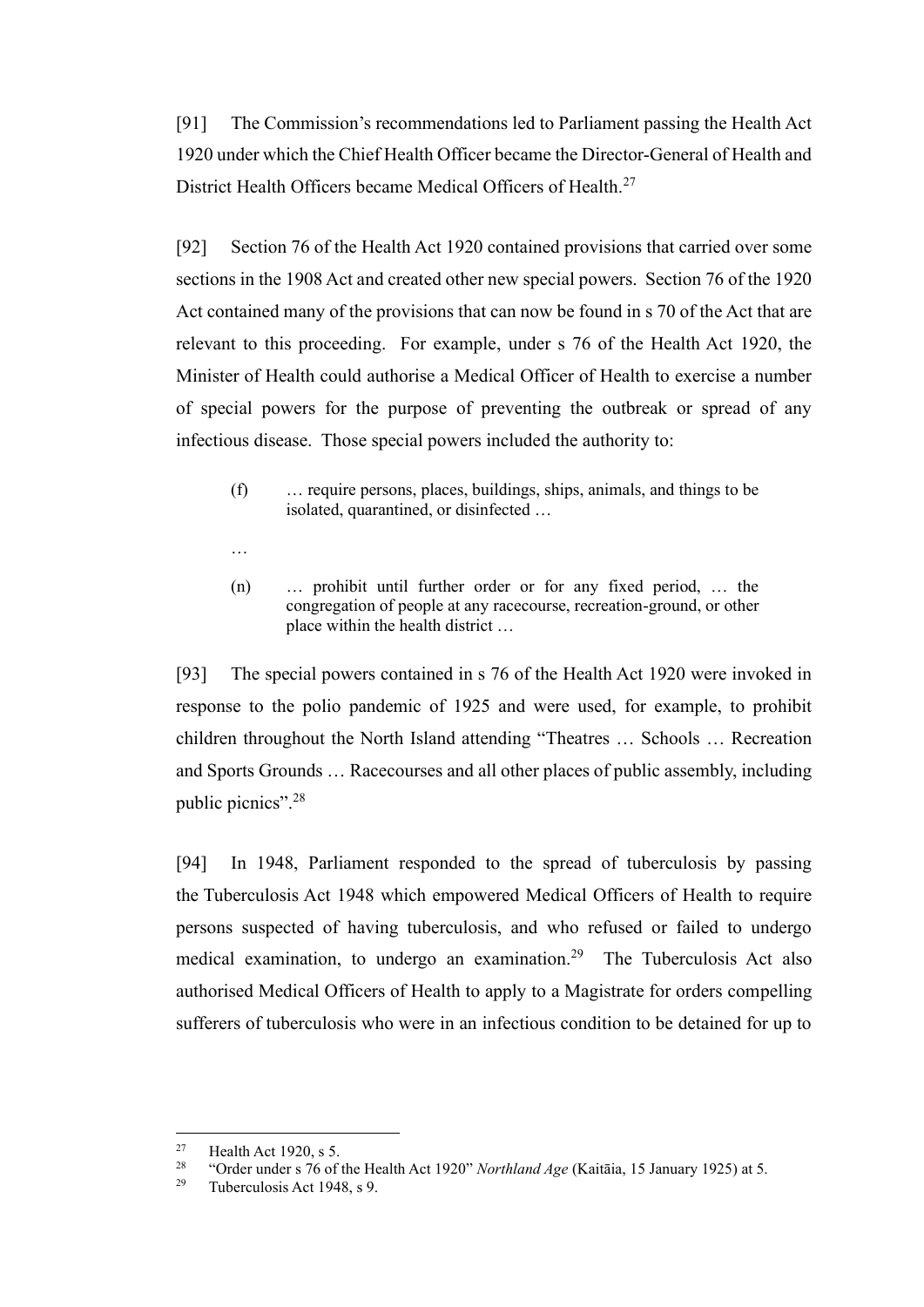[91] The Commission's recommendations led to Parliament passing the Health Act 1920 under which the Chief Health Officer became the Director-General of Health and District Health Officers became Medical Officers of Health.[27]

[92] Section 76 of the Health Act 1920 contained provisions that carried over some sections in the 1908 Act and created other new special powers. Section 76 of the 1920 Act contained many of the provisions that can now be found in s 70 of the Act that are relevant to this proceeding. For example, under s 76 of the Health Act 1920, the Minister of Health could authorise a Medical Officer of Health to exercise a number of special powers for the purpose of preventing the outbreak or spread of any infectious disease. Those special powers included the authority to:

> (f) … require persons, places, buildings, ships, animals, and things to be isolated, quarantined, or disinfected …
>
> …
>
> (n) … prohibit until further order or for any fixed period, … the congregation of people at any racecourse, recreation-ground, or other place within the health district …

[93] The special powers contained in s 76 of the Health Act 1920 were invoked in response to the polio pandemic of 1925 and were used, for example, to prohibit children throughout the North Island attending "Theatres … Schools … Recreation and Sports Grounds … Racecourses and all other places of public assembly, including public picnics".[28]

[94] In 1948, Parliament responded to the spread of tuberculosis by passing the Tuberculosis Act 1948 which empowered Medical Officers of Health to require persons suspected of having tuberculosis, and who refused or failed to undergo medical examination, to undergo an examination.[29] The Tuberculosis Act also authorised Medical Officers of Health to apply to a Magistrate for orders compelling sufferers of tuberculosis who were in an infectious condition to be detained for up to

---

[27] Health Act 1920, s 5.

[28] "Order under s 76 of the Health Act 1920" *Northland Age* (Kaitāia, 15 January 1925) at 5.

[29] Tuberculosis Act 1948, s 9.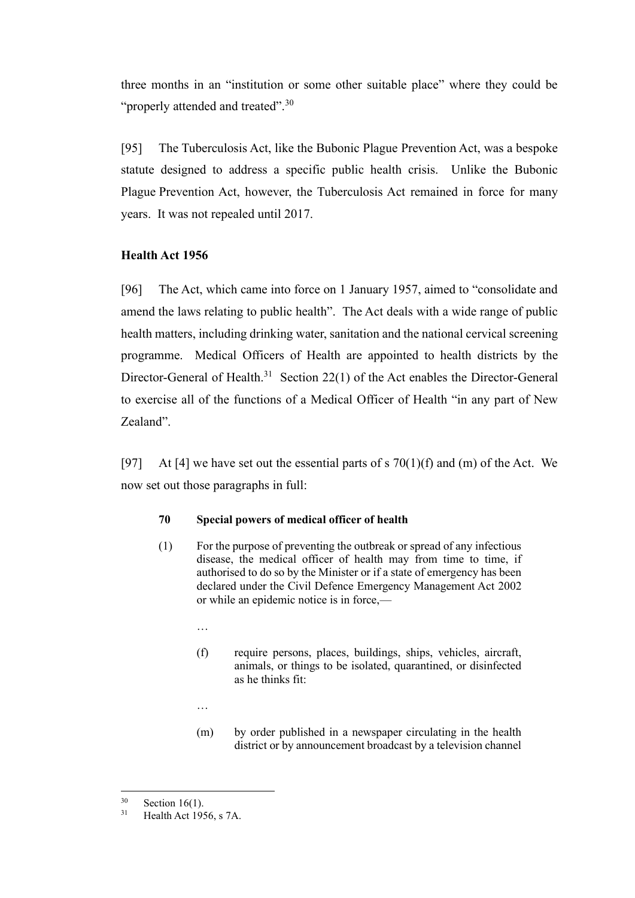three months in an "institution or some other suitable place" where they could be "properly attended and treated".[30]

[95] The Tuberculosis Act, like the Bubonic Plague Prevention Act, was a bespoke statute designed to address a specific public health crisis. Unlike the Bubonic Plague Prevention Act, however, the Tuberculosis Act remained in force for many years. It was not repealed until 2017.

**Health Act 1956**

[96] The Act, which came into force on 1 January 1957, aimed to "consolidate and amend the laws relating to public health". The Act deals with a wide range of public health matters, including drinking water, sanitation and the national cervical screening programme. Medical Officers of Health are appointed to health districts by the Director-General of Health.[31] Section 22(1) of the Act enables the Director-General to exercise all of the functions of a Medical Officer of Health "in any part of New Zealand".

[97] At [4] we have set out the essential parts of s 70(1)(f) and (m) of the Act. We now set out those paragraphs in full:

> **70 Special powers of medical officer of health**
>
> (1) For the purpose of preventing the outbreak or spread of any infectious disease, the medical officer of health may from time to time, if authorised to do so by the Minister or if a state of emergency has been declared under the Civil Defence Emergency Management Act 2002 or while an epidemic notice is in force,—
>
> …
>
> (f) require persons, places, buildings, ships, vehicles, aircraft, animals, or things to be isolated, quarantined, or disinfected as he thinks fit:
>
> …
>
> (m) by order published in a newspaper circulating in the health district or by announcement broadcast by a television channel

---

[30] Section 16(1).

[31] Health Act 1956, s 7A.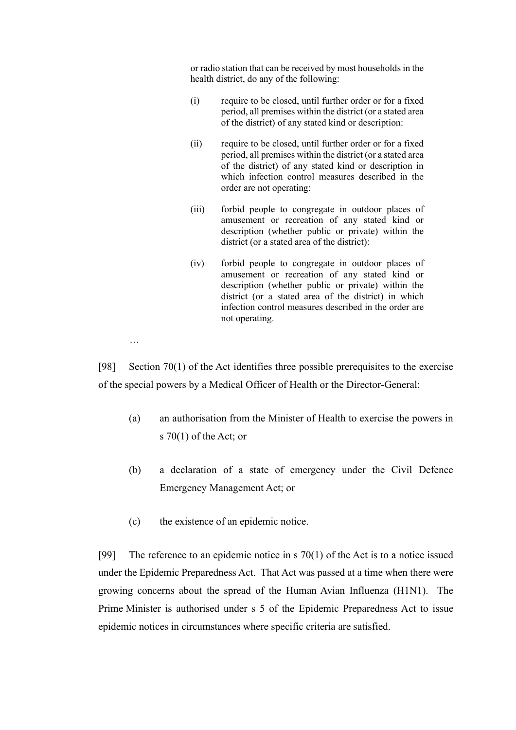> or radio station that can be received by most households in the health district, do any of the following:
>
> (i) require to be closed, until further order or for a fixed period, all premises within the district (or a stated area of the district) of any stated kind or description:
>
> (ii) require to be closed, until further order or for a fixed period, all premises within the district (or a stated area of the district) of any stated kind or description in which infection control measures described in the order are not operating:
>
> (iii) forbid people to congregate in outdoor places of amusement or recreation of any stated kind or description (whether public or private) within the district (or a stated area of the district):
>
> (iv) forbid people to congregate in outdoor places of amusement or recreation of any stated kind or description (whether public or private) within the district (or a stated area of the district) in which infection control measures described in the order are not operating.

…

[98] Section 70(1) of the Act identifies three possible prerequisites to the exercise of the special powers by a Medical Officer of Health or the Director-General:

(a) an authorisation from the Minister of Health to exercise the powers in s 70(1) of the Act; or

(b) a declaration of a state of emergency under the Civil Defence Emergency Management Act; or

(c) the existence of an epidemic notice.

[99] The reference to an epidemic notice in s 70(1) of the Act is to a notice issued under the Epidemic Preparedness Act. That Act was passed at a time when there were growing concerns about the spread of the Human Avian Influenza (H1N1). The Prime Minister is authorised under s 5 of the Epidemic Preparedness Act to issue epidemic notices in circumstances where specific criteria are satisfied.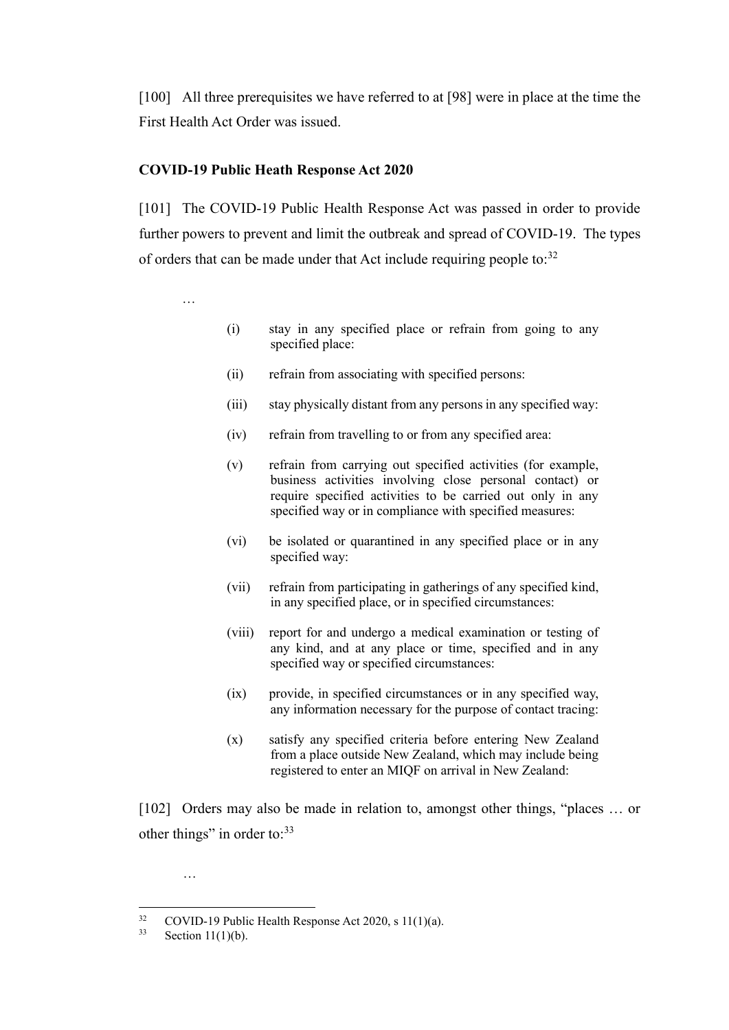[100] All three prerequisites we have referred to at [98] were in place at the time the First Health Act Order was issued.

## COVID-19 Public Heath Response Act 2020

[101] The COVID-19 Public Health Response Act was passed in order to provide further powers to prevent and limit the outbreak and spread of COVID-19. The types of orders that can be made under that Act include requiring people to:[32]

> …
>
> (i) stay in any specified place or refrain from going to any specified place:
>
> (ii) refrain from associating with specified persons:
>
> (iii) stay physically distant from any persons in any specified way:
>
> (iv) refrain from travelling to or from any specified area:
>
> (v) refrain from carrying out specified activities (for example, business activities involving close personal contact) or require specified activities to be carried out only in any specified way or in compliance with specified measures:
>
> (vi) be isolated or quarantined in any specified place or in any specified way:
>
> (vii) refrain from participating in gatherings of any specified kind, in any specified place, or in specified circumstances:
>
> (viii) report for and undergo a medical examination or testing of any kind, and at any place or time, specified and in any specified way or specified circumstances:
>
> (ix) provide, in specified circumstances or in any specified way, any information necessary for the purpose of contact tracing:
>
> (x) satisfy any specified criteria before entering New Zealand from a place outside New Zealand, which may include being registered to enter an MIQF on arrival in New Zealand:

[102] Orders may also be made in relation to, amongst other things, "places … or other things" in order to:[33]

> …

---

[32] COVID-19 Public Health Response Act 2020, s 11(1)(a).

[33] Section 11(1)(b).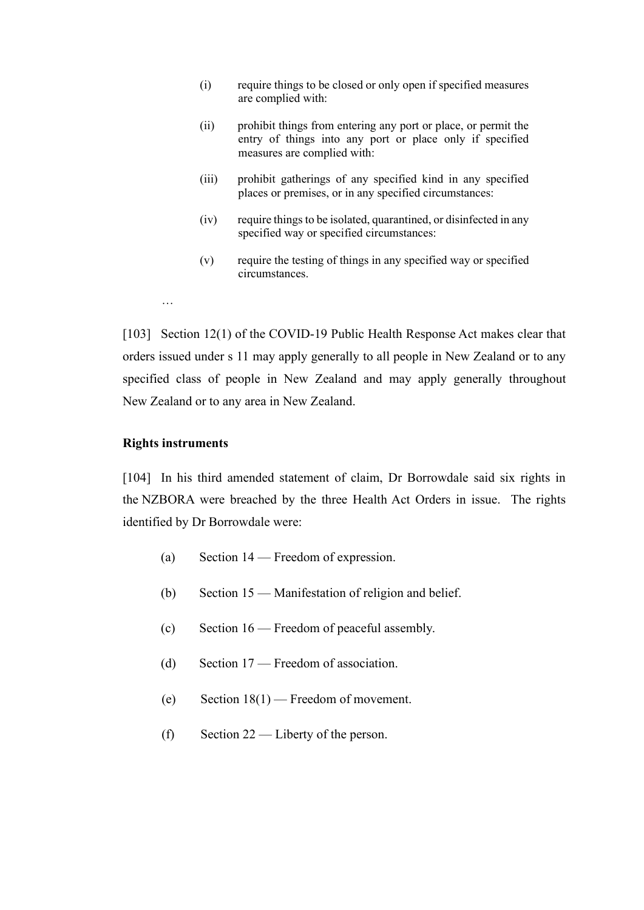(i) require things to be closed or only open if specified measures are complied with:

(ii) prohibit things from entering any port or place, or permit the entry of things into any port or place only if specified measures are complied with:

(iii) prohibit gatherings of any specified kind in any specified places or premises, or in any specified circumstances:

(iv) require things to be isolated, quarantined, or disinfected in any specified way or specified circumstances:

(v) require the testing of things in any specified way or specified circumstances.

…

[103] Section 12(1) of the COVID-19 Public Health Response Act makes clear that orders issued under s 11 may apply generally to all people in New Zealand or to any specified class of people in New Zealand and may apply generally throughout New Zealand or to any area in New Zealand.

**Rights instruments**

[104] In his third amended statement of claim, Dr Borrowdale said six rights in the NZBORA were breached by the three Health Act Orders in issue. The rights identified by Dr Borrowdale were:

(a) Section 14 — Freedom of expression.

(b) Section 15 — Manifestation of religion and belief.

(c) Section 16 — Freedom of peaceful assembly.

(d) Section 17 — Freedom of association.

(e) Section 18(1) — Freedom of movement.

(f) Section 22 — Liberty of the person.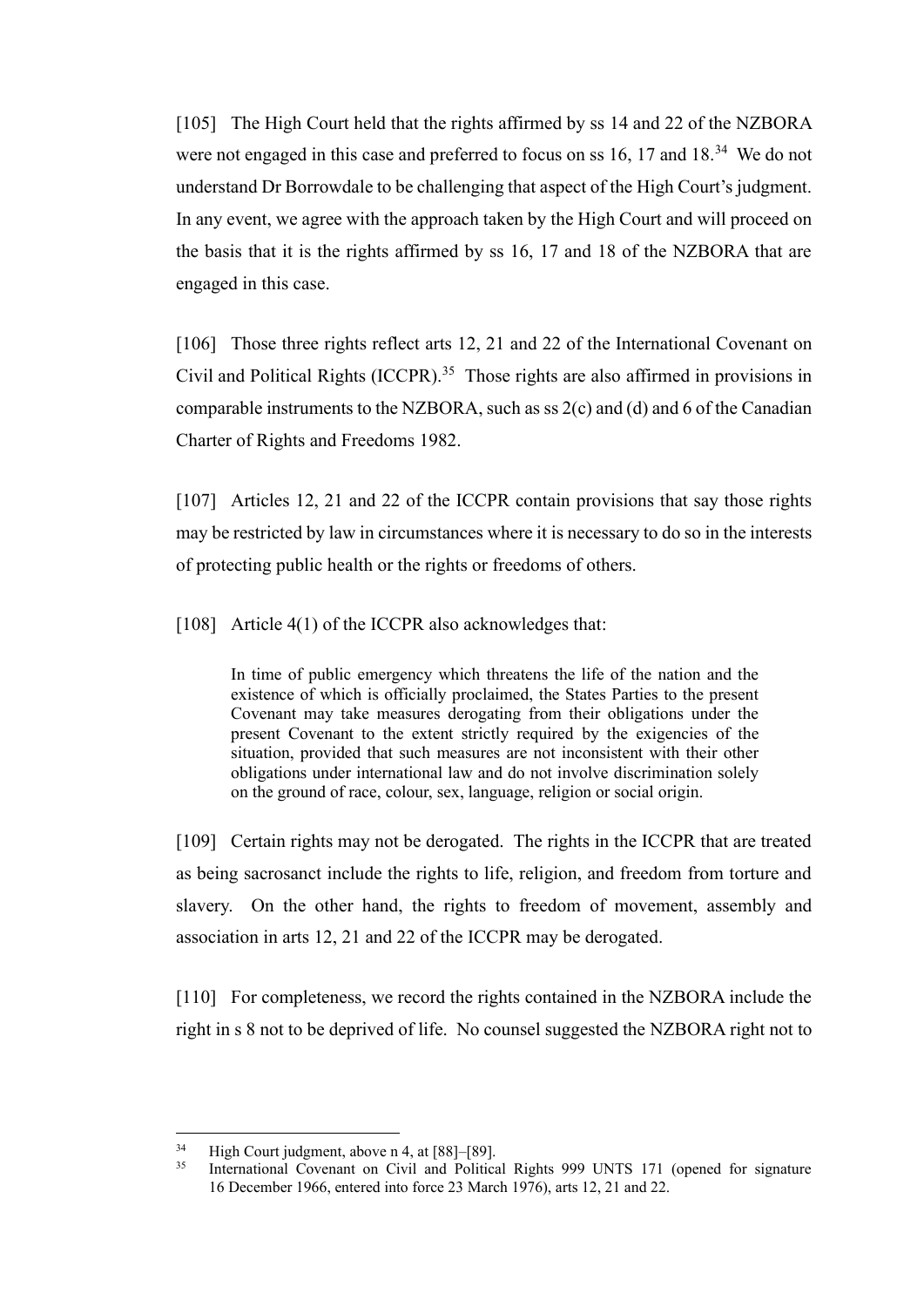[105] The High Court held that the rights affirmed by ss 14 and 22 of the NZBORA were not engaged in this case and preferred to focus on ss 16, 17 and 18.[34] We do not understand Dr Borrowdale to be challenging that aspect of the High Court's judgment. In any event, we agree with the approach taken by the High Court and will proceed on the basis that it is the rights affirmed by ss 16, 17 and 18 of the NZBORA that are engaged in this case.

[106] Those three rights reflect arts 12, 21 and 22 of the International Covenant on Civil and Political Rights (ICCPR).[35] Those rights are also affirmed in provisions in comparable instruments to the NZBORA, such as ss 2(c) and (d) and 6 of the Canadian Charter of Rights and Freedoms 1982.

[107] Articles 12, 21 and 22 of the ICCPR contain provisions that say those rights may be restricted by law in circumstances where it is necessary to do so in the interests of protecting public health or the rights or freedoms of others.

[108] Article 4(1) of the ICCPR also acknowledges that:

> In time of public emergency which threatens the life of the nation and the existence of which is officially proclaimed, the States Parties to the present Covenant may take measures derogating from their obligations under the present Covenant to the extent strictly required by the exigencies of the situation, provided that such measures are not inconsistent with their other obligations under international law and do not involve discrimination solely on the ground of race, colour, sex, language, religion or social origin.

[109] Certain rights may not be derogated. The rights in the ICCPR that are treated as being sacrosanct include the rights to life, religion, and freedom from torture and slavery. On the other hand, the rights to freedom of movement, assembly and association in arts 12, 21 and 22 of the ICCPR may be derogated.

[110] For completeness, we record the rights contained in the NZBORA include the right in s 8 not to be deprived of life. No counsel suggested the NZBORA right not to

---

[34] High Court judgment, above n 4, at [88]–[89].

[35] International Covenant on Civil and Political Rights 999 UNTS 171 (opened for signature 16 December 1966, entered into force 23 March 1976), arts 12, 21 and 22.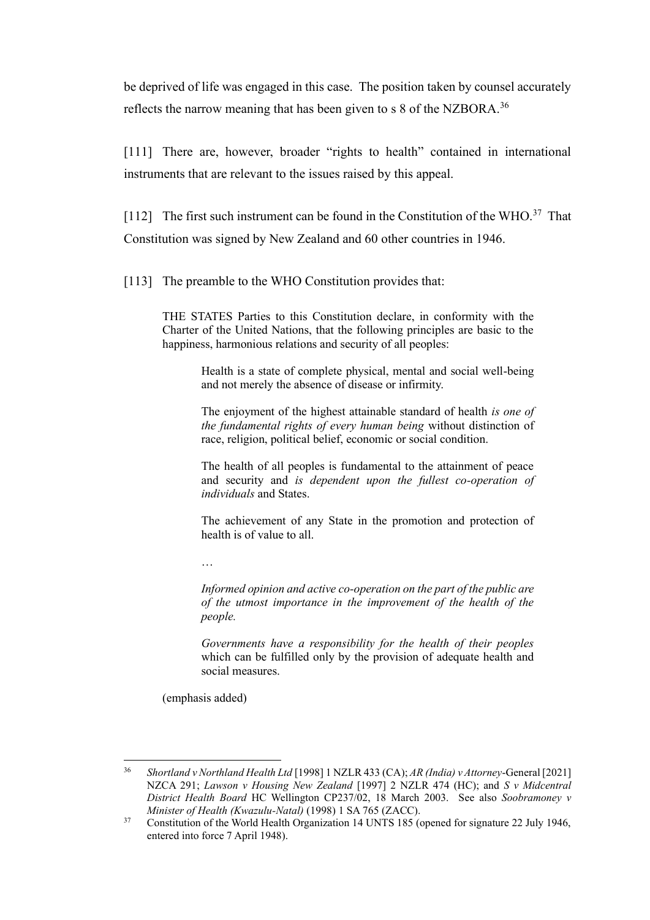be deprived of life was engaged in this case. The position taken by counsel accurately reflects the narrow meaning that has been given to s 8 of the NZBORA.[36]

[111] There are, however, broader "rights to health" contained in international instruments that are relevant to the issues raised by this appeal.

[112] The first such instrument can be found in the Constitution of the WHO.[37] That Constitution was signed by New Zealand and 60 other countries in 1946.

[113] The preamble to the WHO Constitution provides that:

> THE STATES Parties to this Constitution declare, in conformity with the Charter of the United Nations, that the following principles are basic to the happiness, harmonious relations and security of all peoples:
>
> > Health is a state of complete physical, mental and social well-being and not merely the absence of disease or infirmity.
> >
> > The enjoyment of the highest attainable standard of health *is one of the fundamental rights of every human being* without distinction of race, religion, political belief, economic or social condition.
> >
> > The health of all peoples is fundamental to the attainment of peace and security and *is dependent upon the fullest co-operation of individuals* and States.
> >
> > The achievement of any State in the promotion and protection of health is of value to all.
> >
> > …
> >
> > *Informed opinion and active co-operation on the part of the public are of the utmost importance in the improvement of the health of the people.*
> >
> > *Governments have a responsibility for the health of their peoples* which can be fulfilled only by the provision of adequate health and social measures.
>
> (emphasis added)

---

[36] *Shortland v Northland Health Ltd* [1998] 1 NZLR 433 (CA); *AR (India) v Attorney-*General [2021] NZCA 291; *Lawson v Housing New Zealand* [1997] 2 NZLR 474 (HC); and *S v Midcentral District Health Board* HC Wellington CP237/02, 18 March 2003. See also *Soobramoney v Minister of Health (Kwazulu-Natal)* (1998) 1 SA 765 (ZACC).

[37] Constitution of the World Health Organization 14 UNTS 185 (opened for signature 22 July 1946, entered into force 7 April 1948).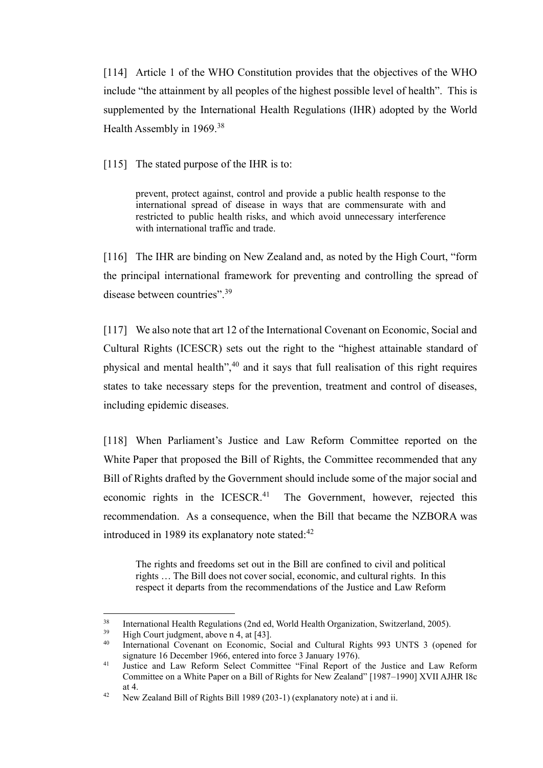[114] Article 1 of the WHO Constitution provides that the objectives of the WHO include "the attainment by all peoples of the highest possible level of health". This is supplemented by the International Health Regulations (IHR) adopted by the World Health Assembly in 1969.[38]

[115] The stated purpose of the IHR is to:

> prevent, protect against, control and provide a public health response to the international spread of disease in ways that are commensurate with and restricted to public health risks, and which avoid unnecessary interference with international traffic and trade.

[116] The IHR are binding on New Zealand and, as noted by the High Court, "form the principal international framework for preventing and controlling the spread of disease between countries".[39]

[117] We also note that art 12 of the International Covenant on Economic, Social and Cultural Rights (ICESCR) sets out the right to the "highest attainable standard of physical and mental health",[40] and it says that full realisation of this right requires states to take necessary steps for the prevention, treatment and control of diseases, including epidemic diseases.

[118] When Parliament's Justice and Law Reform Committee reported on the White Paper that proposed the Bill of Rights, the Committee recommended that any Bill of Rights drafted by the Government should include some of the major social and economic rights in the ICESCR.[41] The Government, however, rejected this recommendation. As a consequence, when the Bill that became the NZBORA was introduced in 1989 its explanatory note stated:[42]

> The rights and freedoms set out in the Bill are confined to civil and political rights … The Bill does not cover social, economic, and cultural rights. In this respect it departs from the recommendations of the Justice and Law Reform

---

[38] International Health Regulations (2nd ed, World Health Organization, Switzerland, 2005).

[39] High Court judgment, above n 4, at [43].

[40] International Covenant on Economic, Social and Cultural Rights 993 UNTS 3 (opened for signature 16 December 1966, entered into force 3 January 1976).

[41] Justice and Law Reform Select Committee "Final Report of the Justice and Law Reform Committee on a White Paper on a Bill of Rights for New Zealand" [1987–1990] XVII AJHR I8c at 4.

[42] New Zealand Bill of Rights Bill 1989 (203-1) (explanatory note) at i and ii.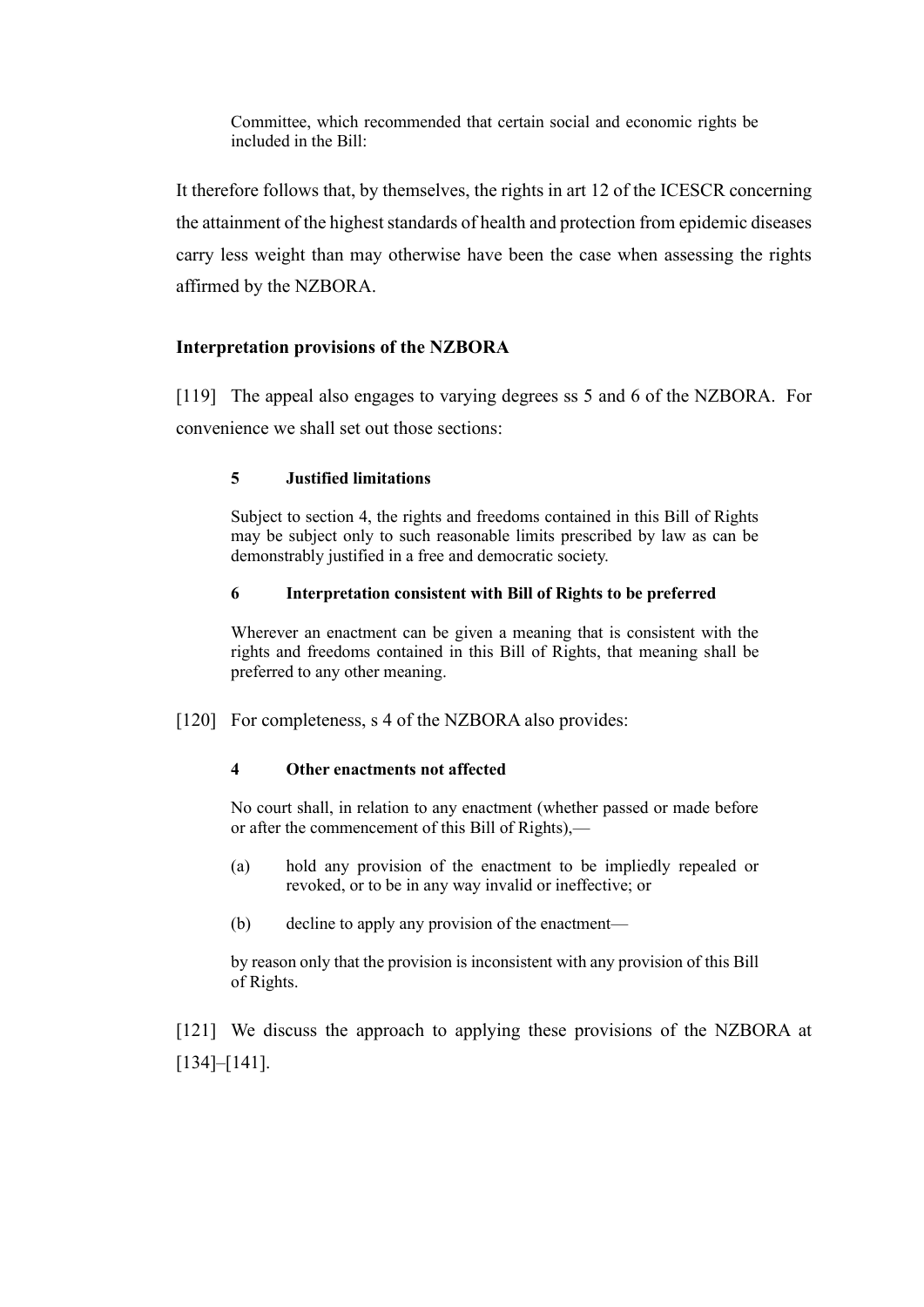> Committee, which recommended that certain social and economic rights be included in the Bill:

It therefore follows that, by themselves, the rights in art 12 of the ICESCR concerning the attainment of the highest standards of health and protection from epidemic diseases carry less weight than may otherwise have been the case when assessing the rights affirmed by the NZBORA.

**Interpretation provisions of the NZBORA**

[119] The appeal also engages to varying degrees ss 5 and 6 of the NZBORA. For convenience we shall set out those sections:

> **5 Justified limitations**
>
> Subject to section 4, the rights and freedoms contained in this Bill of Rights may be subject only to such reasonable limits prescribed by law as can be demonstrably justified in a free and democratic society.
>
> **6 Interpretation consistent with Bill of Rights to be preferred**
>
> Wherever an enactment can be given a meaning that is consistent with the rights and freedoms contained in this Bill of Rights, that meaning shall be preferred to any other meaning.

[120] For completeness, s 4 of the NZBORA also provides:

> **4 Other enactments not affected**
>
> No court shall, in relation to any enactment (whether passed or made before or after the commencement of this Bill of Rights),—
>
> (a) hold any provision of the enactment to be impliedly repealed or revoked, or to be in any way invalid or ineffective; or
>
> (b) decline to apply any provision of the enactment—
>
> by reason only that the provision is inconsistent with any provision of this Bill of Rights.

[121] We discuss the approach to applying these provisions of the NZBORA at [134]–[141].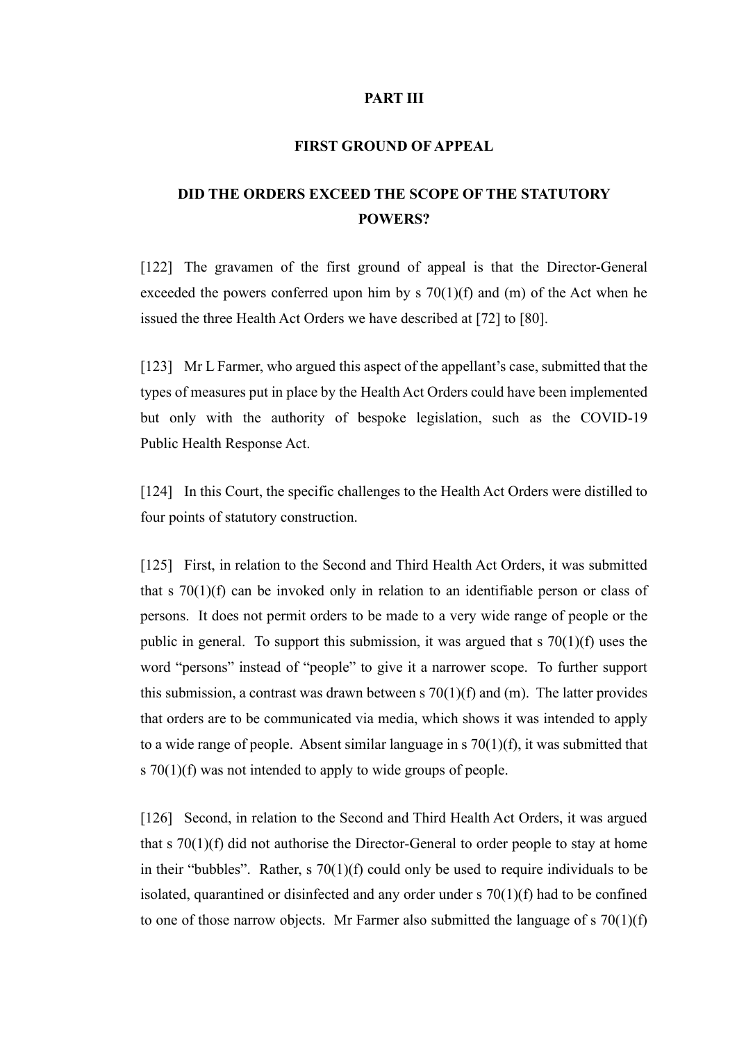## PART III

### FIRST GROUND OF APPEAL

### DID THE ORDERS EXCEED THE SCOPE OF THE STATUTORY POWERS?

[122] The gravamen of the first ground of appeal is that the Director-General exceeded the powers conferred upon him by s 70(1)(f) and (m) of the Act when he issued the three Health Act Orders we have described at [72] to [80].

[123] Mr L Farmer, who argued this aspect of the appellant's case, submitted that the types of measures put in place by the Health Act Orders could have been implemented but only with the authority of bespoke legislation, such as the COVID-19 Public Health Response Act.

[124] In this Court, the specific challenges to the Health Act Orders were distilled to four points of statutory construction.

[125] First, in relation to the Second and Third Health Act Orders, it was submitted that s 70(1)(f) can be invoked only in relation to an identifiable person or class of persons. It does not permit orders to be made to a very wide range of people or the public in general. To support this submission, it was argued that s 70(1)(f) uses the word "persons" instead of "people" to give it a narrower scope. To further support this submission, a contrast was drawn between s 70(1)(f) and (m). The latter provides that orders are to be communicated via media, which shows it was intended to apply to a wide range of people. Absent similar language in s 70(1)(f), it was submitted that s 70(1)(f) was not intended to apply to wide groups of people.

[126] Second, in relation to the Second and Third Health Act Orders, it was argued that s 70(1)(f) did not authorise the Director-General to order people to stay at home in their "bubbles". Rather, s 70(1)(f) could only be used to require individuals to be isolated, quarantined or disinfected and any order under s 70(1)(f) had to be confined to one of those narrow objects. Mr Farmer also submitted the language of s 70(1)(f)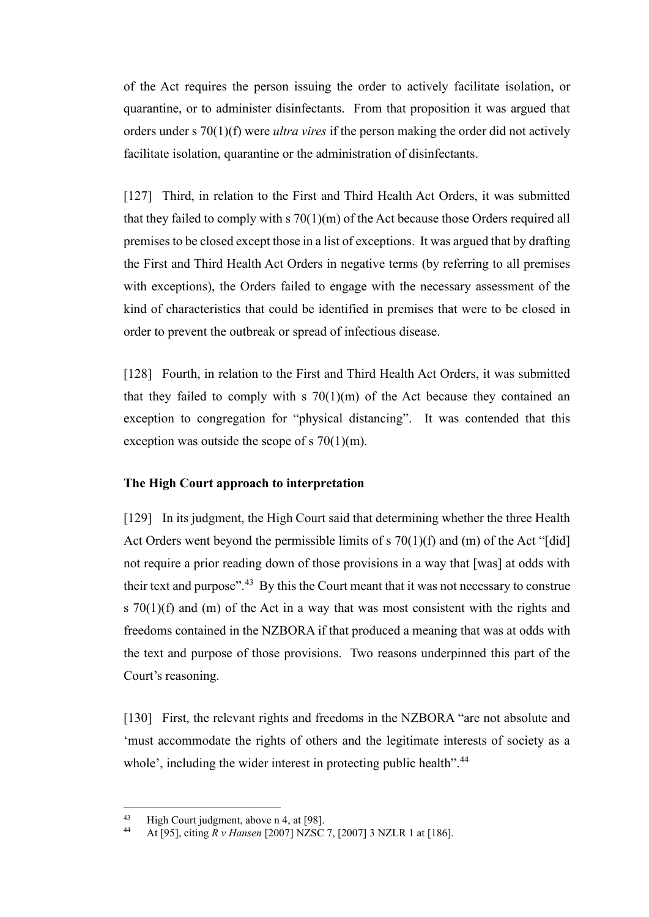of the Act requires the person issuing the order to actively facilitate isolation, or quarantine, or to administer disinfectants. From that proposition it was argued that orders under s 70(1)(f) were *ultra vires* if the person making the order did not actively facilitate isolation, quarantine or the administration of disinfectants.

[127] Third, in relation to the First and Third Health Act Orders, it was submitted that they failed to comply with s 70(1)(m) of the Act because those Orders required all premises to be closed except those in a list of exceptions. It was argued that by drafting the First and Third Health Act Orders in negative terms (by referring to all premises with exceptions), the Orders failed to engage with the necessary assessment of the kind of characteristics that could be identified in premises that were to be closed in order to prevent the outbreak or spread of infectious disease.

[128] Fourth, in relation to the First and Third Health Act Orders, it was submitted that they failed to comply with s 70(1)(m) of the Act because they contained an exception to congregation for "physical distancing". It was contended that this exception was outside the scope of s 70(1)(m).

### The High Court approach to interpretation

[129] In its judgment, the High Court said that determining whether the three Health Act Orders went beyond the permissible limits of s 70(1)(f) and (m) of the Act "[did] not require a prior reading down of those provisions in a way that [was] at odds with their text and purpose".[43] By this the Court meant that it was not necessary to construe s 70(1)(f) and (m) of the Act in a way that was most consistent with the rights and freedoms contained in the NZBORA if that produced a meaning that was at odds with the text and purpose of those provisions. Two reasons underpinned this part of the Court's reasoning.

[130] First, the relevant rights and freedoms in the NZBORA "are not absolute and 'must accommodate the rights of others and the legitimate interests of society as a whole', including the wider interest in protecting public health".[44]

---

[43] High Court judgment, above n 4, at [98].

[44] At [95], citing *R v Hansen* [2007] NZSC 7, [2007] 3 NZLR 1 at [186].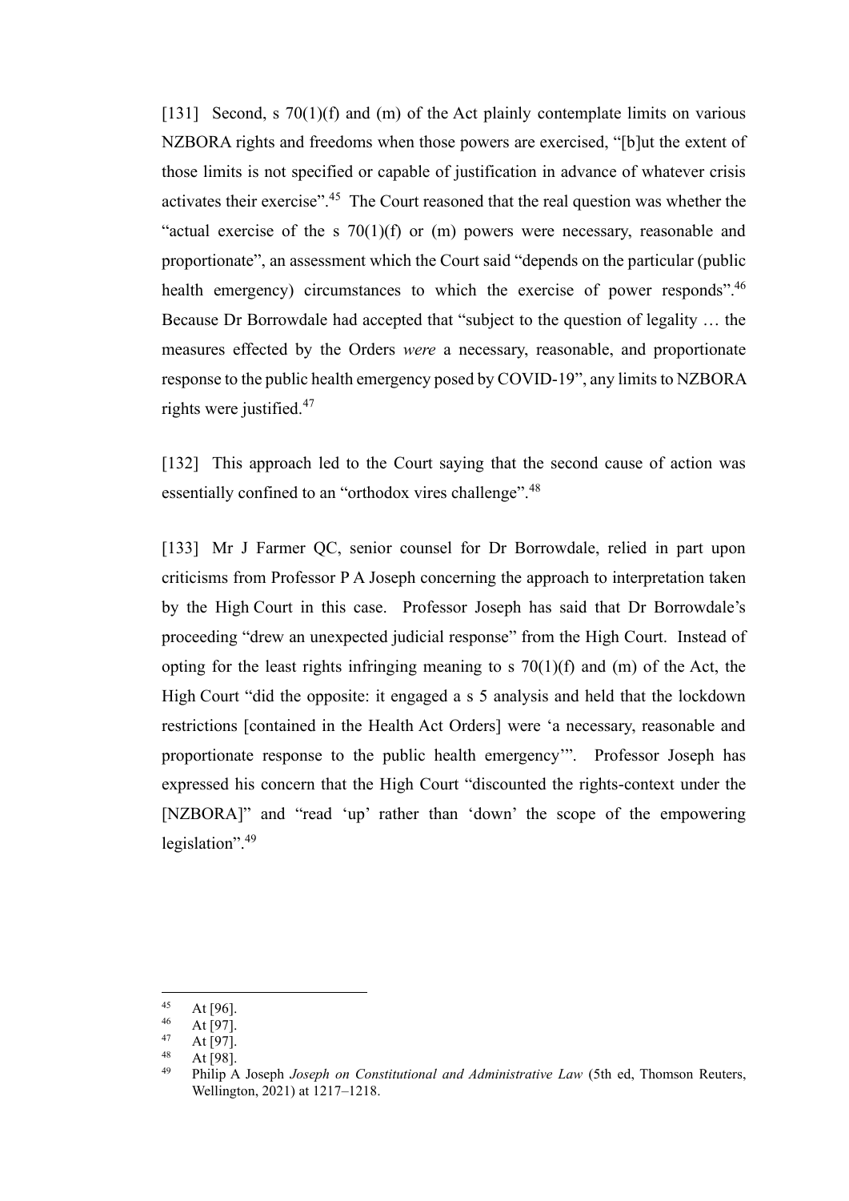[131] Second, s 70(1)(f) and (m) of the Act plainly contemplate limits on various NZBORA rights and freedoms when those powers are exercised, "[b]ut the extent of those limits is not specified or capable of justification in advance of whatever crisis activates their exercise".[45] The Court reasoned that the real question was whether the "actual exercise of the s 70(1)(f) or (m) powers were necessary, reasonable and proportionate", an assessment which the Court said "depends on the particular (public health emergency) circumstances to which the exercise of power responds".[46] Because Dr Borrowdale had accepted that "subject to the question of legality … the measures effected by the Orders *were* a necessary, reasonable, and proportionate response to the public health emergency posed by COVID-19", any limits to NZBORA rights were justified.[47]

[132] This approach led to the Court saying that the second cause of action was essentially confined to an "orthodox vires challenge".[48]

[133] Mr J Farmer QC, senior counsel for Dr Borrowdale, relied in part upon criticisms from Professor P A Joseph concerning the approach to interpretation taken by the High Court in this case. Professor Joseph has said that Dr Borrowdale's proceeding "drew an unexpected judicial response" from the High Court. Instead of opting for the least rights infringing meaning to s 70(1)(f) and (m) of the Act, the High Court "did the opposite: it engaged a s 5 analysis and held that the lockdown restrictions [contained in the Health Act Orders] were 'a necessary, reasonable and proportionate response to the public health emergency'". Professor Joseph has expressed his concern that the High Court "discounted the rights-context under the [NZBORA]" and "read 'up' rather than 'down' the scope of the empowering legislation".[49]

---

[45] At [96].

[46] At [97].

[47] At [97].

[48] At [98].

[49] Philip A Joseph *Joseph on Constitutional and Administrative Law* (5th ed, Thomson Reuters, Wellington, 2021) at 1217–1218.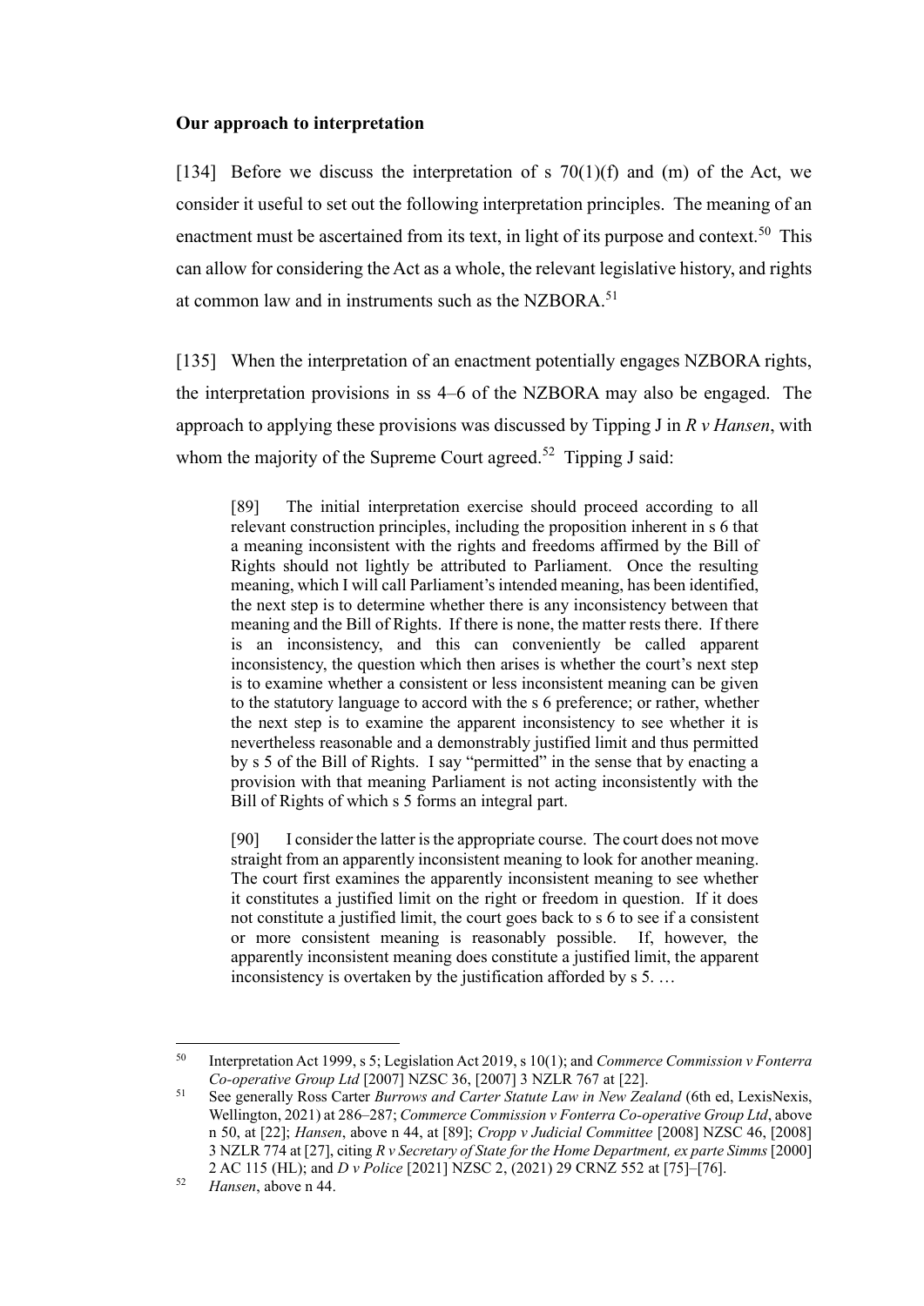**Our approach to interpretation**

[134] Before we discuss the interpretation of s 70(1)(f) and (m) of the Act, we consider it useful to set out the following interpretation principles. The meaning of an enactment must be ascertained from its text, in light of its purpose and context.[50] This can allow for considering the Act as a whole, the relevant legislative history, and rights at common law and in instruments such as the NZBORA.[51]

[135] When the interpretation of an enactment potentially engages NZBORA rights, the interpretation provisions in ss 4–6 of the NZBORA may also be engaged. The approach to applying these provisions was discussed by Tipping J in *R v Hansen*, with whom the majority of the Supreme Court agreed.[52] Tipping J said:

> [89] The initial interpretation exercise should proceed according to all relevant construction principles, including the proposition inherent in s 6 that a meaning inconsistent with the rights and freedoms affirmed by the Bill of Rights should not lightly be attributed to Parliament. Once the resulting meaning, which I will call Parliament's intended meaning, has been identified, the next step is to determine whether there is any inconsistency between that meaning and the Bill of Rights. If there is none, the matter rests there. If there is an inconsistency, and this can conveniently be called apparent inconsistency, the question which then arises is whether the court's next step is to examine whether a consistent or less inconsistent meaning can be given to the statutory language to accord with the s 6 preference; or rather, whether the next step is to examine the apparent inconsistency to see whether it is nevertheless reasonable and a demonstrably justified limit and thus permitted by s 5 of the Bill of Rights. I say "permitted" in the sense that by enacting a provision with that meaning Parliament is not acting inconsistently with the Bill of Rights of which s 5 forms an integral part.
>
> [90] I consider the latter is the appropriate course. The court does not move straight from an apparently inconsistent meaning to look for another meaning. The court first examines the apparently inconsistent meaning to see whether it constitutes a justified limit on the right or freedom in question. If it does not constitute a justified limit, the court goes back to s 6 to see if a consistent or more consistent meaning is reasonably possible. If, however, the apparently inconsistent meaning does constitute a justified limit, the apparent inconsistency is overtaken by the justification afforded by s 5. …

---

[50] Interpretation Act 1999, s 5; Legislation Act 2019, s 10(1); and *Commerce Commission v Fonterra Co-operative Group Ltd* [2007] NZSC 36, [2007] 3 NZLR 767 at [22].

[51] See generally Ross Carter *Burrows and Carter Statute Law in New Zealand* (6th ed, LexisNexis, Wellington, 2021) at 286–287; *Commerce Commission v Fonterra Co-operative Group Ltd*, above n 50, at [22]; *Hansen*, above n 44, at [89]; *Cropp v Judicial Committee* [2008] NZSC 46, [2008] 3 NZLR 774 at [27], citing *R v Secretary of State for the Home Department, ex parte Simms* [2000] 2 AC 115 (HL); and *D v Police* [2021] NZSC 2, (2021) 29 CRNZ 552 at [75]–[76].

[52] *Hansen*, above n 44.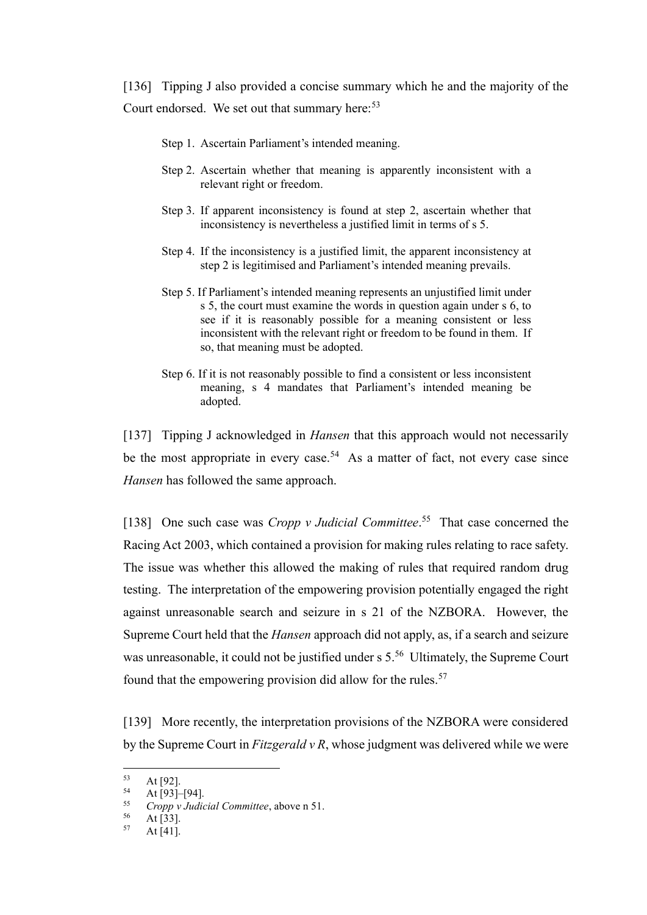[136] Tipping J also provided a concise summary which he and the majority of the Court endorsed. We set out that summary here:[53]

> Step 1. Ascertain Parliament's intended meaning.
>
> Step 2. Ascertain whether that meaning is apparently inconsistent with a relevant right or freedom.
>
> Step 3. If apparent inconsistency is found at step 2, ascertain whether that inconsistency is nevertheless a justified limit in terms of s 5.
>
> Step 4. If the inconsistency is a justified limit, the apparent inconsistency at step 2 is legitimised and Parliament's intended meaning prevails.
>
> Step 5. If Parliament's intended meaning represents an unjustified limit under s 5, the court must examine the words in question again under s 6, to see if it is reasonably possible for a meaning consistent or less inconsistent with the relevant right or freedom to be found in them. If so, that meaning must be adopted.
>
> Step 6. If it is not reasonably possible to find a consistent or less inconsistent meaning, s 4 mandates that Parliament's intended meaning be adopted.

[137] Tipping J acknowledged in *Hansen* that this approach would not necessarily be the most appropriate in every case.[54] As a matter of fact, not every case since *Hansen* has followed the same approach.

[138] One such case was *Cropp v Judicial Committee*.[55] That case concerned the Racing Act 2003, which contained a provision for making rules relating to race safety. The issue was whether this allowed the making of rules that required random drug testing. The interpretation of the empowering provision potentially engaged the right against unreasonable search and seizure in s 21 of the NZBORA. However, the Supreme Court held that the *Hansen* approach did not apply, as, if a search and seizure was unreasonable, it could not be justified under s 5.[56] Ultimately, the Supreme Court found that the empowering provision did allow for the rules.[57]

[139] More recently, the interpretation provisions of the NZBORA were considered by the Supreme Court in *Fitzgerald v R*, whose judgment was delivered while we were

---

[53] At [92].

[54] At [93]–[94].

[55] *Cropp v Judicial Committee*, above n 51.

[56] At [33].

[57] At [41].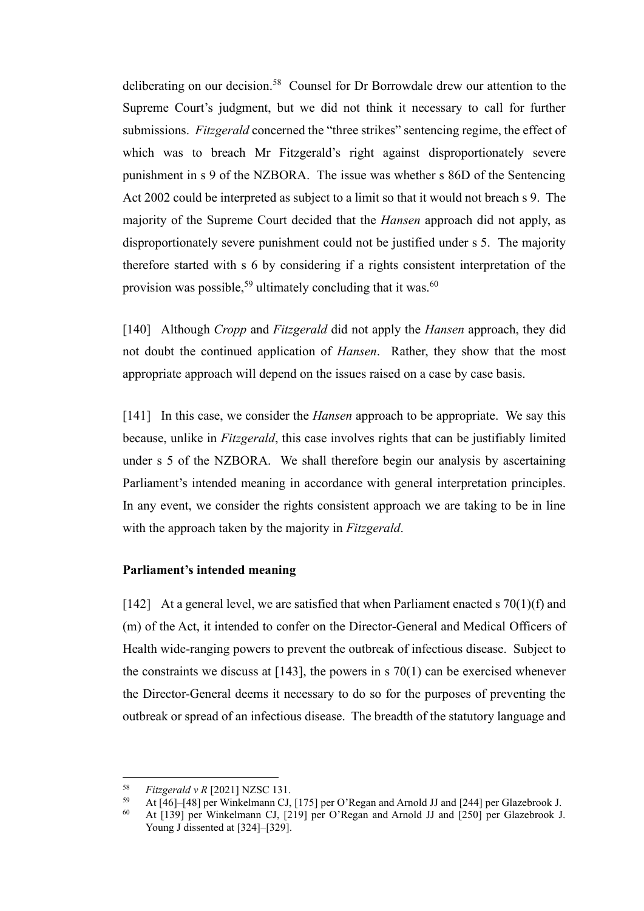deliberating on our decision.[58] Counsel for Dr Borrowdale drew our attention to the Supreme Court's judgment, but we did not think it necessary to call for further submissions. *Fitzgerald* concerned the "three strikes" sentencing regime, the effect of which was to breach Mr Fitzgerald's right against disproportionately severe punishment in s 9 of the NZBORA. The issue was whether s 86D of the Sentencing Act 2002 could be interpreted as subject to a limit so that it would not breach s 9. The majority of the Supreme Court decided that the *Hansen* approach did not apply, as disproportionately severe punishment could not be justified under s 5. The majority therefore started with s 6 by considering if a rights consistent interpretation of the provision was possible,[59] ultimately concluding that it was.[60]

[140] Although *Cropp* and *Fitzgerald* did not apply the *Hansen* approach, they did not doubt the continued application of *Hansen*. Rather, they show that the most appropriate approach will depend on the issues raised on a case by case basis.

[141] In this case, we consider the *Hansen* approach to be appropriate. We say this because, unlike in *Fitzgerald*, this case involves rights that can be justifiably limited under s 5 of the NZBORA. We shall therefore begin our analysis by ascertaining Parliament's intended meaning in accordance with general interpretation principles. In any event, we consider the rights consistent approach we are taking to be in line with the approach taken by the majority in *Fitzgerald*.

**Parliament's intended meaning**

[142] At a general level, we are satisfied that when Parliament enacted s 70(1)(f) and (m) of the Act, it intended to confer on the Director-General and Medical Officers of Health wide-ranging powers to prevent the outbreak of infectious disease. Subject to the constraints we discuss at [143], the powers in s 70(1) can be exercised whenever the Director-General deems it necessary to do so for the purposes of preventing the outbreak or spread of an infectious disease. The breadth of the statutory language and

---

[58] *Fitzgerald v R* [2021] NZSC 131.

[59] At [46]–[48] per Winkelmann CJ, [175] per O'Regan and Arnold JJ and [244] per Glazebrook J.

[60] At [139] per Winkelmann CJ, [219] per O'Regan and Arnold JJ and [250] per Glazebrook J. Young J dissented at [324]–[329].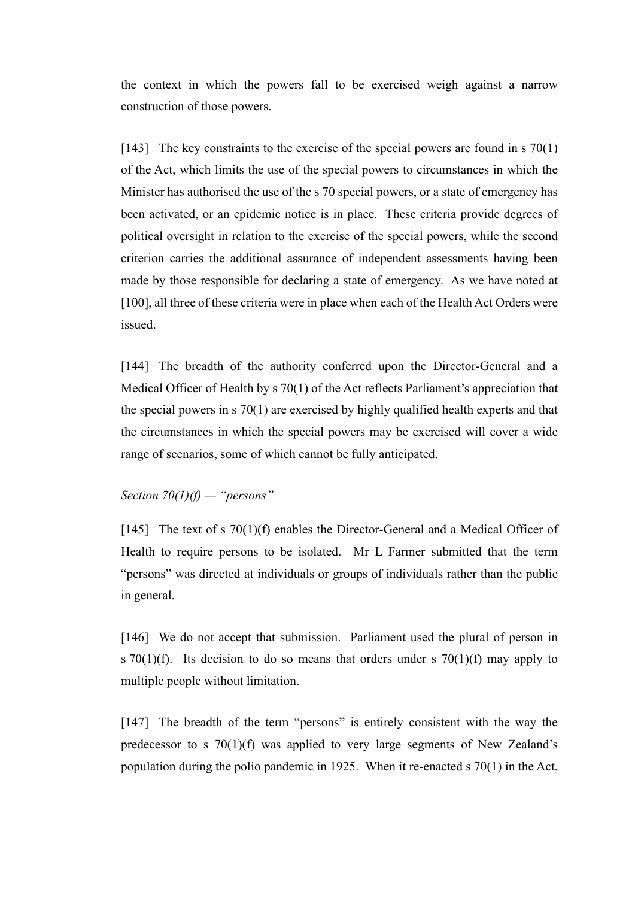the context in which the powers fall to be exercised weigh against a narrow construction of those powers.

[143] The key constraints to the exercise of the special powers are found in s 70(1) of the Act, which limits the use of the special powers to circumstances in which the Minister has authorised the use of the s 70 special powers, or a state of emergency has been activated, or an epidemic notice is in place. These criteria provide degrees of political oversight in relation to the exercise of the special powers, while the second criterion carries the additional assurance of independent assessments having been made by those responsible for declaring a state of emergency. As we have noted at [100], all three of these criteria were in place when each of the Health Act Orders were issued.

[144] The breadth of the authority conferred upon the Director-General and a Medical Officer of Health by s 70(1) of the Act reflects Parliament's appreciation that the special powers in s 70(1) are exercised by highly qualified health experts and that the circumstances in which the special powers may be exercised will cover a wide range of scenarios, some of which cannot be fully anticipated.

*Section 70(1)(f) — "persons"*

[145] The text of s 70(1)(f) enables the Director-General and a Medical Officer of Health to require persons to be isolated. Mr L Farmer submitted that the term "persons" was directed at individuals or groups of individuals rather than the public in general.

[146] We do not accept that submission. Parliament used the plural of person in s 70(1)(f). Its decision to do so means that orders under s 70(1)(f) may apply to multiple people without limitation.

[147] The breadth of the term "persons" is entirely consistent with the way the predecessor to s 70(1)(f) was applied to very large segments of New Zealand's population during the polio pandemic in 1925. When it re-enacted s 70(1) in the Act,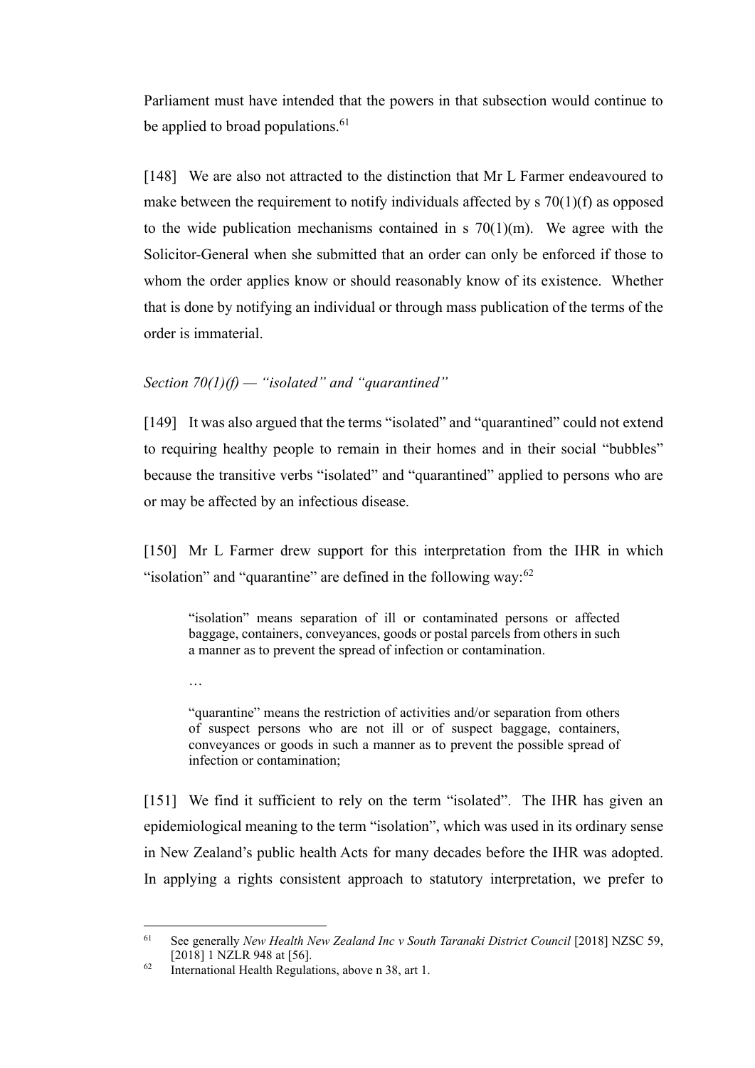Parliament must have intended that the powers in that subsection would continue to be applied to broad populations.[61]

[148] We are also not attracted to the distinction that Mr L Farmer endeavoured to make between the requirement to notify individuals affected by s 70(1)(f) as opposed to the wide publication mechanisms contained in s 70(1)(m). We agree with the Solicitor-General when she submitted that an order can only be enforced if those to whom the order applies know or should reasonably know of its existence. Whether that is done by notifying an individual or through mass publication of the terms of the order is immaterial.

*Section 70(1)(f) — "isolated" and "quarantined"*

[149] It was also argued that the terms "isolated" and "quarantined" could not extend to requiring healthy people to remain in their homes and in their social "bubbles" because the transitive verbs "isolated" and "quarantined" applied to persons who are or may be affected by an infectious disease.

[150] Mr L Farmer drew support for this interpretation from the IHR in which "isolation" and "quarantine" are defined in the following way:[62]

> "isolation" means separation of ill or contaminated persons or affected baggage, containers, conveyances, goods or postal parcels from others in such a manner as to prevent the spread of infection or contamination.
>
> …
>
> "quarantine" means the restriction of activities and/or separation from others of suspect persons who are not ill or of suspect baggage, containers, conveyances or goods in such a manner as to prevent the possible spread of infection or contamination;

[151] We find it sufficient to rely on the term "isolated". The IHR has given an epidemiological meaning to the term "isolation", which was used in its ordinary sense in New Zealand's public health Acts for many decades before the IHR was adopted. In applying a rights consistent approach to statutory interpretation, we prefer to

---

[61] See generally *New Health New Zealand Inc v South Taranaki District Council* [2018] NZSC 59, [2018] 1 NZLR 948 at [56].

[62] International Health Regulations, above n 38, art 1.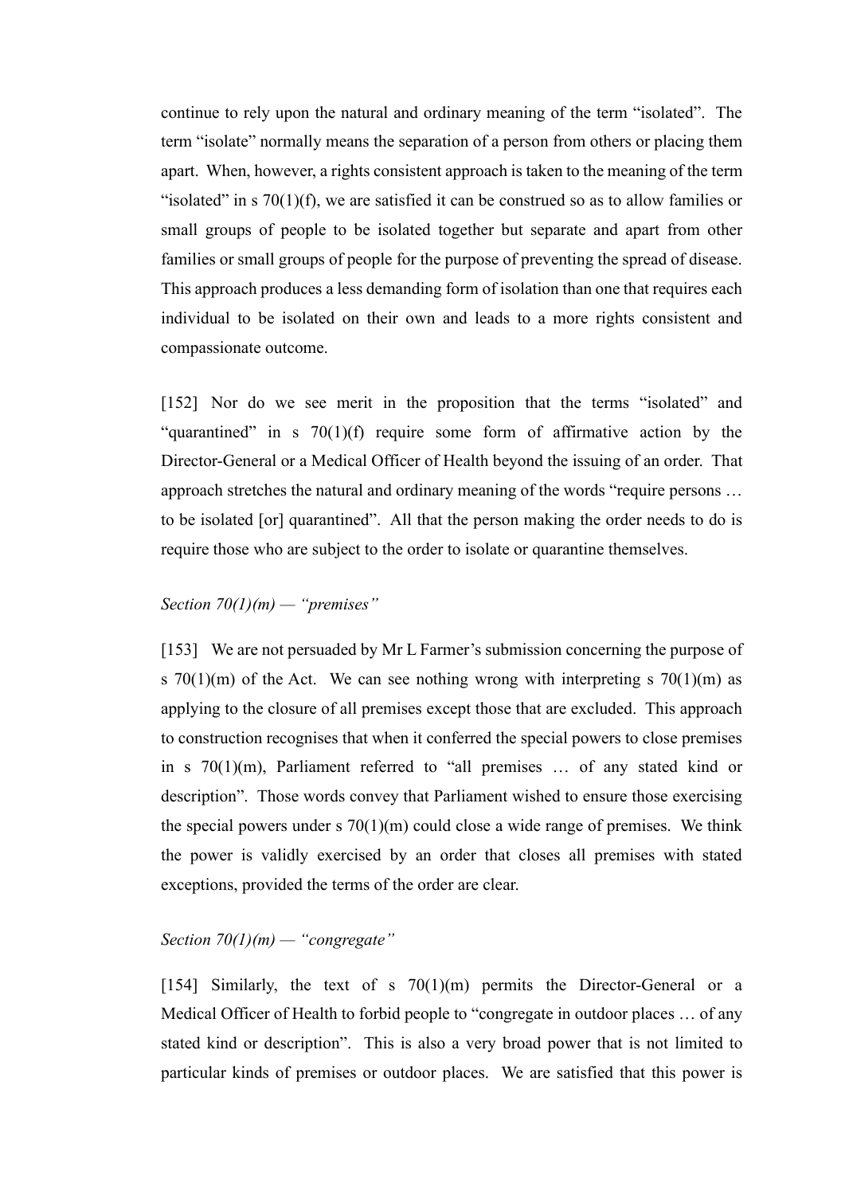continue to rely upon the natural and ordinary meaning of the term "isolated". The term "isolate" normally means the separation of a person from others or placing them apart. When, however, a rights consistent approach is taken to the meaning of the term "isolated" in s 70(1)(f), we are satisfied it can be construed so as to allow families or small groups of people to be isolated together but separate and apart from other families or small groups of people for the purpose of preventing the spread of disease. This approach produces a less demanding form of isolation than one that requires each individual to be isolated on their own and leads to a more rights consistent and compassionate outcome.

[152] Nor do we see merit in the proposition that the terms "isolated" and "quarantined" in s 70(1)(f) require some form of affirmative action by the Director-General or a Medical Officer of Health beyond the issuing of an order. That approach stretches the natural and ordinary meaning of the words "require persons … to be isolated [or] quarantined". All that the person making the order needs to do is require those who are subject to the order to isolate or quarantine themselves.

*Section 70(1)(m) — "premises"*

[153] We are not persuaded by Mr L Farmer's submission concerning the purpose of s 70(1)(m) of the Act. We can see nothing wrong with interpreting s 70(1)(m) as applying to the closure of all premises except those that are excluded. This approach to construction recognises that when it conferred the special powers to close premises in s 70(1)(m), Parliament referred to "all premises … of any stated kind or description". Those words convey that Parliament wished to ensure those exercising the special powers under s 70(1)(m) could close a wide range of premises. We think the power is validly exercised by an order that closes all premises with stated exceptions, provided the terms of the order are clear.

*Section 70(1)(m) — "congregate"*

[154] Similarly, the text of s 70(1)(m) permits the Director-General or a Medical Officer of Health to forbid people to "congregate in outdoor places … of any stated kind or description". This is also a very broad power that is not limited to particular kinds of premises or outdoor places. We are satisfied that this power is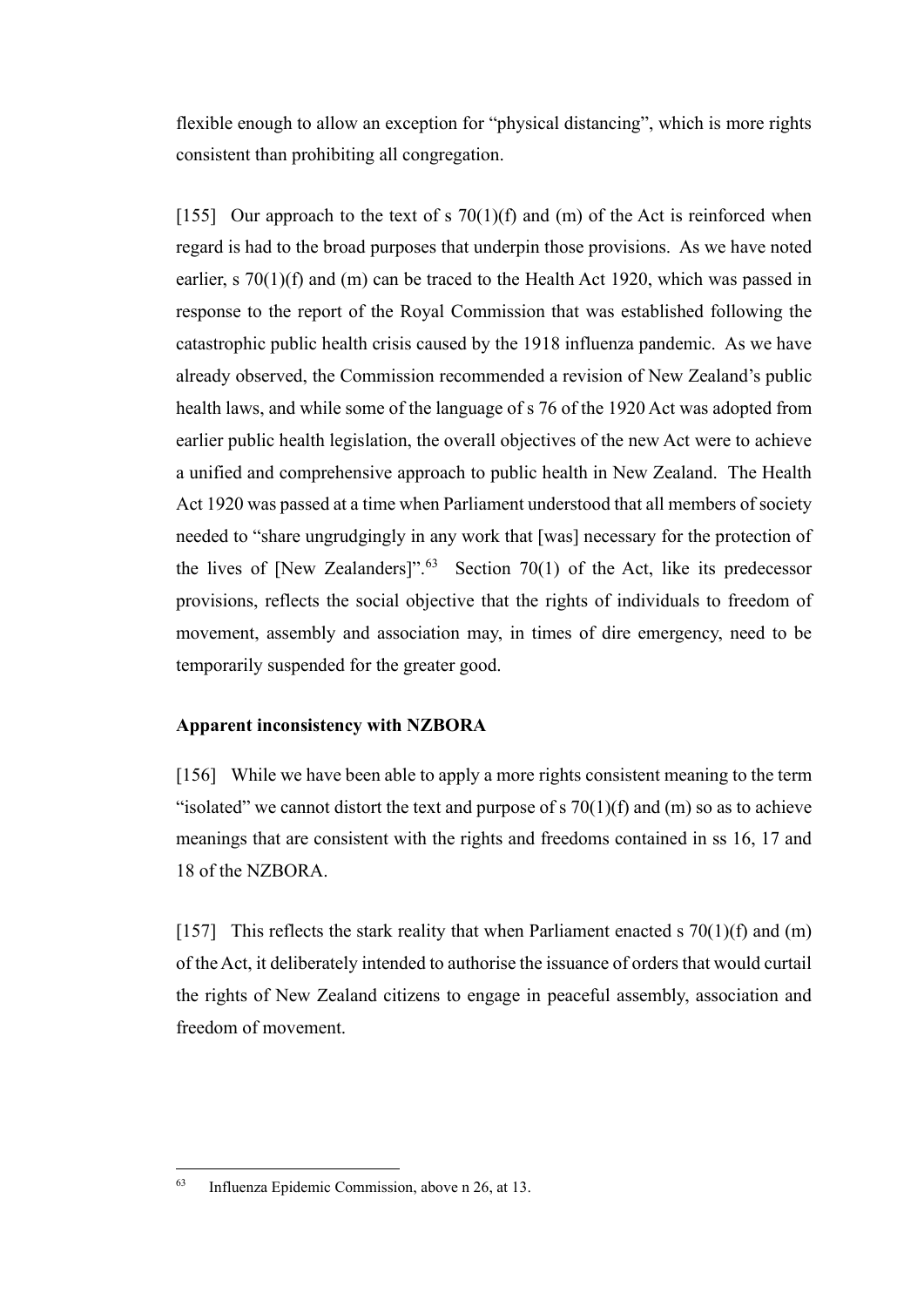flexible enough to allow an exception for "physical distancing", which is more rights consistent than prohibiting all congregation.

[155] Our approach to the text of s 70(1)(f) and (m) of the Act is reinforced when regard is had to the broad purposes that underpin those provisions. As we have noted earlier, s 70(1)(f) and (m) can be traced to the Health Act 1920, which was passed in response to the report of the Royal Commission that was established following the catastrophic public health crisis caused by the 1918 influenza pandemic. As we have already observed, the Commission recommended a revision of New Zealand's public health laws, and while some of the language of s 76 of the 1920 Act was adopted from earlier public health legislation, the overall objectives of the new Act were to achieve a unified and comprehensive approach to public health in New Zealand. The Health Act 1920 was passed at a time when Parliament understood that all members of society needed to "share ungrudgingly in any work that [was] necessary for the protection of the lives of [New Zealanders]".[63] Section 70(1) of the Act, like its predecessor provisions, reflects the social objective that the rights of individuals to freedom of movement, assembly and association may, in times of dire emergency, need to be temporarily suspended for the greater good.

**Apparent inconsistency with NZBORA**

[156] While we have been able to apply a more rights consistent meaning to the term "isolated" we cannot distort the text and purpose of s 70(1)(f) and (m) so as to achieve meanings that are consistent with the rights and freedoms contained in ss 16, 17 and 18 of the NZBORA.

[157] This reflects the stark reality that when Parliament enacted s 70(1)(f) and (m) of the Act, it deliberately intended to authorise the issuance of orders that would curtail the rights of New Zealand citizens to engage in peaceful assembly, association and freedom of movement.

[63] Influenza Epidemic Commission, above n 26, at 13.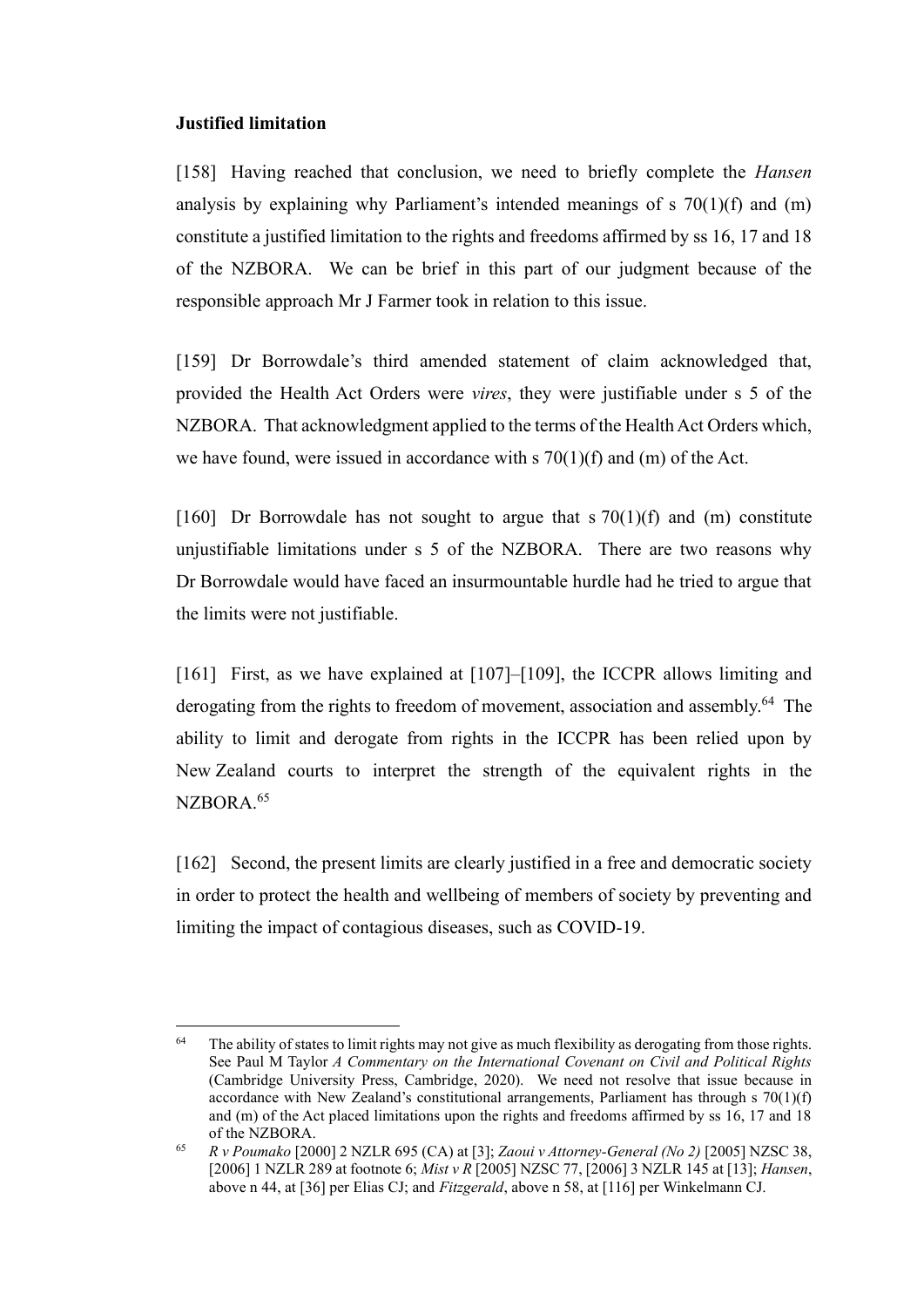**Justified limitation**

[158] Having reached that conclusion, we need to briefly complete the *Hansen* analysis by explaining why Parliament's intended meanings of s 70(1)(f) and (m) constitute a justified limitation to the rights and freedoms affirmed by ss 16, 17 and 18 of the NZBORA. We can be brief in this part of our judgment because of the responsible approach Mr J Farmer took in relation to this issue.

[159] Dr Borrowdale's third amended statement of claim acknowledged that, provided the Health Act Orders were *vires*, they were justifiable under s 5 of the NZBORA. That acknowledgment applied to the terms of the Health Act Orders which, we have found, were issued in accordance with s 70(1)(f) and (m) of the Act.

[160] Dr Borrowdale has not sought to argue that s 70(1)(f) and (m) constitute unjustifiable limitations under s 5 of the NZBORA. There are two reasons why Dr Borrowdale would have faced an insurmountable hurdle had he tried to argue that the limits were not justifiable.

[161] First, as we have explained at [107]–[109], the ICCPR allows limiting and derogating from the rights to freedom of movement, association and assembly.[64] The ability to limit and derogate from rights in the ICCPR has been relied upon by New Zealand courts to interpret the strength of the equivalent rights in the NZBORA.[65]

[162] Second, the present limits are clearly justified in a free and democratic society in order to protect the health and wellbeing of members of society by preventing and limiting the impact of contagious diseases, such as COVID-19.

---

[64] The ability of states to limit rights may not give as much flexibility as derogating from those rights. See Paul M Taylor *A Commentary on the International Covenant on Civil and Political Rights* (Cambridge University Press, Cambridge, 2020). We need not resolve that issue because in accordance with New Zealand's constitutional arrangements, Parliament has through s 70(1)(f) and (m) of the Act placed limitations upon the rights and freedoms affirmed by ss 16, 17 and 18 of the NZBORA.

[65] *R v Poumako* [2000] 2 NZLR 695 (CA) at [3]; *Zaoui v Attorney-General (No 2)* [2005] NZSC 38, [2006] 1 NZLR 289 at footnote 6; *Mist v R* [2005] NZSC 77, [2006] 3 NZLR 145 at [13]; *Hansen*, above n 44, at [36] per Elias CJ; and *Fitzgerald*, above n 58, at [116] per Winkelmann CJ.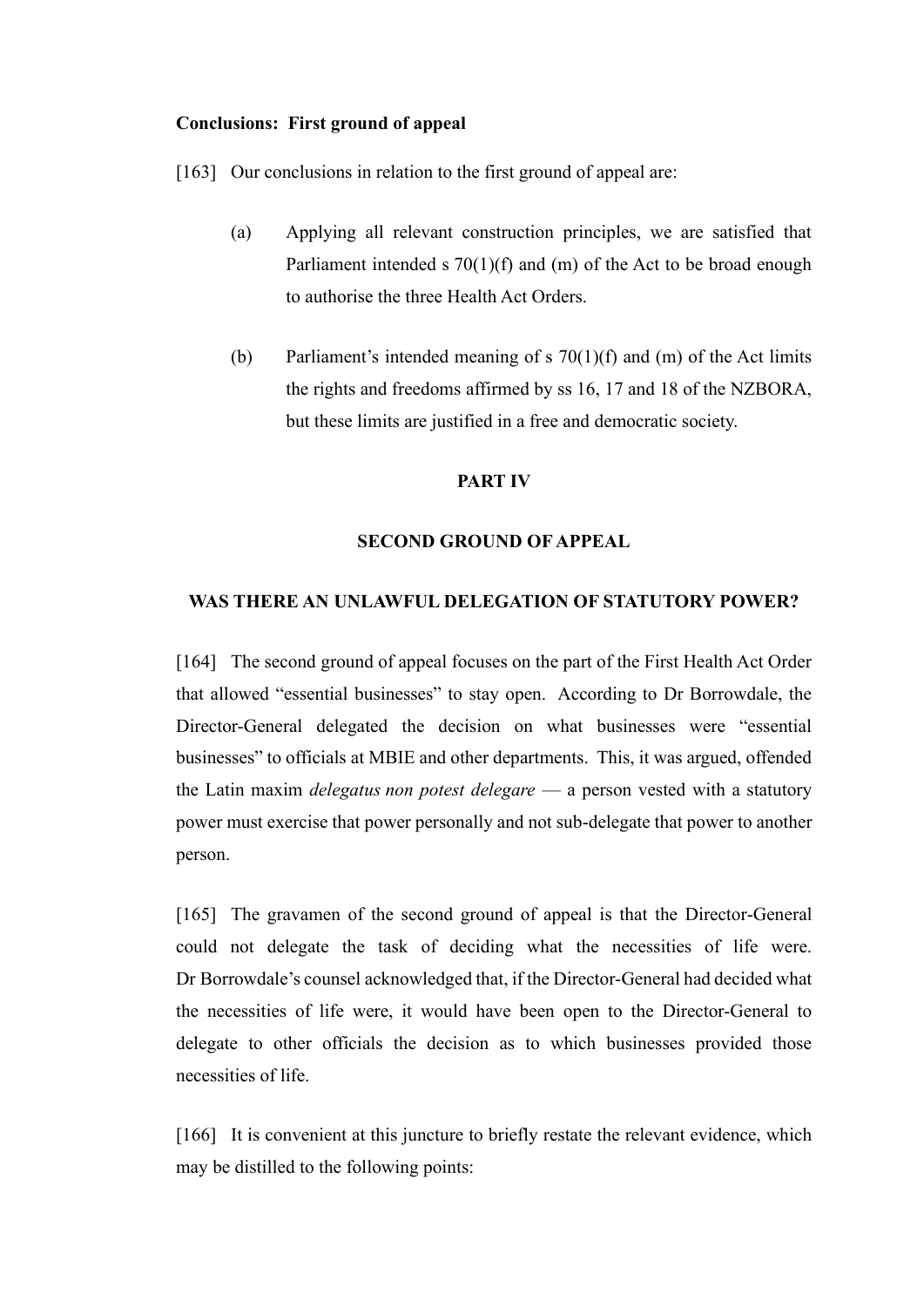**Conclusions: First ground of appeal**

[163] Our conclusions in relation to the first ground of appeal are:

(a) Applying all relevant construction principles, we are satisfied that Parliament intended s 70(1)(f) and (m) of the Act to be broad enough to authorise the three Health Act Orders.

(b) Parliament's intended meaning of s 70(1)(f) and (m) of the Act limits the rights and freedoms affirmed by ss 16, 17 and 18 of the NZBORA, but these limits are justified in a free and democratic society.

## PART IV

## SECOND GROUND OF APPEAL

### WAS THERE AN UNLAWFUL DELEGATION OF STATUTORY POWER?

[164] The second ground of appeal focuses on the part of the First Health Act Order that allowed "essential businesses" to stay open. According to Dr Borrowdale, the Director-General delegated the decision on what businesses were "essential businesses" to officials at MBIE and other departments. This, it was argued, offended the Latin maxim *delegatus non potest delegare* — a person vested with a statutory power must exercise that power personally and not sub-delegate that power to another person.

[165] The gravamen of the second ground of appeal is that the Director-General could not delegate the task of deciding what the necessities of life were. Dr Borrowdale's counsel acknowledged that, if the Director-General had decided what the necessities of life were, it would have been open to the Director-General to delegate to other officials the decision as to which businesses provided those necessities of life.

[166] It is convenient at this juncture to briefly restate the relevant evidence, which may be distilled to the following points: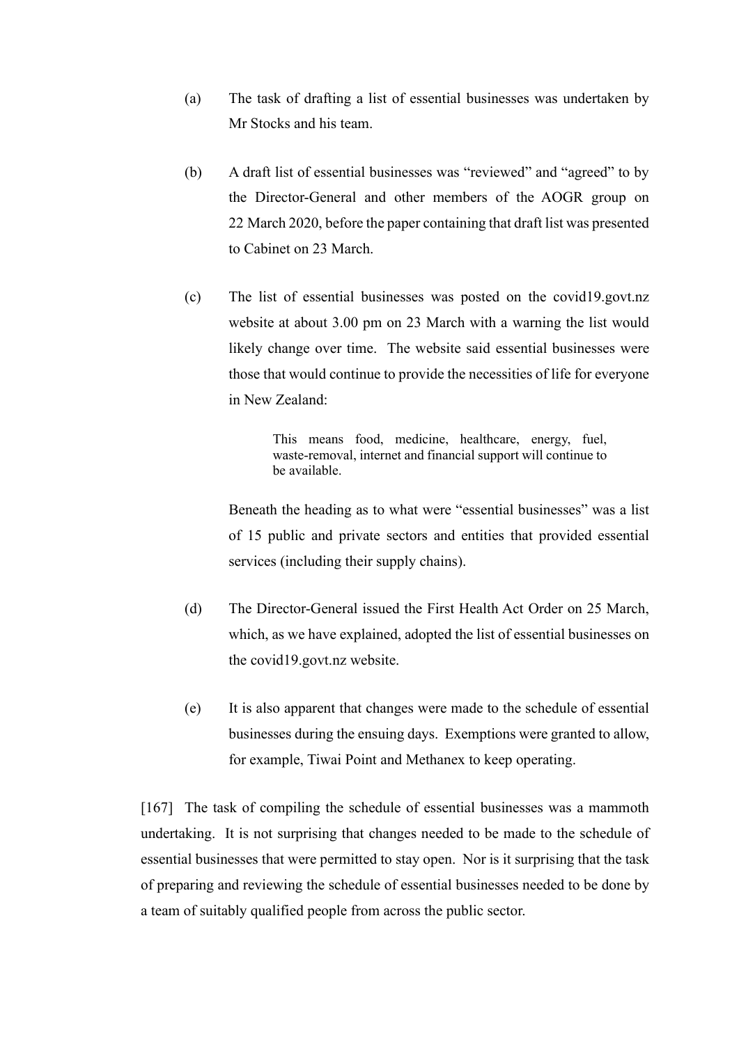(a) The task of drafting a list of essential businesses was undertaken by Mr Stocks and his team.

(b) A draft list of essential businesses was "reviewed" and "agreed" to by the Director-General and other members of the AOGR group on 22 March 2020, before the paper containing that draft list was presented to Cabinet on 23 March.

(c) The list of essential businesses was posted on the covid19.govt.nz website at about 3.00 pm on 23 March with a warning the list would likely change over time. The website said essential businesses were those that would continue to provide the necessities of life for everyone in New Zealand:

> This means food, medicine, healthcare, energy, fuel, waste-removal, internet and financial support will continue to be available.

Beneath the heading as to what were "essential businesses" was a list of 15 public and private sectors and entities that provided essential services (including their supply chains).

(d) The Director-General issued the First Health Act Order on 25 March, which, as we have explained, adopted the list of essential businesses on the covid19.govt.nz website.

(e) It is also apparent that changes were made to the schedule of essential businesses during the ensuing days. Exemptions were granted to allow, for example, Tiwai Point and Methanex to keep operating.

[167] The task of compiling the schedule of essential businesses was a mammoth undertaking. It is not surprising that changes needed to be made to the schedule of essential businesses that were permitted to stay open. Nor is it surprising that the task of preparing and reviewing the schedule of essential businesses needed to be done by a team of suitably qualified people from across the public sector.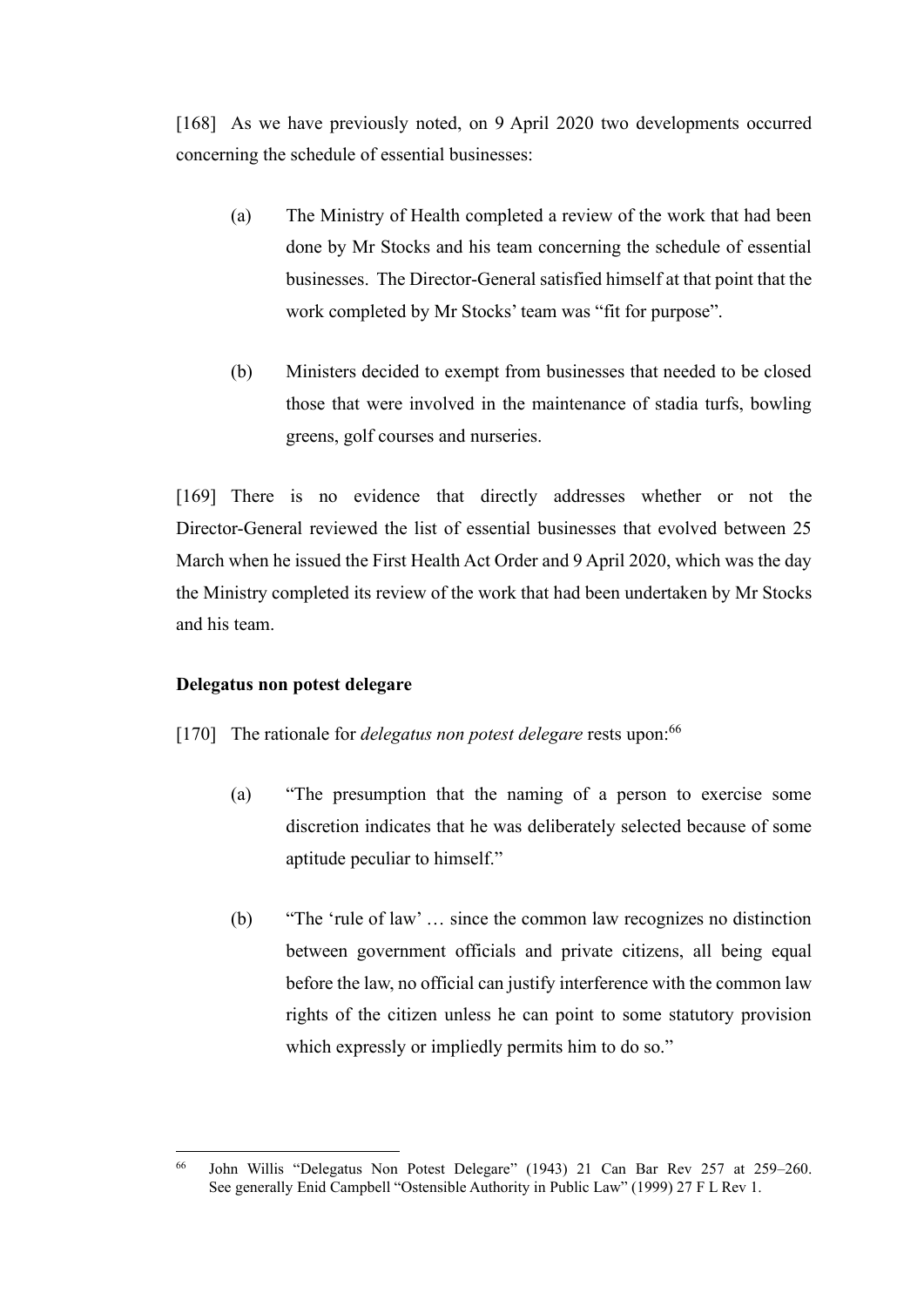[168] As we have previously noted, on 9 April 2020 two developments occurred concerning the schedule of essential businesses:

(a) The Ministry of Health completed a review of the work that had been done by Mr Stocks and his team concerning the schedule of essential businesses. The Director-General satisfied himself at that point that the work completed by Mr Stocks' team was "fit for purpose".

(b) Ministers decided to exempt from businesses that needed to be closed those that were involved in the maintenance of stadia turfs, bowling greens, golf courses and nurseries.

[169] There is no evidence that directly addresses whether or not the Director-General reviewed the list of essential businesses that evolved between 25 March when he issued the First Health Act Order and 9 April 2020, which was the day the Ministry completed its review of the work that had been undertaken by Mr Stocks and his team.

### Delegatus non potest delegare

[170] The rationale for *delegatus non potest delegare* rests upon:[66]

(a) "The presumption that the naming of a person to exercise some discretion indicates that he was deliberately selected because of some aptitude peculiar to himself."

(b) "The 'rule of law' … since the common law recognizes no distinction between government officials and private citizens, all being equal before the law, no official can justify interference with the common law rights of the citizen unless he can point to some statutory provision which expressly or impliedly permits him to do so."

---

[66] John Willis "Delegatus Non Potest Delegare" (1943) 21 Can Bar Rev 257 at 259–260. See generally Enid Campbell "Ostensible Authority in Public Law" (1999) 27 F L Rev 1.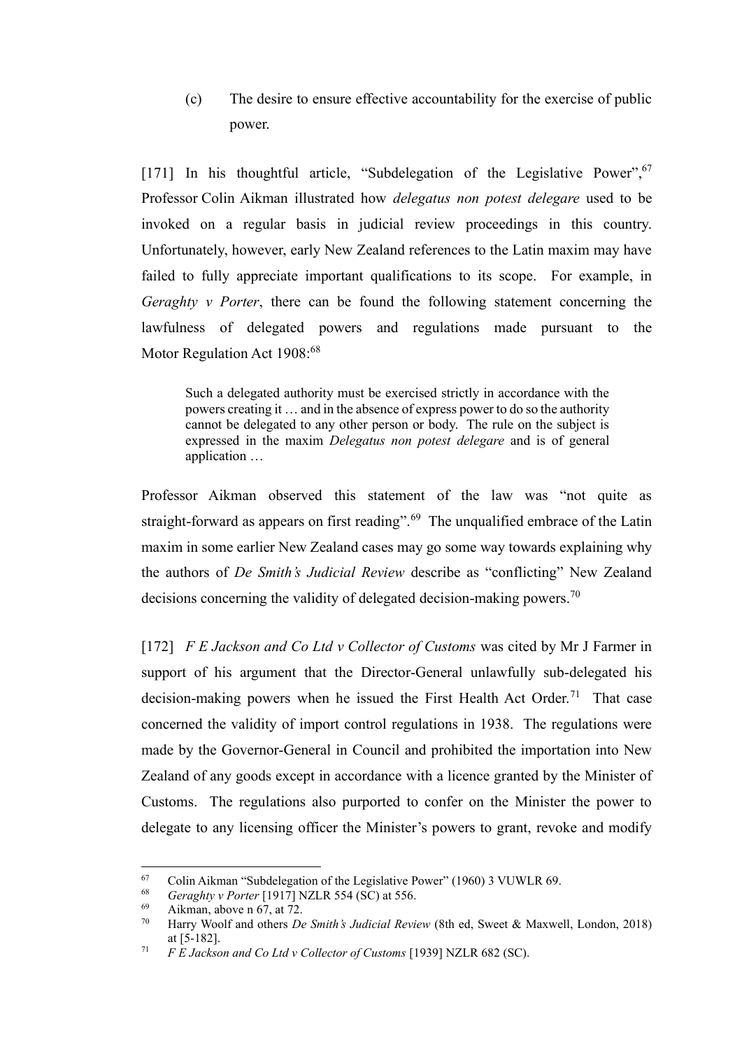(c) The desire to ensure effective accountability for the exercise of public power.

[171] In his thoughtful article, "Subdelegation of the Legislative Power",[67] Professor Colin Aikman illustrated how *delegatus non potest delegare* used to be invoked on a regular basis in judicial review proceedings in this country. Unfortunately, however, early New Zealand references to the Latin maxim may have failed to fully appreciate important qualifications to its scope. For example, in *Geraghty v Porter*, there can be found the following statement concerning the lawfulness of delegated powers and regulations made pursuant to the Motor Regulation Act 1908:[68]

> Such a delegated authority must be exercised strictly in accordance with the powers creating it … and in the absence of express power to do so the authority cannot be delegated to any other person or body. The rule on the subject is expressed in the maxim *Delegatus non potest delegare* and is of general application …

Professor Aikman observed this statement of the law was "not quite as straight-forward as appears on first reading".[69] The unqualified embrace of the Latin maxim in some earlier New Zealand cases may go some way towards explaining why the authors of *De Smith's Judicial Review* describe as "conflicting" New Zealand decisions concerning the validity of delegated decision-making powers.[70]

[172] *F E Jackson and Co Ltd v Collector of Customs* was cited by Mr J Farmer in support of his argument that the Director-General unlawfully sub-delegated his decision-making powers when he issued the First Health Act Order.[71] That case concerned the validity of import control regulations in 1938. The regulations were made by the Governor-General in Council and prohibited the importation into New Zealand of any goods except in accordance with a licence granted by the Minister of Customs. The regulations also purported to confer on the Minister the power to delegate to any licensing officer the Minister's powers to grant, revoke and modify

---

[67] Colin Aikman "Subdelegation of the Legislative Power" (1960) 3 VUWLR 69.

[68] *Geraghty v Porter* [1917] NZLR 554 (SC) at 556.

[69] Aikman, above n 67, at 72.

[70] Harry Woolf and others *De Smith's Judicial Review* (8th ed, Sweet & Maxwell, London, 2018) at [5-182].

[71] *F E Jackson and Co Ltd v Collector of Customs* [1939] NZLR 682 (SC).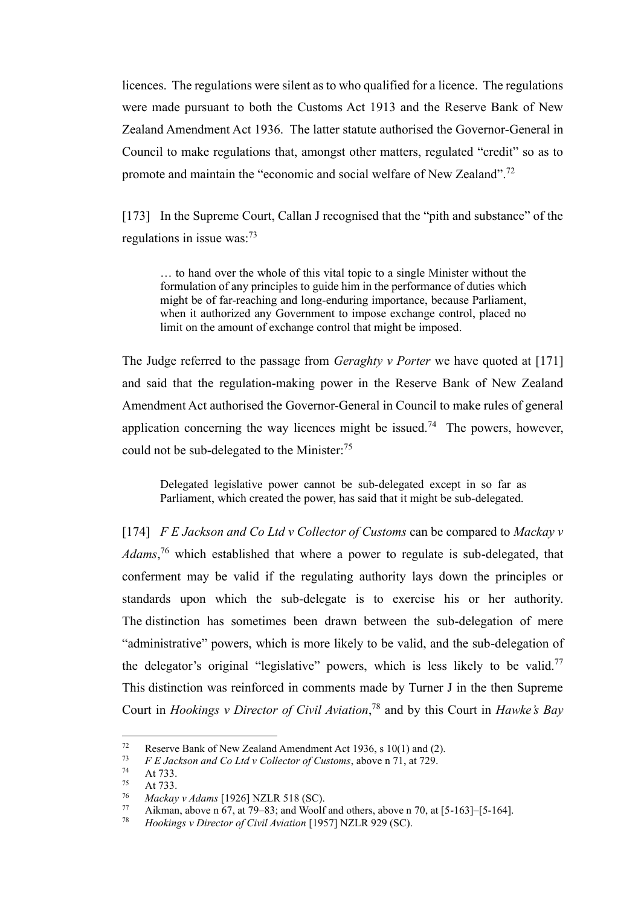licences. The regulations were silent as to who qualified for a licence. The regulations were made pursuant to both the Customs Act 1913 and the Reserve Bank of New Zealand Amendment Act 1936. The latter statute authorised the Governor-General in Council to make regulations that, amongst other matters, regulated "credit" so as to promote and maintain the "economic and social welfare of New Zealand".[72]

[173] In the Supreme Court, Callan J recognised that the "pith and substance" of the regulations in issue was:[73]

> … to hand over the whole of this vital topic to a single Minister without the formulation of any principles to guide him in the performance of duties which might be of far-reaching and long-enduring importance, because Parliament, when it authorized any Government to impose exchange control, placed no limit on the amount of exchange control that might be imposed.

The Judge referred to the passage from *Geraghty v Porter* we have quoted at [171] and said that the regulation-making power in the Reserve Bank of New Zealand Amendment Act authorised the Governor-General in Council to make rules of general application concerning the way licences might be issued.[74] The powers, however, could not be sub-delegated to the Minister:[75]

> Delegated legislative power cannot be sub-delegated except in so far as Parliament, which created the power, has said that it might be sub-delegated.

[174] *F E Jackson and Co Ltd v Collector of Customs* can be compared to *Mackay v Adams*,[76] which established that where a power to regulate is sub-delegated, that conferment may be valid if the regulating authority lays down the principles or standards upon which the sub-delegate is to exercise his or her authority. The distinction has sometimes been drawn between the sub-delegation of mere "administrative" powers, which is more likely to be valid, and the sub-delegation of the delegator's original "legislative" powers, which is less likely to be valid.[77] This distinction was reinforced in comments made by Turner J in the then Supreme Court in *Hookings v Director of Civil Aviation*,[78] and by this Court in *Hawke's Bay*

---

[72] Reserve Bank of New Zealand Amendment Act 1936, s 10(1) and (2).

[73] *F E Jackson and Co Ltd v Collector of Customs*, above n 71, at 729.

[74] At 733.

[75] At 733.

[76] *Mackay v Adams* [1926] NZLR 518 (SC).

[77] Aikman, above n 67, at 79–83; and Woolf and others, above n 70, at [5-163]–[5-164].

[78] *Hookings v Director of Civil Aviation* [1957] NZLR 929 (SC).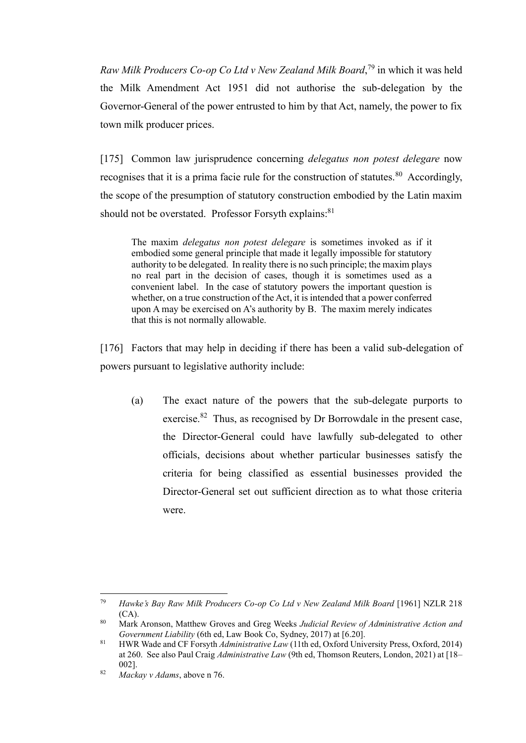*Raw Milk Producers Co-op Co Ltd v New Zealand Milk Board*,[79] in which it was held the Milk Amendment Act 1951 did not authorise the sub-delegation by the Governor-General of the power entrusted to him by that Act, namely, the power to fix town milk producer prices.

[175] Common law jurisprudence concerning *delegatus non potest delegare* now recognises that it is a prima facie rule for the construction of statutes.[80] Accordingly, the scope of the presumption of statutory construction embodied by the Latin maxim should not be overstated. Professor Forsyth explains:[81]

> The maxim *delegatus non potest delegare* is sometimes invoked as if it embodied some general principle that made it legally impossible for statutory authority to be delegated. In reality there is no such principle; the maxim plays no real part in the decision of cases, though it is sometimes used as a convenient label. In the case of statutory powers the important question is whether, on a true construction of the Act, it is intended that a power conferred upon A may be exercised on A's authority by B. The maxim merely indicates that this is not normally allowable.

[176] Factors that may help in deciding if there has been a valid sub-delegation of powers pursuant to legislative authority include:

(a) The exact nature of the powers that the sub-delegate purports to exercise.[82] Thus, as recognised by Dr Borrowdale in the present case, the Director-General could have lawfully sub-delegated to other officials, decisions about whether particular businesses satisfy the criteria for being classified as essential businesses provided the Director-General set out sufficient direction as to what those criteria were.

---

[79] *Hawke's Bay Raw Milk Producers Co-op Co Ltd v New Zealand Milk Board* [1961] NZLR 218 (CA).

[80] Mark Aronson, Matthew Groves and Greg Weeks *Judicial Review of Administrative Action and Government Liability* (6th ed, Law Book Co, Sydney, 2017) at [6.20].

[81] HWR Wade and CF Forsyth *Administrative Law* (11th ed, Oxford University Press, Oxford, 2014) at 260. See also Paul Craig *Administrative Law* (9th ed, Thomson Reuters, London, 2021) at [18–002].

[82] *Mackay v Adams*, above n 76.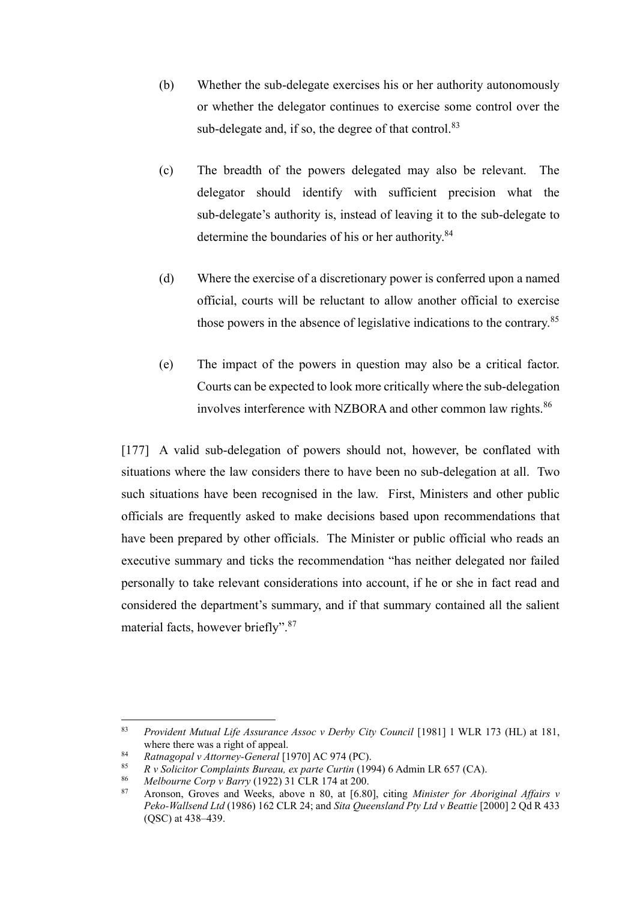(b) Whether the sub-delegate exercises his or her authority autonomously or whether the delegator continues to exercise some control over the sub-delegate and, if so, the degree of that control.[83]

(c) The breadth of the powers delegated may also be relevant. The delegator should identify with sufficient precision what the sub-delegate's authority is, instead of leaving it to the sub-delegate to determine the boundaries of his or her authority.[84]

(d) Where the exercise of a discretionary power is conferred upon a named official, courts will be reluctant to allow another official to exercise those powers in the absence of legislative indications to the contrary.[85]

(e) The impact of the powers in question may also be a critical factor. Courts can be expected to look more critically where the sub-delegation involves interference with NZBORA and other common law rights.[86]

[177] A valid sub-delegation of powers should not, however, be conflated with situations where the law considers there to have been no sub-delegation at all. Two such situations have been recognised in the law. First, Ministers and other public officials are frequently asked to make decisions based upon recommendations that have been prepared by other officials. The Minister or public official who reads an executive summary and ticks the recommendation "has neither delegated nor failed personally to take relevant considerations into account, if he or she in fact read and considered the department's summary, and if that summary contained all the salient material facts, however briefly".[87]

---

[83] *Provident Mutual Life Assurance Assoc v Derby City Council* [1981] 1 WLR 173 (HL) at 181, where there was a right of appeal.

[84] *Ratnagopal v Attorney-General* [1970] AC 974 (PC).

[85] *R v Solicitor Complaints Bureau, ex parte Curtin* (1994) 6 Admin LR 657 (CA).

[86] *Melbourne Corp v Barry* (1922) 31 CLR 174 at 200.

[87] Aronson, Groves and Weeks, above n 80, at [6.80], citing *Minister for Aboriginal Affairs v Peko-Wallsend Ltd* (1986) 162 CLR 24; and *Sita Queensland Pty Ltd v Beattie* [2000] 2 Qd R 433 (QSC) at 438–439.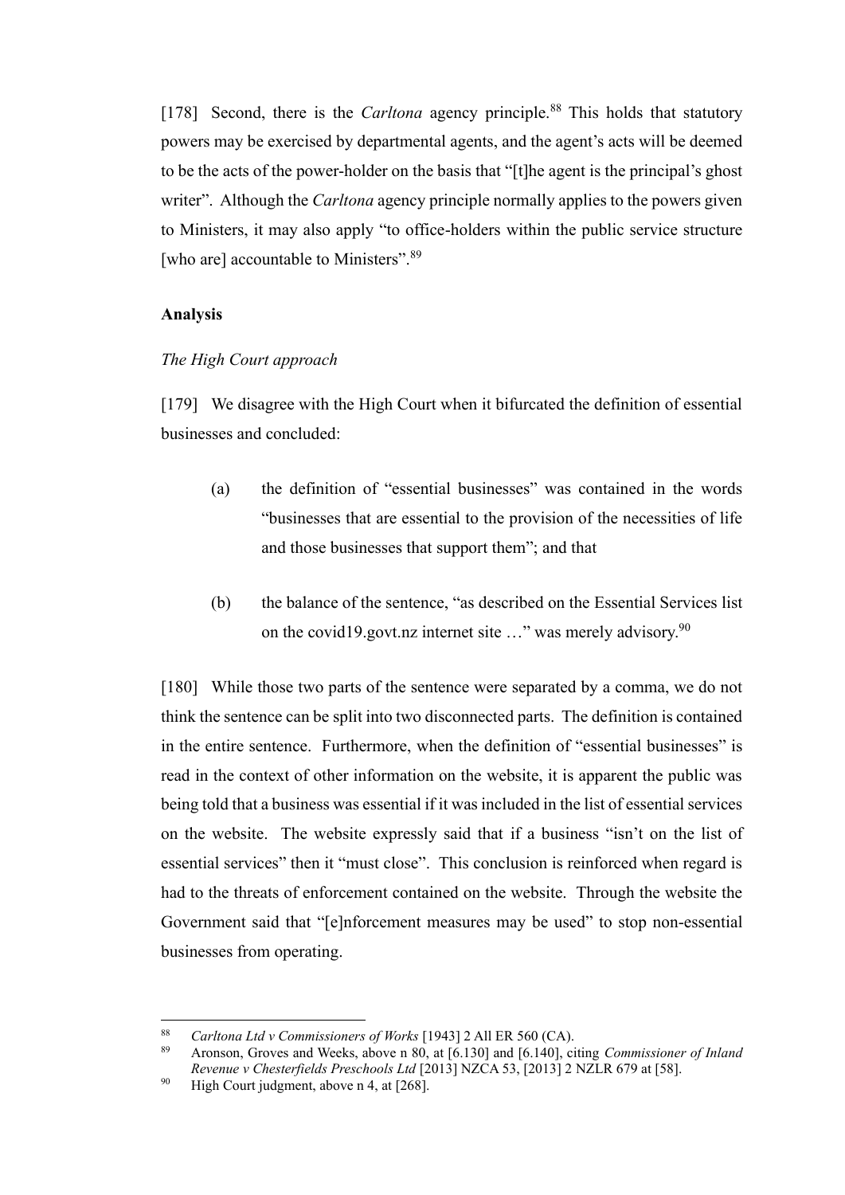[178] Second, there is the *Carltona* agency principle.[88] This holds that statutory powers may be exercised by departmental agents, and the agent's acts will be deemed to be the acts of the power-holder on the basis that "[t]he agent is the principal's ghost writer". Although the *Carltona* agency principle normally applies to the powers given to Ministers, it may also apply "to office-holders within the public service structure [who are] accountable to Ministers".[89]

**Analysis**

*The High Court approach*

[179] We disagree with the High Court when it bifurcated the definition of essential businesses and concluded:

> (a) the definition of "essential businesses" was contained in the words "businesses that are essential to the provision of the necessities of life and those businesses that support them"; and that
>
> (b) the balance of the sentence, "as described on the Essential Services list on the covid19.govt.nz internet site …" was merely advisory.[90]

[180] While those two parts of the sentence were separated by a comma, we do not think the sentence can be split into two disconnected parts. The definition is contained in the entire sentence. Furthermore, when the definition of "essential businesses" is read in the context of other information on the website, it is apparent the public was being told that a business was essential if it was included in the list of essential services on the website. The website expressly said that if a business "isn't on the list of essential services" then it "must close". This conclusion is reinforced when regard is had to the threats of enforcement contained on the website. Through the website the Government said that "[e]nforcement measures may be used" to stop non-essential businesses from operating.

---

[88] *Carltona Ltd v Commissioners of Works* [1943] 2 All ER 560 (CA).

[89] Aronson, Groves and Weeks, above n 80, at [6.130] and [6.140], citing *Commissioner of Inland Revenue v Chesterfields Preschools Ltd* [2013] NZCA 53, [2013] 2 NZLR 679 at [58].

[90] High Court judgment, above n 4, at [268].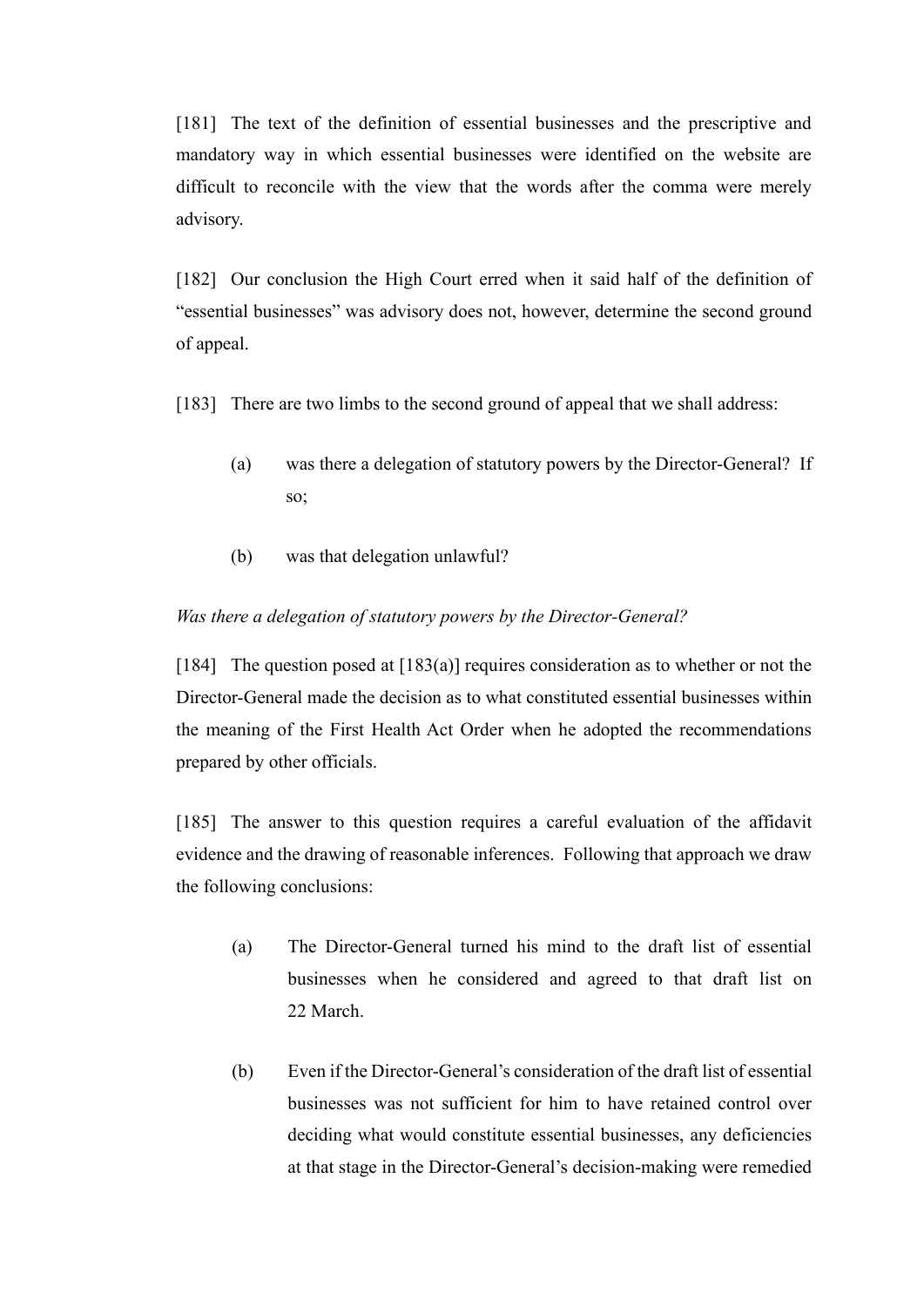[181] The text of the definition of essential businesses and the prescriptive and mandatory way in which essential businesses were identified on the website are difficult to reconcile with the view that the words after the comma were merely advisory.

[182] Our conclusion the High Court erred when it said half of the definition of "essential businesses" was advisory does not, however, determine the second ground of appeal.

[183] There are two limbs to the second ground of appeal that we shall address:

(a) was there a delegation of statutory powers by the Director-General? If so;

(b) was that delegation unlawful?

*Was there a delegation of statutory powers by the Director-General?*

[184] The question posed at [183(a)] requires consideration as to whether or not the Director-General made the decision as to what constituted essential businesses within the meaning of the First Health Act Order when he adopted the recommendations prepared by other officials.

[185] The answer to this question requires a careful evaluation of the affidavit evidence and the drawing of reasonable inferences. Following that approach we draw the following conclusions:

(a) The Director-General turned his mind to the draft list of essential businesses when he considered and agreed to that draft list on 22 March.

(b) Even if the Director-General's consideration of the draft list of essential businesses was not sufficient for him to have retained control over deciding what would constitute essential businesses, any deficiencies at that stage in the Director-General's decision-making were remedied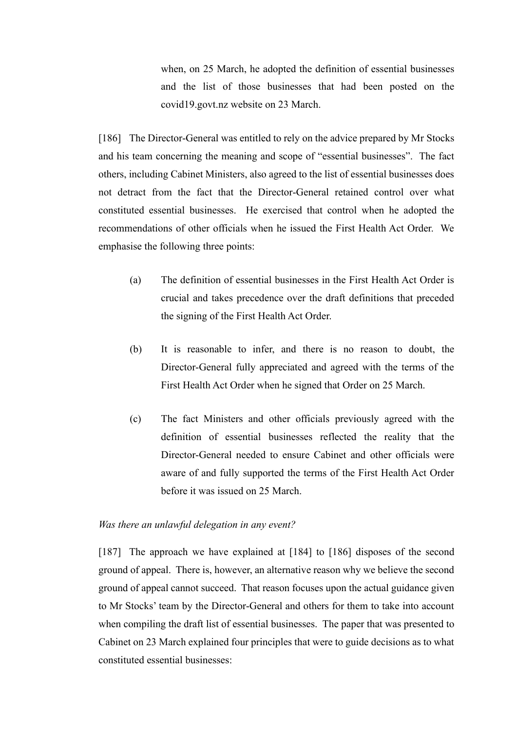when, on 25 March, he adopted the definition of essential businesses and the list of those businesses that had been posted on the covid19.govt.nz website on 23 March.

[186] The Director-General was entitled to rely on the advice prepared by Mr Stocks and his team concerning the meaning and scope of "essential businesses". The fact others, including Cabinet Ministers, also agreed to the list of essential businesses does not detract from the fact that the Director-General retained control over what constituted essential businesses. He exercised that control when he adopted the recommendations of other officials when he issued the First Health Act Order. We emphasise the following three points:

(a) The definition of essential businesses in the First Health Act Order is crucial and takes precedence over the draft definitions that preceded the signing of the First Health Act Order.

(b) It is reasonable to infer, and there is no reason to doubt, the Director-General fully appreciated and agreed with the terms of the First Health Act Order when he signed that Order on 25 March.

(c) The fact Ministers and other officials previously agreed with the definition of essential businesses reflected the reality that the Director-General needed to ensure Cabinet and other officials were aware of and fully supported the terms of the First Health Act Order before it was issued on 25 March.

*Was there an unlawful delegation in any event?*

[187] The approach we have explained at [184] to [186] disposes of the second ground of appeal. There is, however, an alternative reason why we believe the second ground of appeal cannot succeed. That reason focuses upon the actual guidance given to Mr Stocks' team by the Director-General and others for them to take into account when compiling the draft list of essential businesses. The paper that was presented to Cabinet on 23 March explained four principles that were to guide decisions as to what constituted essential businesses: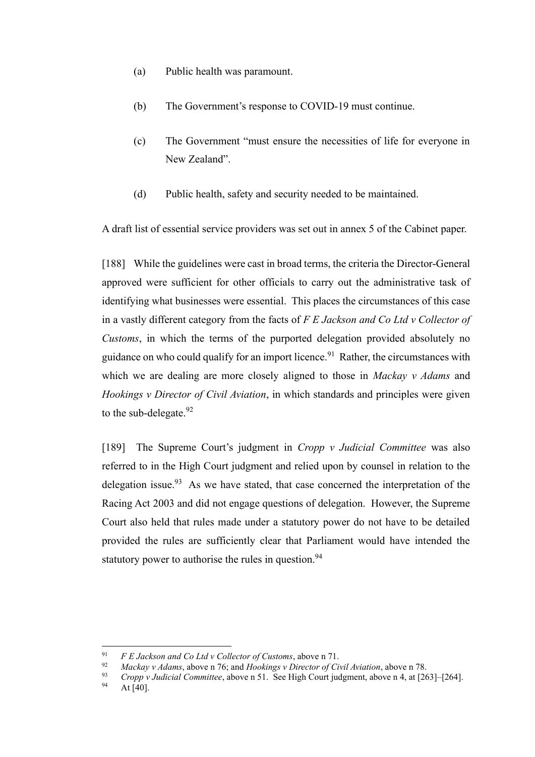(a) Public health was paramount.

(b) The Government's response to COVID-19 must continue.

(c) The Government "must ensure the necessities of life for everyone in New Zealand".

(d) Public health, safety and security needed to be maintained.

A draft list of essential service providers was set out in annex 5 of the Cabinet paper.

[188] While the guidelines were cast in broad terms, the criteria the Director-General approved were sufficient for other officials to carry out the administrative task of identifying what businesses were essential. This places the circumstances of this case in a vastly different category from the facts of *F E Jackson and Co Ltd v Collector of Customs*, in which the terms of the purported delegation provided absolutely no guidance on who could qualify for an import licence.[91] Rather, the circumstances with which we are dealing are more closely aligned to those in *Mackay v Adams* and *Hookings v Director of Civil Aviation*, in which standards and principles were given to the sub-delegate.[92]

[189] The Supreme Court's judgment in *Cropp v Judicial Committee* was also referred to in the High Court judgment and relied upon by counsel in relation to the delegation issue.[93] As we have stated, that case concerned the interpretation of the Racing Act 2003 and did not engage questions of delegation. However, the Supreme Court also held that rules made under a statutory power do not have to be detailed provided the rules are sufficiently clear that Parliament would have intended the statutory power to authorise the rules in question.[94]

---

[91] *F E Jackson and Co Ltd v Collector of Customs*, above n 71.

[92] *Mackay v Adams*, above n 76; and *Hookings v Director of Civil Aviation*, above n 78.

[93] *Cropp v Judicial Committee*, above n 51. See High Court judgment, above n 4, at [263]–[264].

[94] At [40].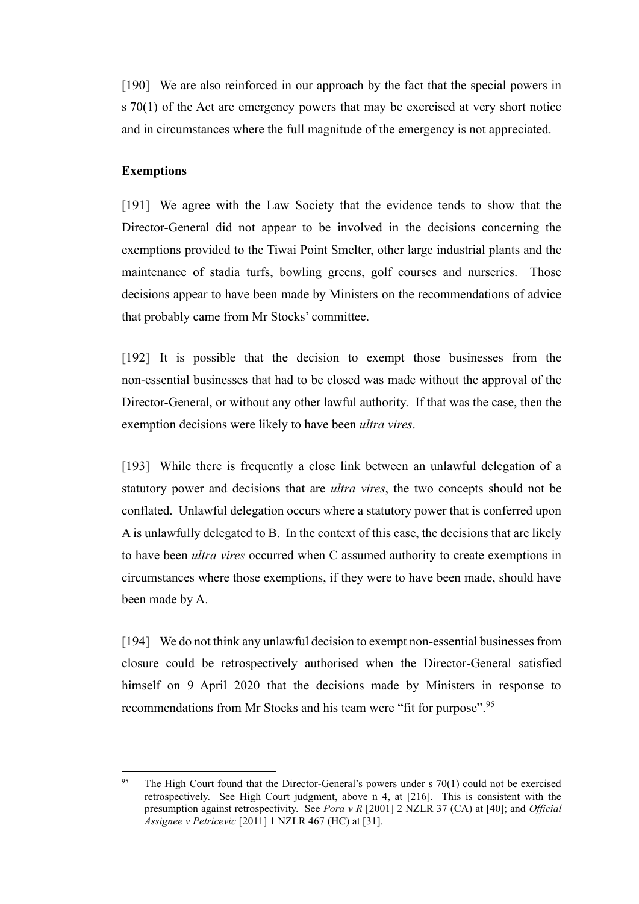[190] We are also reinforced in our approach by the fact that the special powers in s 70(1) of the Act are emergency powers that may be exercised at very short notice and in circumstances where the full magnitude of the emergency is not appreciated.

**Exemptions**

[191] We agree with the Law Society that the evidence tends to show that the Director-General did not appear to be involved in the decisions concerning the exemptions provided to the Tiwai Point Smelter, other large industrial plants and the maintenance of stadia turfs, bowling greens, golf courses and nurseries. Those decisions appear to have been made by Ministers on the recommendations of advice that probably came from Mr Stocks' committee.

[192] It is possible that the decision to exempt those businesses from the non-essential businesses that had to be closed was made without the approval of the Director-General, or without any other lawful authority. If that was the case, then the exemption decisions were likely to have been *ultra vires*.

[193] While there is frequently a close link between an unlawful delegation of a statutory power and decisions that are *ultra vires*, the two concepts should not be conflated. Unlawful delegation occurs where a statutory power that is conferred upon A is unlawfully delegated to B. In the context of this case, the decisions that are likely to have been *ultra vires* occurred when C assumed authority to create exemptions in circumstances where those exemptions, if they were to have been made, should have been made by A.

[194] We do not think any unlawful decision to exempt non-essential businesses from closure could be retrospectively authorised when the Director-General satisfied himself on 9 April 2020 that the decisions made by Ministers in response to recommendations from Mr Stocks and his team were "fit for purpose".[95]

---

[95] The High Court found that the Director-General's powers under s 70(1) could not be exercised retrospectively. See High Court judgment, above n 4, at [216]. This is consistent with the presumption against retrospectivity. See *Pora v R* [2001] 2 NZLR 37 (CA) at [40]; and *Official Assignee v Petricevic* [2011] 1 NZLR 467 (HC) at [31].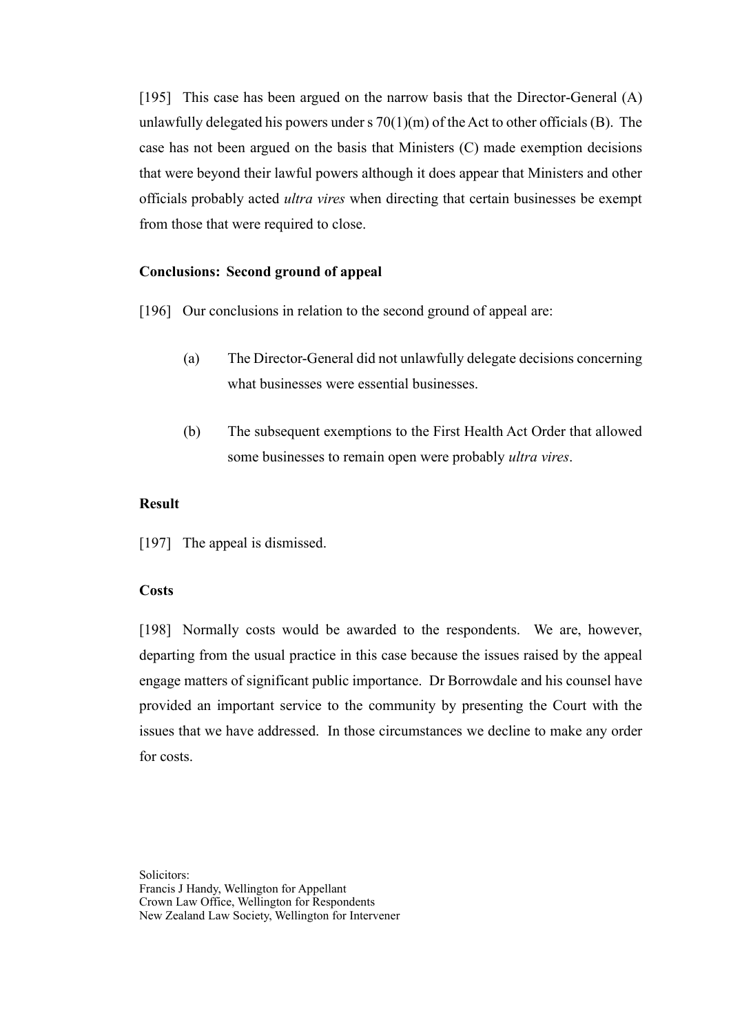[195] This case has been argued on the narrow basis that the Director-General (A) unlawfully delegated his powers under s 70(1)(m) of the Act to other officials (B). The case has not been argued on the basis that Ministers (C) made exemption decisions that were beyond their lawful powers although it does appear that Ministers and other officials probably acted *ultra vires* when directing that certain businesses be exempt from those that were required to close.

### Conclusions: Second ground of appeal

[196] Our conclusions in relation to the second ground of appeal are:

(a) The Director-General did not unlawfully delegate decisions concerning what businesses were essential businesses.

(b) The subsequent exemptions to the First Health Act Order that allowed some businesses to remain open were probably *ultra vires*.

### Result

[197] The appeal is dismissed.

### Costs

[198] Normally costs would be awarded to the respondents. We are, however, departing from the usual practice in this case because the issues raised by the appeal engage matters of significant public importance. Dr Borrowdale and his counsel have provided an important service to the community by presenting the Court with the issues that we have addressed. In those circumstances we decline to make any order for costs.

Solicitors:
Francis J Handy, Wellington for Appellant
Crown Law Office, Wellington for Respondents
New Zealand Law Society, Wellington for Intervener